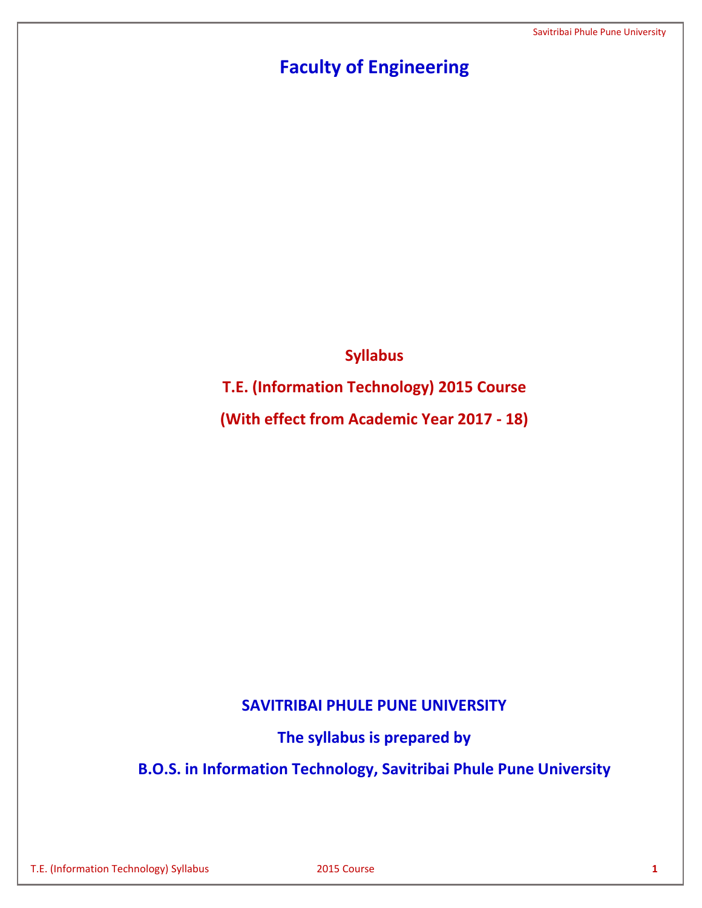# Faculty of Engineering

## Syllabus

## T.E. (Information Technology) 2015 Course

## (With effect from Academic Year 2017 - 18)

**SAVITRIBAI PHULE PUNE UNIVERSITY**

**The syllabus is prepared by**

**B.O.S. in Information Technology, Savitribai Phule Pune University**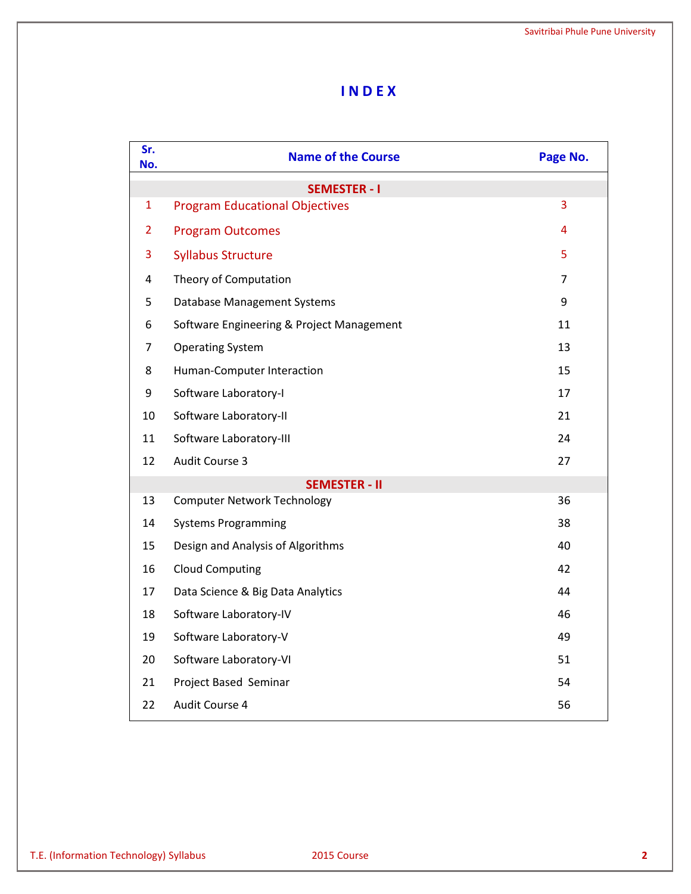# INDEX

| Sr. No. | Name of the Course | Page No. |
|---|---|---|
| | **SEMESTER - I** | |
| 1 | Program Educational Objectives | 3 |
| 2 | Program Outcomes | 4 |
| 3 | Syllabus Structure | 5 |
| 4 | Theory of Computation | 7 |
| 5 | Database Management Systems | 9 |
| 6 | Software Engineering & Project Management | 11 |
| 7 | Operating System | 13 |
| 8 | Human-Computer Interaction | 15 |
| 9 | Software Laboratory-I | 17 |
| 10 | Software Laboratory-II | 21 |
| 11 | Software Laboratory-III | 24 |
| 12 | Audit Course 3 | 27 |
| | **SEMESTER - II** | |
| 13 | Computer Network Technology | 36 |
| 14 | Systems Programming | 38 |
| 15 | Design and Analysis of Algorithms | 40 |
| 16 | Cloud Computing | 42 |
| 17 | Data Science & Big Data Analytics | 44 |
| 18 | Software Laboratory-IV | 46 |
| 19 | Software Laboratory-V | 49 |
| 20 | Software Laboratory-VI | 51 |
| 21 | Project Based Seminar | 54 |
| 22 | Audit Course 4 | 56 |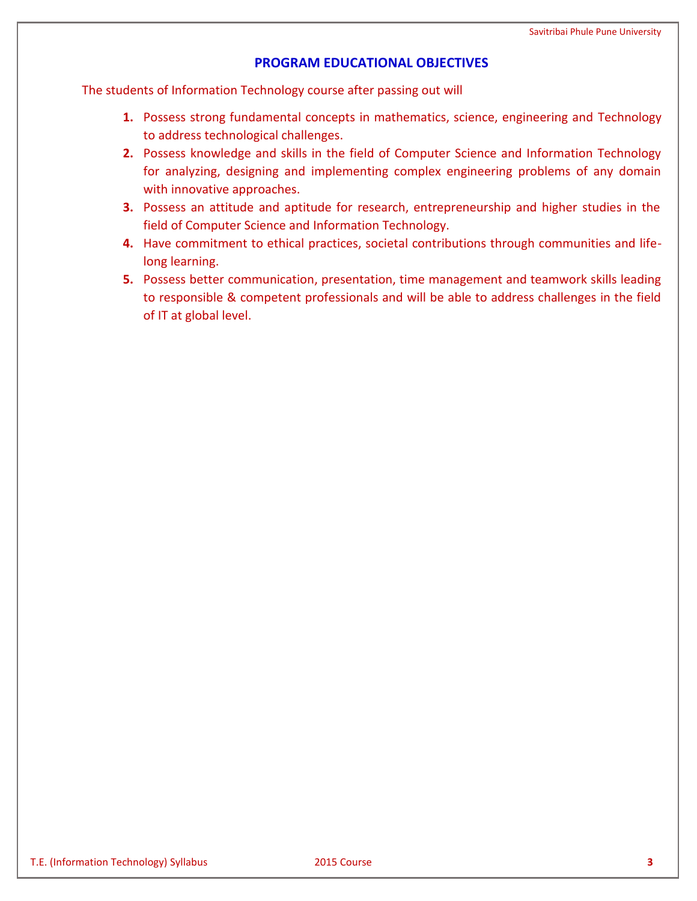## PROGRAM EDUCATIONAL OBJECTIVES

The students of Information Technology course after passing out will

1. Possess strong fundamental concepts in mathematics, science, engineering and Technology to address technological challenges.
2. Possess knowledge and skills in the field of Computer Science and Information Technology for analyzing, designing and implementing complex engineering problems of any domain with innovative approaches.
3. Possess an attitude and aptitude for research, entrepreneurship and higher studies in the field of Computer Science and Information Technology.
4. Have commitment to ethical practices, societal contributions through communities and life-long learning.
5. Possess better communication, presentation, time management and teamwork skills leading to responsible & competent professionals and will be able to address challenges in the field of IT at global level.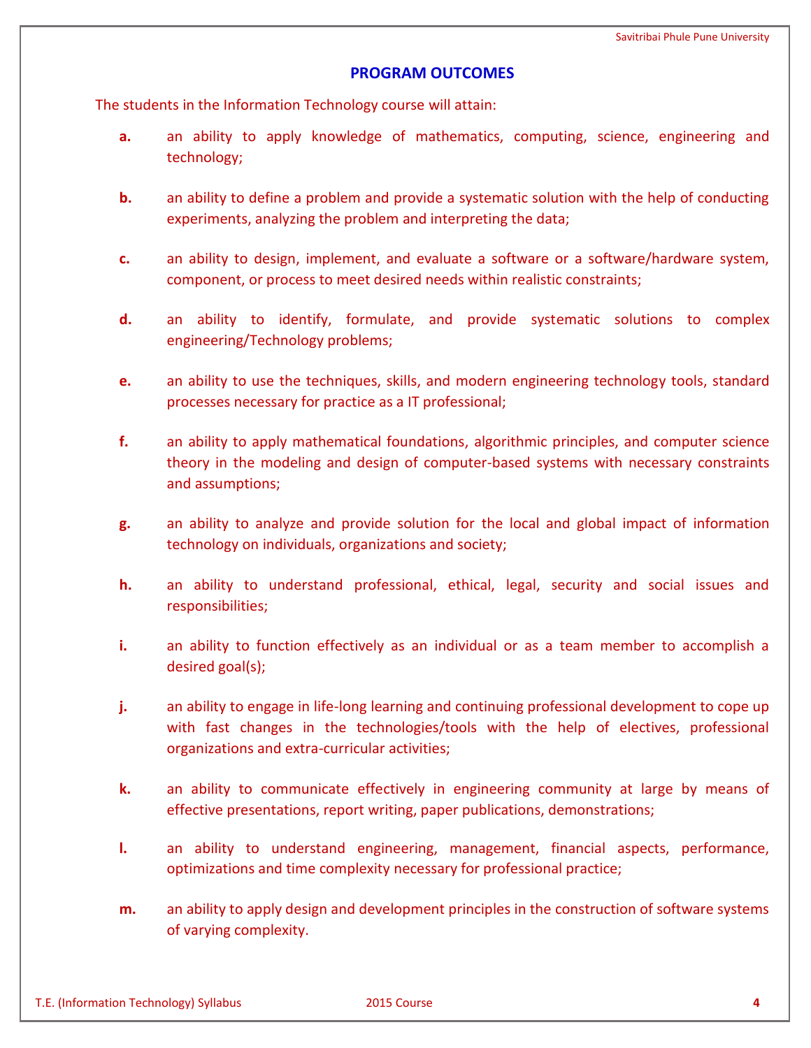## PROGRAM OUTCOMES

The students in the Information Technology course will attain:

**a.** an ability to apply knowledge of mathematics, computing, science, engineering and technology;

**b.** an ability to define a problem and provide a systematic solution with the help of conducting experiments, analyzing the problem and interpreting the data;

**c.** an ability to design, implement, and evaluate a software or a software/hardware system, component, or process to meet desired needs within realistic constraints;

**d.** an ability to identify, formulate, and provide systematic solutions to complex engineering/Technology problems;

**e.** an ability to use the techniques, skills, and modern engineering technology tools, standard processes necessary for practice as a IT professional;

**f.** an ability to apply mathematical foundations, algorithmic principles, and computer science theory in the modeling and design of computer-based systems with necessary constraints and assumptions;

**g.** an ability to analyze and provide solution for the local and global impact of information technology on individuals, organizations and society;

**h.** an ability to understand professional, ethical, legal, security and social issues and responsibilities;

**i.** an ability to function effectively as an individual or as a team member to accomplish a desired goal(s);

**j.** an ability to engage in life-long learning and continuing professional development to cope up with fast changes in the technologies/tools with the help of electives, professional organizations and extra-curricular activities;

**k.** an ability to communicate effectively in engineering community at large by means of effective presentations, report writing, paper publications, demonstrations;

**l.** an ability to understand engineering, management, financial aspects, performance, optimizations and time complexity necessary for professional practice;

**m.** an ability to apply design and development principles in the construction of software systems of varying complexity.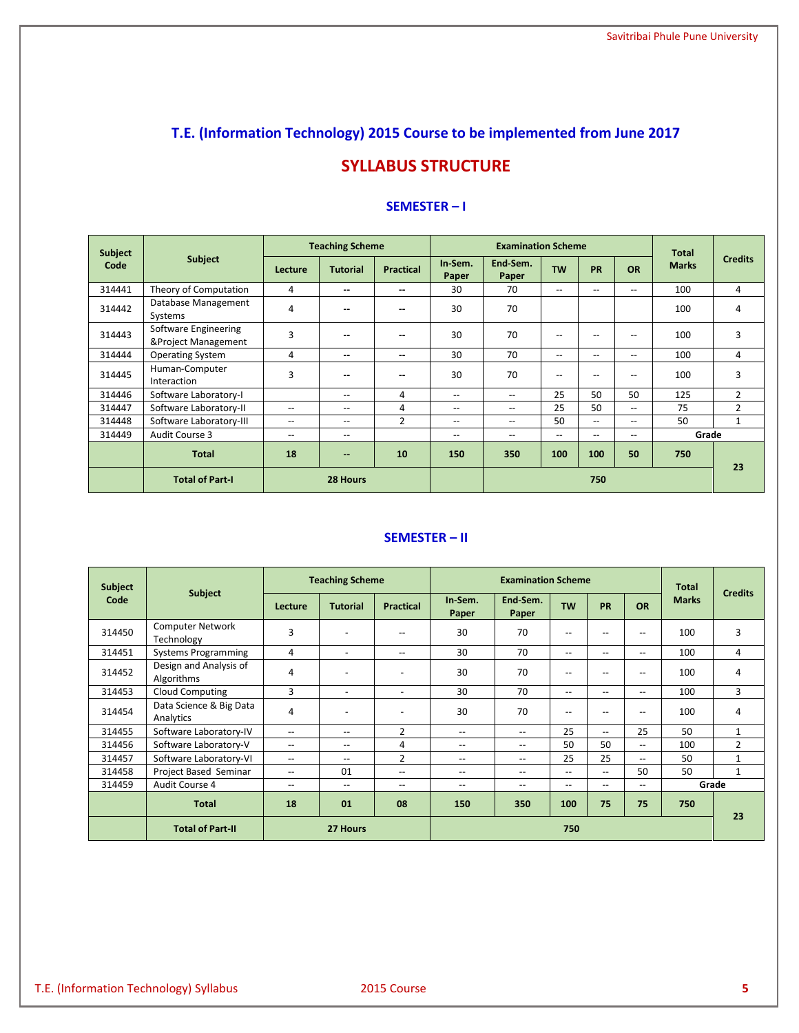## T.E. (Information Technology) 2015 Course to be implemented from June 2017

# SYLLABUS STRUCTURE

### SEMESTER – I

| Subject Code | Subject | Teaching Scheme | | | Examination Scheme | | | | | Total Marks | Credits |
|---|---|---|---|---|---|---|---|---|---|---|---|
| | | Lecture | Tutorial | Practical | In-Sem. Paper | End-Sem. Paper | TW | PR | OR | | |
| 314441 | Theory of Computation | 4 | -- | -- | 30 | 70 | -- | -- | -- | 100 | 4 |
| 314442 | Database Management Systems | 4 | -- | -- | 30 | 70 | | | | 100 | 4 |
| 314443 | Software Engineering &Project Management | 3 | -- | -- | 30 | 70 | -- | -- | -- | 100 | 3 |
| 314444 | Operating System | 4 | -- | -- | 30 | 70 | -- | -- | -- | 100 | 4 |
| 314445 | Human-Computer Interaction | 3 | -- | -- | 30 | 70 | -- | -- | -- | 100 | 3 |
| 314446 | Software Laboratory-I | | -- | 4 | -- | -- | 25 | 50 | 50 | 125 | 2 |
| 314447 | Software Laboratory-II | -- | -- | 4 | -- | -- | 25 | 50 | -- | 75 | 2 |
| 314448 | Software Laboratory-III | -- | -- | 2 | -- | -- | 50 | -- | -- | 50 | 1 |
| 314449 | Audit Course 3 | -- | -- | | -- | -- | -- | -- | -- | Grade | |
| | **Total** | **18** | **--** | **10** | **150** | **350** | **100** | **100** | **50** | **750** | **23** |
| | **Total of Part-I** | **28 Hours** | | | | **750** | | | | | |

### SEMESTER – II

| Subject Code | Subject | Teaching Scheme | | | Examination Scheme | | | | | Total Marks | Credits |
|---|---|---|---|---|---|---|---|---|---|---|---|
| | | Lecture | Tutorial | Practical | In-Sem. Paper | End-Sem. Paper | TW | PR | OR | | |
| 314450 | Computer Network Technology | 3 | - | -- | 30 | 70 | -- | -- | -- | 100 | 3 |
| 314451 | Systems Programming | 4 | - | -- | 30 | 70 | -- | -- | -- | 100 | 4 |
| 314452 | Design and Analysis of Algorithms | 4 | - | - | 30 | 70 | -- | -- | -- | 100 | 4 |
| 314453 | Cloud Computing | 3 | - | - | 30 | 70 | -- | -- | -- | 100 | 3 |
| 314454 | Data Science & Big Data Analytics | 4 | - | - | 30 | 70 | -- | -- | -- | 100 | 4 |
| 314455 | Software Laboratory-IV | -- | -- | 2 | -- | -- | 25 | -- | 25 | 50 | 1 |
| 314456 | Software Laboratory-V | -- | -- | 4 | -- | -- | 50 | 50 | -- | 100 | 2 |
| 314457 | Software Laboratory-VI | -- | -- | 2 | -- | -- | 25 | 25 | -- | 50 | 1 |
| 314458 | Project Based Seminar | -- | 01 | -- | -- | -- | -- | -- | 50 | 50 | 1 |
| 314459 | Audit Course 4 | -- | -- | -- | -- | -- | -- | -- | -- | Grade | |
| | **Total** | **18** | **01** | **08** | **150** | **350** | **100** | **75** | **75** | **750** | **23** |
| | **Total of Part-II** | **27 Hours** | | | **750** | | | | | | |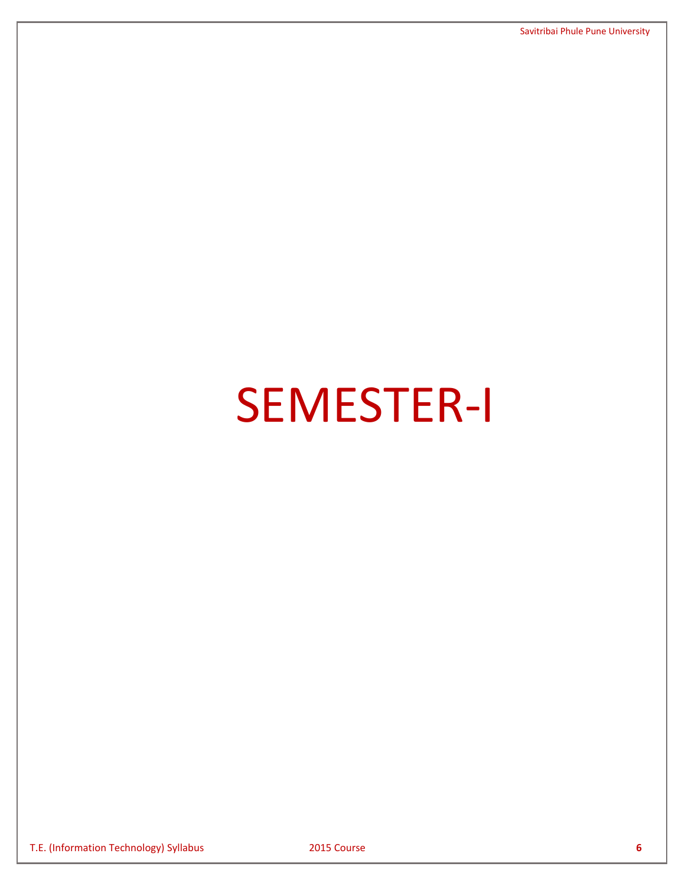# SEMESTER-I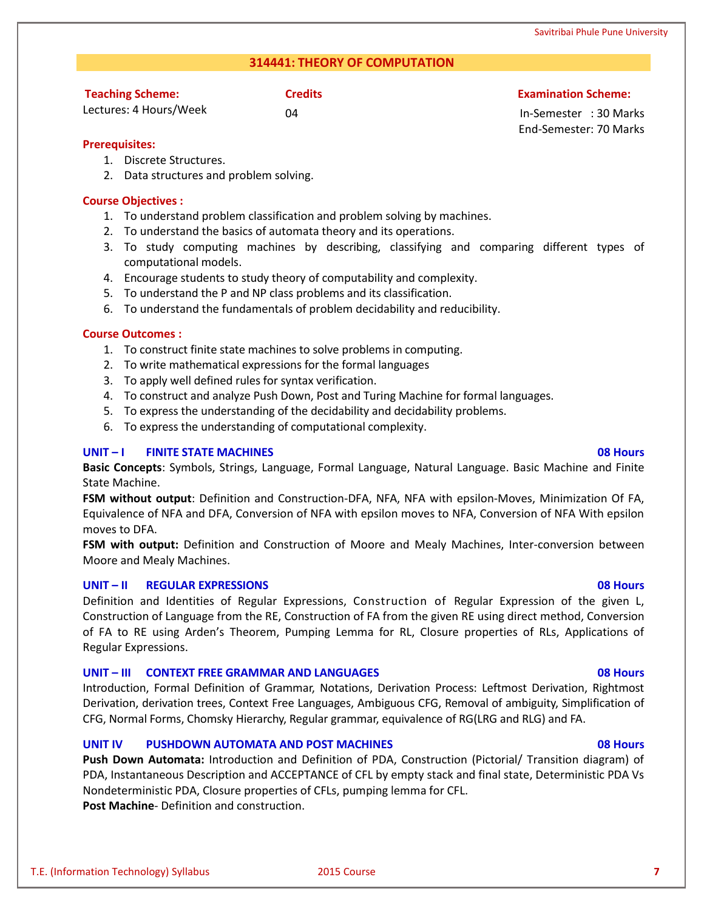# 314441: THEORY OF COMPUTATION

**Teaching Scheme:**
Lectures: 4 Hours/Week

**Credits**
04

**Examination Scheme:**
In-Semester : 30 Marks
End-Semester: 70 Marks

**Prerequisites:**

1. Discrete Structures.
2. Data structures and problem solving.

**Course Objectives :**

1. To understand problem classification and problem solving by machines.
2. To understand the basics of automata theory and its operations.
3. To study computing machines by describing, classifying and comparing different types of computational models.
4. Encourage students to study theory of computability and complexity.
5. To understand the P and NP class problems and its classification.
6. To understand the fundamentals of problem decidability and reducibility.

**Course Outcomes :**

1. To construct finite state machines to solve problems in computing.
2. To write mathematical expressions for the formal languages
3. To apply well defined rules for syntax verification.
4. To construct and analyze Push Down, Post and Turing Machine for formal languages.
5. To express the understanding of the decidability and decidability problems.
6. To express the understanding of computational complexity.

## UNIT – I FINITE STATE MACHINES — 08 Hours

**Basic Concepts**: Symbols, Strings, Language, Formal Language, Natural Language. Basic Machine and Finite State Machine.

**FSM without output**: Definition and Construction-DFA, NFA, NFA with epsilon-Moves, Minimization Of FA, Equivalence of NFA and DFA, Conversion of NFA with epsilon moves to NFA, Conversion of NFA With epsilon moves to DFA.

**FSM with output:** Definition and Construction of Moore and Mealy Machines, Inter-conversion between Moore and Mealy Machines.

## UNIT – II REGULAR EXPRESSIONS — 08 Hours

Definition and Identities of Regular Expressions, Construction of Regular Expression of the given L, Construction of Language from the RE, Construction of FA from the given RE using direct method, Conversion of FA to RE using Arden's Theorem, Pumping Lemma for RL, Closure properties of RLs, Applications of Regular Expressions.

## UNIT – III CONTEXT FREE GRAMMAR AND LANGUAGES — 08 Hours

Introduction, Formal Definition of Grammar, Notations, Derivation Process: Leftmost Derivation, Rightmost Derivation, derivation trees, Context Free Languages, Ambiguous CFG, Removal of ambiguity, Simplification of CFG, Normal Forms, Chomsky Hierarchy, Regular grammar, equivalence of RG(LRG and RLG) and FA.

## UNIT IV PUSHDOWN AUTOMATA AND POST MACHINES — 08 Hours

**Push Down Automata:** Introduction and Definition of PDA, Construction (Pictorial/ Transition diagram) of PDA, Instantaneous Description and ACCEPTANCE of CFL by empty stack and final state, Deterministic PDA Vs Nondeterministic PDA, Closure properties of CFLs, pumping lemma for CFL.

**Post Machine**- Definition and construction.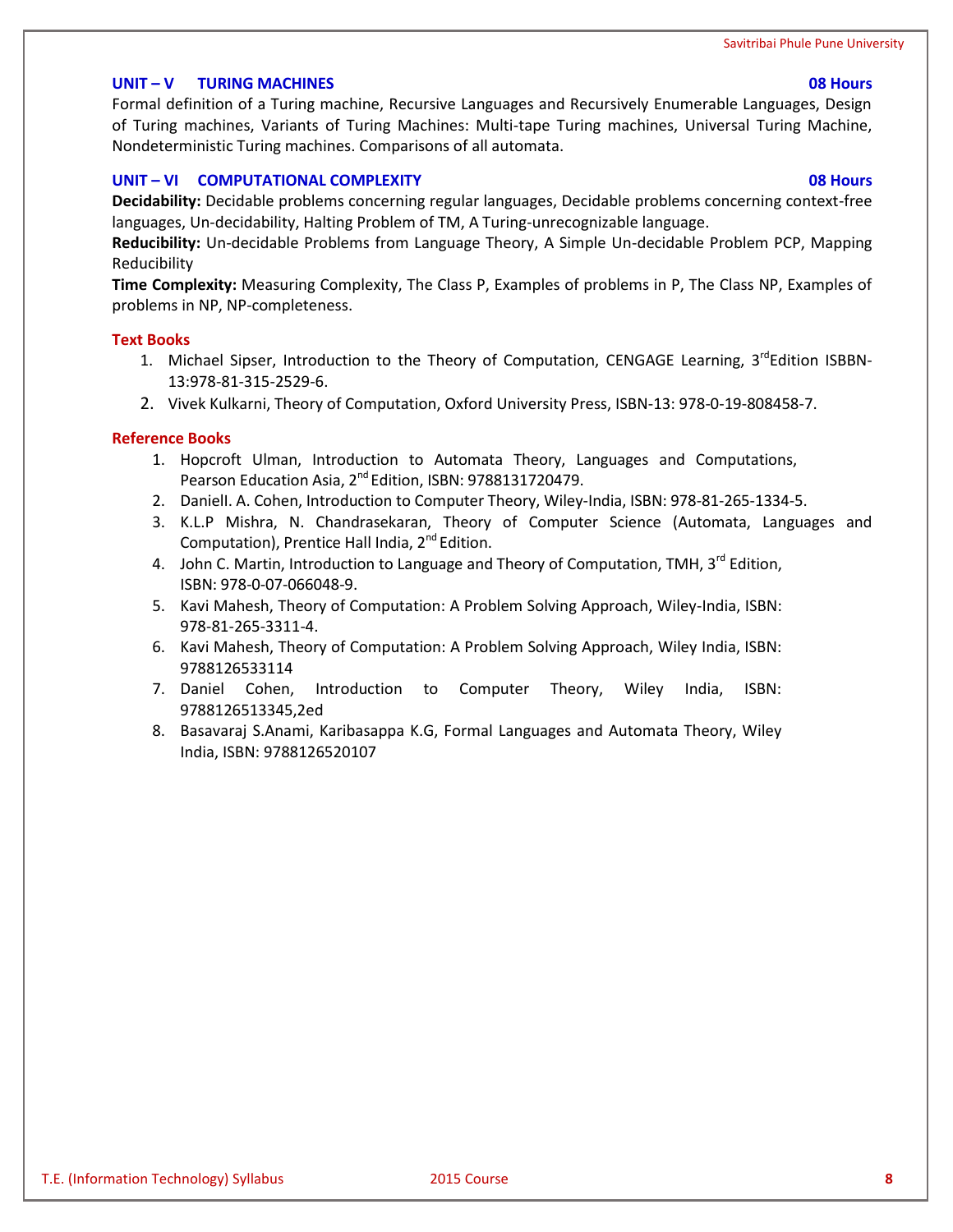## UNIT – V TURING MACHINES 08 Hours

Formal definition of a Turing machine, Recursive Languages and Recursively Enumerable Languages, Design of Turing machines, Variants of Turing Machines: Multi-tape Turing machines, Universal Turing Machine, Nondeterministic Turing machines. Comparisons of all automata.

## UNIT – VI COMPUTATIONAL COMPLEXITY 08 Hours

**Decidability:** Decidable problems concerning regular languages, Decidable problems concerning context-free languages, Un-decidability, Halting Problem of TM, A Turing-unrecognizable language.

**Reducibility:** Un-decidable Problems from Language Theory, A Simple Un-decidable Problem PCP, Mapping Reducibility

**Time Complexity:** Measuring Complexity, The Class P, Examples of problems in P, The Class NP, Examples of problems in NP, NP-completeness.

### Text Books

1. Michael Sipser, Introduction to the Theory of Computation, CENGAGE Learning, 3rd Edition ISBBN-13:978-81-315-2529-6.
2. Vivek Kulkarni, Theory of Computation, Oxford University Press, ISBN-13: 978-0-19-808458-7.

### Reference Books

1. Hopcroft Ulman, Introduction to Automata Theory, Languages and Computations, Pearson Education Asia, 2nd Edition, ISBN: 9788131720479.
2. Daniell. A. Cohen, Introduction to Computer Theory, Wiley-India, ISBN: 978-81-265-1334-5.
3. K.L.P Mishra, N. Chandrasekaran, Theory of Computer Science (Automata, Languages and Computation), Prentice Hall India, 2nd Edition.
4. John C. Martin, Introduction to Language and Theory of Computation, TMH, 3rd Edition, ISBN: 978-0-07-066048-9.
5. Kavi Mahesh, Theory of Computation: A Problem Solving Approach, Wiley-India, ISBN: 978-81-265-3311-4.
6. Kavi Mahesh, Theory of Computation: A Problem Solving Approach, Wiley India, ISBN: 9788126533114
7. Daniel Cohen, Introduction to Computer Theory, Wiley India, ISBN: 9788126513345,2ed
8. Basavaraj S.Anami, Karibasappa K.G, Formal Languages and Automata Theory, Wiley India, ISBN: 9788126520107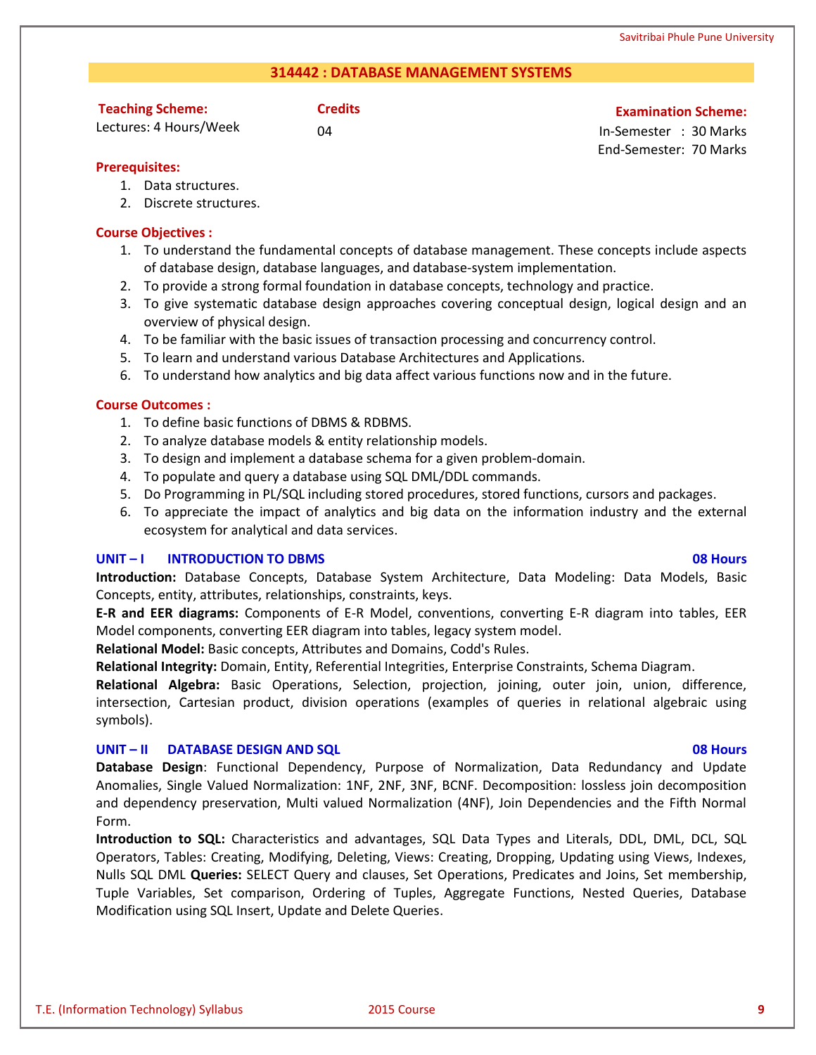## 314442 : DATABASE MANAGEMENT SYSTEMS

| Teaching Scheme: | Credits | Examination Scheme: |
|---|---|---|
| Lectures: 4 Hours/Week | 04 | In-Semester : 30 Marks<br>End-Semester: 70 Marks |

**Prerequisites:**

1. Data structures.
2. Discrete structures.

**Course Objectives :**

1. To understand the fundamental concepts of database management. These concepts include aspects of database design, database languages, and database-system implementation.
2. To provide a strong formal foundation in database concepts, technology and practice.
3. To give systematic database design approaches covering conceptual design, logical design and an overview of physical design.
4. To be familiar with the basic issues of transaction processing and concurrency control.
5. To learn and understand various Database Architectures and Applications.
6. To understand how analytics and big data affect various functions now and in the future.

**Course Outcomes :**

1. To define basic functions of DBMS & RDBMS.
2. To analyze database models & entity relationship models.
3. To design and implement a database schema for a given problem-domain.
4. To populate and query a database using SQL DML/DDL commands.
5. Do Programming in PL/SQL including stored procedures, stored functions, cursors and packages.
6. To appreciate the impact of analytics and big data on the information industry and the external ecosystem for analytical and data services.

### UNIT – I INTRODUCTION TO DBMS — 08 Hours

**Introduction:** Database Concepts, Database System Architecture, Data Modeling: Data Models, Basic Concepts, entity, attributes, relationships, constraints, keys.

**E-R and EER diagrams:** Components of E-R Model, conventions, converting E-R diagram into tables, EER Model components, converting EER diagram into tables, legacy system model.

**Relational Model:** Basic concepts, Attributes and Domains, Codd's Rules.

**Relational Integrity:** Domain, Entity, Referential Integrities, Enterprise Constraints, Schema Diagram.

**Relational Algebra:** Basic Operations, Selection, projection, joining, outer join, union, difference, intersection, Cartesian product, division operations (examples of queries in relational algebraic using symbols).

### UNIT – II DATABASE DESIGN AND SQL — 08 Hours

**Database Design**: Functional Dependency, Purpose of Normalization, Data Redundancy and Update Anomalies, Single Valued Normalization: 1NF, 2NF, 3NF, BCNF. Decomposition: lossless join decomposition and dependency preservation, Multi valued Normalization (4NF), Join Dependencies and the Fifth Normal Form.

**Introduction to SQL:** Characteristics and advantages, SQL Data Types and Literals, DDL, DML, DCL, SQL Operators, Tables: Creating, Modifying, Deleting, Views: Creating, Dropping, Updating using Views, Indexes, Nulls SQL DML **Queries:** SELECT Query and clauses, Set Operations, Predicates and Joins, Set membership, Tuple Variables, Set comparison, Ordering of Tuples, Aggregate Functions, Nested Queries, Database Modification using SQL Insert, Update and Delete Queries.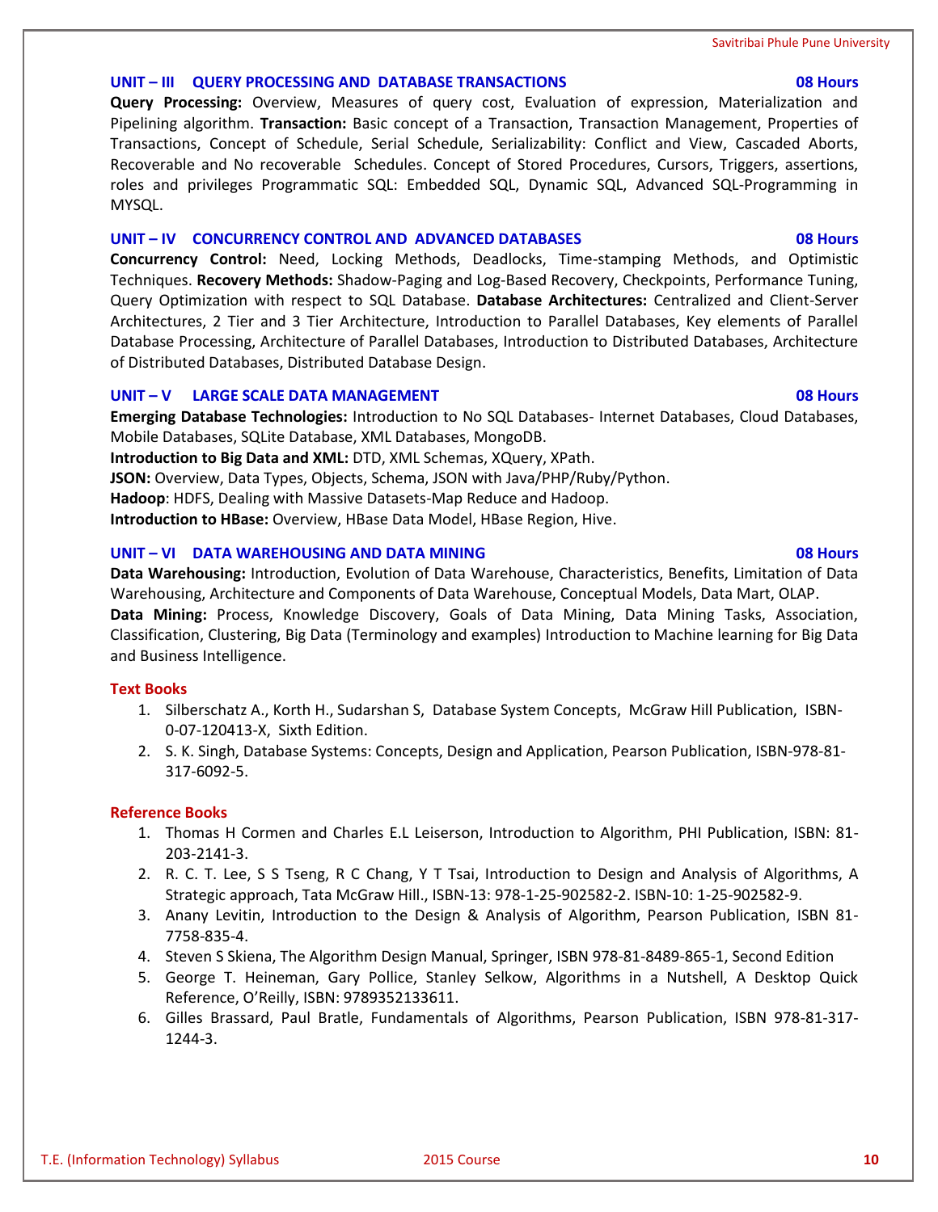### UNIT – III QUERY PROCESSING AND DATABASE TRANSACTIONS — 08 Hours

**Query Processing:** Overview, Measures of query cost, Evaluation of expression, Materialization and Pipelining algorithm. **Transaction:** Basic concept of a Transaction, Transaction Management, Properties of Transactions, Concept of Schedule, Serial Schedule, Serializability: Conflict and View, Cascaded Aborts, Recoverable and No recoverable Schedules. Concept of Stored Procedures, Cursors, Triggers, assertions, roles and privileges Programmatic SQL: Embedded SQL, Dynamic SQL, Advanced SQL-Programming in MYSQL.

### UNIT – IV CONCURRENCY CONTROL AND ADVANCED DATABASES — 08 Hours

**Concurrency Control:** Need, Locking Methods, Deadlocks, Time-stamping Methods, and Optimistic Techniques. **Recovery Methods:** Shadow-Paging and Log-Based Recovery, Checkpoints, Performance Tuning, Query Optimization with respect to SQL Database. **Database Architectures:** Centralized and Client-Server Architectures, 2 Tier and 3 Tier Architecture, Introduction to Parallel Databases, Key elements of Parallel Database Processing, Architecture of Parallel Databases, Introduction to Distributed Databases, Architecture of Distributed Databases, Distributed Database Design.

### UNIT – V LARGE SCALE DATA MANAGEMENT — 08 Hours

**Emerging Database Technologies:** Introduction to No SQL Databases- Internet Databases, Cloud Databases, Mobile Databases, SQLite Database, XML Databases, MongoDB.

**Introduction to Big Data and XML:** DTD, XML Schemas, XQuery, XPath.

**JSON:** Overview, Data Types, Objects, Schema, JSON with Java/PHP/Ruby/Python.

**Hadoop**: HDFS, Dealing with Massive Datasets-Map Reduce and Hadoop.

**Introduction to HBase:** Overview, HBase Data Model, HBase Region, Hive.

### UNIT – VI DATA WAREHOUSING AND DATA MINING — 08 Hours

**Data Warehousing:** Introduction, Evolution of Data Warehouse, Characteristics, Benefits, Limitation of Data Warehousing, Architecture and Components of Data Warehouse, Conceptual Models, Data Mart, OLAP.

**Data Mining:** Process, Knowledge Discovery, Goals of Data Mining, Data Mining Tasks, Association, Classification, Clustering, Big Data (Terminology and examples) Introduction to Machine learning for Big Data and Business Intelligence.

### Text Books

1. Silberschatz A., Korth H., Sudarshan S, Database System Concepts, McGraw Hill Publication, ISBN-0-07-120413-X, Sixth Edition.
2. S. K. Singh, Database Systems: Concepts, Design and Application, Pearson Publication, ISBN-978-81-317-6092-5.

### Reference Books

1. Thomas H Cormen and Charles E.L Leiserson, Introduction to Algorithm, PHI Publication, ISBN: 81-203-2141-3.
2. R. C. T. Lee, S S Tseng, R C Chang, Y T Tsai, Introduction to Design and Analysis of Algorithms, A Strategic approach, Tata McGraw Hill., ISBN-13: 978-1-25-902582-2. ISBN-10: 1-25-902582-9.
3. Anany Levitin, Introduction to the Design & Analysis of Algorithm, Pearson Publication, ISBN 81-7758-835-4.
4. Steven S Skiena, The Algorithm Design Manual, Springer, ISBN 978-81-8489-865-1, Second Edition
5. George T. Heineman, Gary Pollice, Stanley Selkow, Algorithms in a Nutshell, A Desktop Quick Reference, O'Reilly, ISBN: 9789352133611.
6. Gilles Brassard, Paul Bratle, Fundamentals of Algorithms, Pearson Publication, ISBN 978-81-317-1244-3.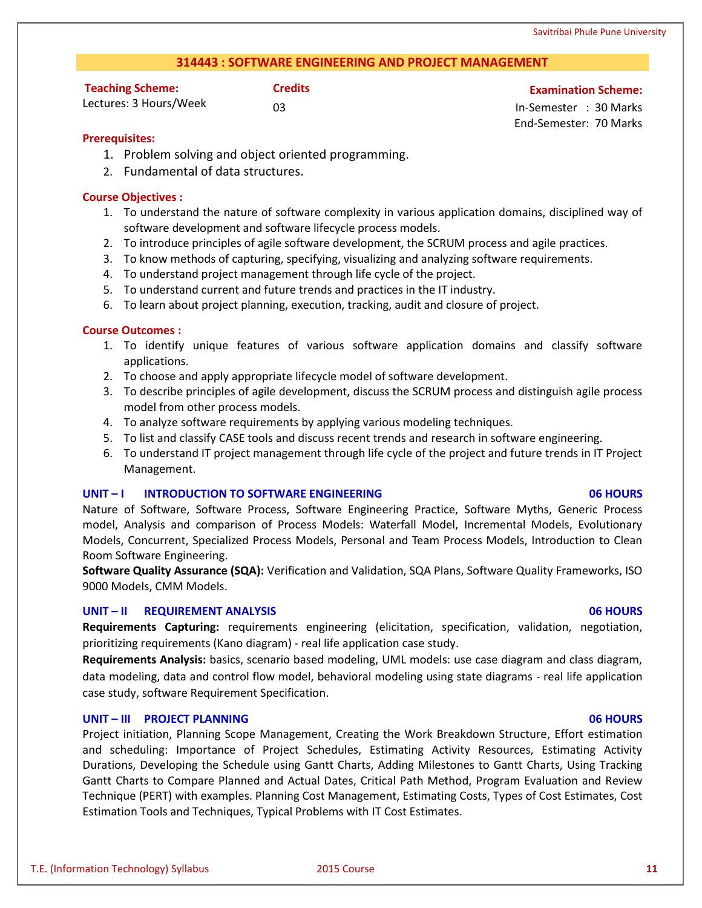## 314443 : SOFTWARE ENGINEERING AND PROJECT MANAGEMENT

| Teaching Scheme: | Credits | Examination Scheme: |
|---|---|---|
| Lectures: 3 Hours/Week | 03 | In-Semester : 30 Marks |
| | | End-Semester: 70 Marks |

**Prerequisites:**

1. Problem solving and object oriented programming.
2. Fundamental of data structures.

**Course Objectives :**

1. To understand the nature of software complexity in various application domains, disciplined way of software development and software lifecycle process models.
2. To introduce principles of agile software development, the SCRUM process and agile practices.
3. To know methods of capturing, specifying, visualizing and analyzing software requirements.
4. To understand project management through life cycle of the project.
5. To understand current and future trends and practices in the IT industry.
6. To learn about project planning, execution, tracking, audit and closure of project.

**Course Outcomes :**

1. To identify unique features of various software application domains and classify software applications.
2. To choose and apply appropriate lifecycle model of software development.
3. To describe principles of agile development, discuss the SCRUM process and distinguish agile process model from other process models.
4. To analyze software requirements by applying various modeling techniques.
5. To list and classify CASE tools and discuss recent trends and research in software engineering.
6. To understand IT project management through life cycle of the project and future trends in IT Project Management.

### UNIT – I INTRODUCTION TO SOFTWARE ENGINEERING — 06 HOURS

Nature of Software, Software Process, Software Engineering Practice, Software Myths, Generic Process model, Analysis and comparison of Process Models: Waterfall Model, Incremental Models, Evolutionary Models, Concurrent, Specialized Process Models, Personal and Team Process Models, Introduction to Clean Room Software Engineering.

**Software Quality Assurance (SQA):** Verification and Validation, SQA Plans, Software Quality Frameworks, ISO 9000 Models, CMM Models.

### UNIT – II REQUIREMENT ANALYSIS — 06 HOURS

**Requirements Capturing:** requirements engineering (elicitation, specification, validation, negotiation, prioritizing requirements (Kano diagram) - real life application case study.

**Requirements Analysis:** basics, scenario based modeling, UML models: use case diagram and class diagram, data modeling, data and control flow model, behavioral modeling using state diagrams - real life application case study, software Requirement Specification.

### UNIT – III PROJECT PLANNING — 06 HOURS

Project initiation, Planning Scope Management, Creating the Work Breakdown Structure, Effort estimation and scheduling: Importance of Project Schedules, Estimating Activity Resources, Estimating Activity Durations, Developing the Schedule using Gantt Charts, Adding Milestones to Gantt Charts, Using Tracking Gantt Charts to Compare Planned and Actual Dates, Critical Path Method, Program Evaluation and Review Technique (PERT) with examples. Planning Cost Management, Estimating Costs, Types of Cost Estimates, Cost Estimation Tools and Techniques, Typical Problems with IT Cost Estimates.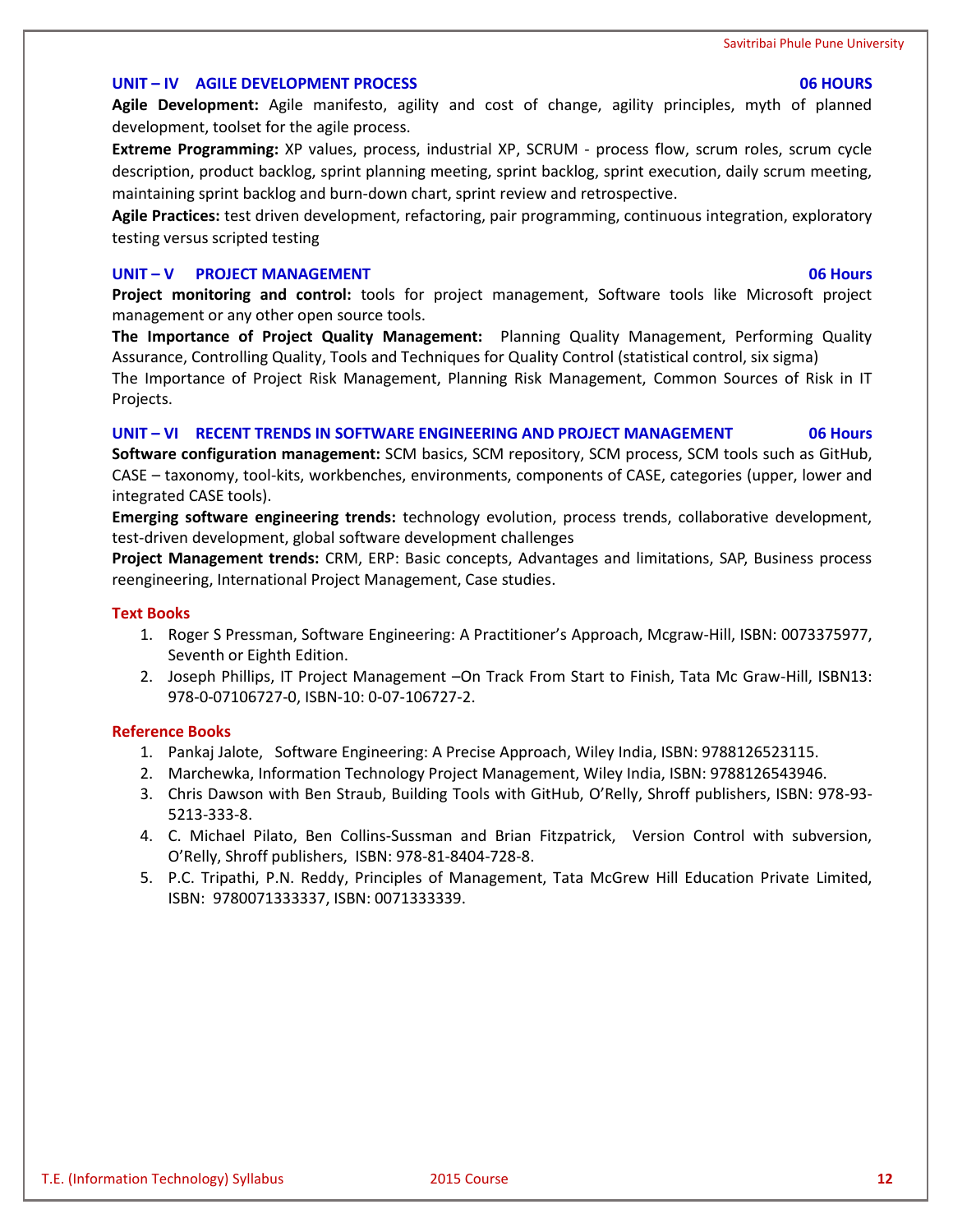### UNIT – IV AGILE DEVELOPMENT PROCESS — 06 HOURS

**Agile Development:** Agile manifesto, agility and cost of change, agility principles, myth of planned development, toolset for the agile process.

**Extreme Programming:** XP values, process, industrial XP, SCRUM - process flow, scrum roles, scrum cycle description, product backlog, sprint planning meeting, sprint backlog, sprint execution, daily scrum meeting, maintaining sprint backlog and burn-down chart, sprint review and retrospective.

**Agile Practices:** test driven development, refactoring, pair programming, continuous integration, exploratory testing versus scripted testing

### UNIT – V PROJECT MANAGEMENT — 06 Hours

**Project monitoring and control:** tools for project management, Software tools like Microsoft project management or any other open source tools.

**The Importance of Project Quality Management:** Planning Quality Management, Performing Quality Assurance, Controlling Quality, Tools and Techniques for Quality Control (statistical control, six sigma)

The Importance of Project Risk Management, Planning Risk Management, Common Sources of Risk in IT Projects.

### UNIT – VI RECENT TRENDS IN SOFTWARE ENGINEERING AND PROJECT MANAGEMENT — 06 Hours

**Software configuration management:** SCM basics, SCM repository, SCM process, SCM tools such as GitHub, CASE – taxonomy, tool-kits, workbenches, environments, components of CASE, categories (upper, lower and integrated CASE tools).

**Emerging software engineering trends:** technology evolution, process trends, collaborative development, test-driven development, global software development challenges

**Project Management trends:** CRM, ERP: Basic concepts, Advantages and limitations, SAP, Business process reengineering, International Project Management, Case studies.

### Text Books

1. Roger S Pressman, Software Engineering: A Practitioner's Approach, Mcgraw-Hill, ISBN: 0073375977, Seventh or Eighth Edition.
2. Joseph Phillips, IT Project Management –On Track From Start to Finish, Tata Mc Graw-Hill, ISBN13: 978-0-07106727-0, ISBN-10: 0-07-106727-2.

### Reference Books

1. Pankaj Jalote, Software Engineering: A Precise Approach, Wiley India, ISBN: 9788126523115.
2. Marchewka, Information Technology Project Management, Wiley India, ISBN: 9788126543946.
3. Chris Dawson with Ben Straub, Building Tools with GitHub, O'Relly, Shroff publishers, ISBN: 978-93-5213-333-8.
4. C. Michael Pilato, Ben Collins-Sussman and Brian Fitzpatrick, Version Control with subversion, O'Relly, Shroff publishers, ISBN: 978-81-8404-728-8.
5. P.C. Tripathi, P.N. Reddy, Principles of Management, Tata McGrew Hill Education Private Limited, ISBN: 9780071333337, ISBN: 0071333339.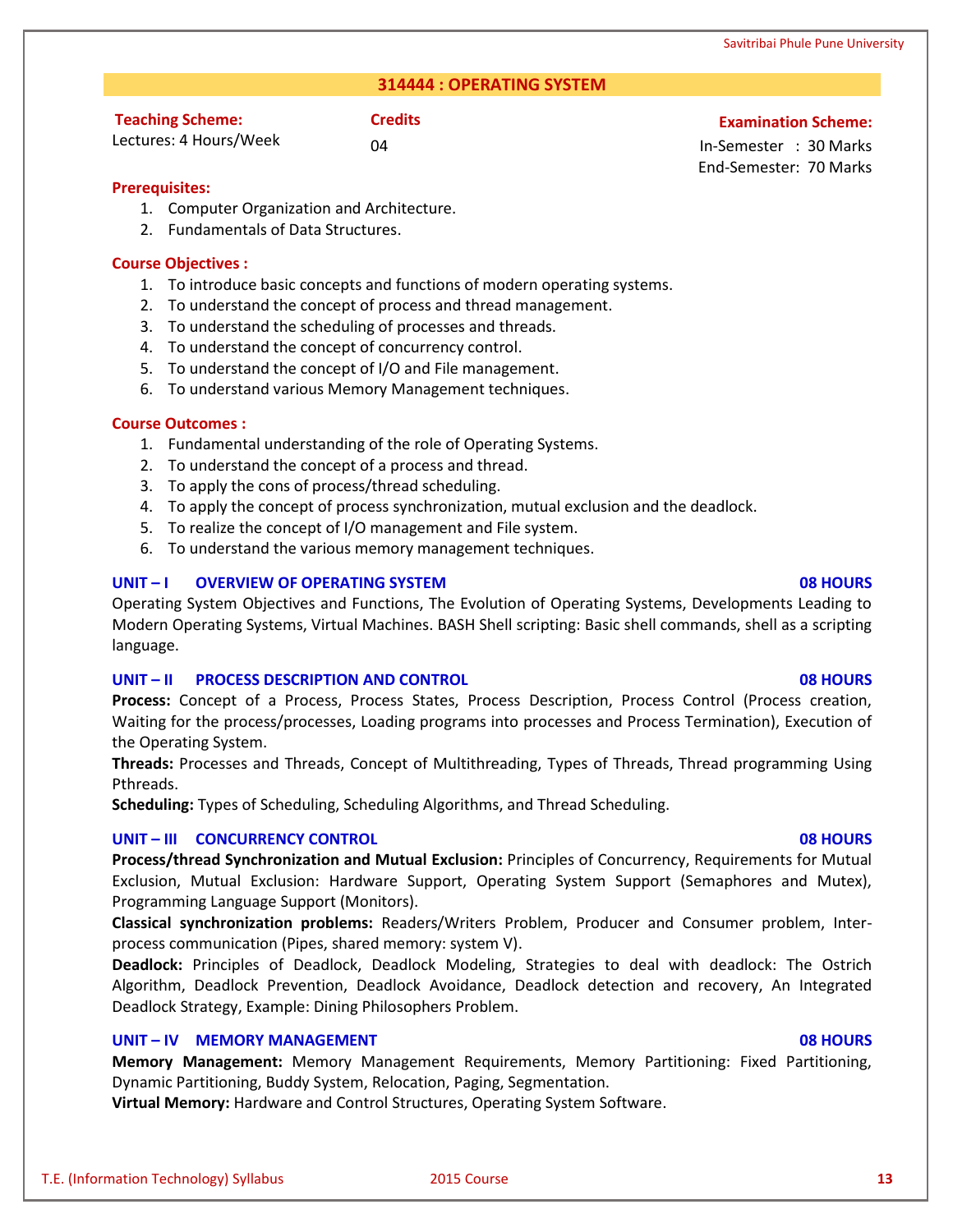# 314444 : OPERATING SYSTEM

**Teaching Scheme:**
Lectures: 4 Hours/Week

**Credits**
04

**Examination Scheme:**
In-Semester : 30 Marks
End-Semester: 70 Marks

**Prerequisites:**

1. Computer Organization and Architecture.
2. Fundamentals of Data Structures.

**Course Objectives :**

1. To introduce basic concepts and functions of modern operating systems.
2. To understand the concept of process and thread management.
3. To understand the scheduling of processes and threads.
4. To understand the concept of concurrency control.
5. To understand the concept of I/O and File management.
6. To understand various Memory Management techniques.

**Course Outcomes :**

1. Fundamental understanding of the role of Operating Systems.
2. To understand the concept of a process and thread.
3. To apply the cons of process/thread scheduling.
4. To apply the concept of process synchronization, mutual exclusion and the deadlock.
5. To realize the concept of I/O management and File system.
6. To understand the various memory management techniques.

## UNIT – I OVERVIEW OF OPERATING SYSTEM — 08 HOURS

Operating System Objectives and Functions, The Evolution of Operating Systems, Developments Leading to Modern Operating Systems, Virtual Machines. BASH Shell scripting: Basic shell commands, shell as a scripting language.

## UNIT – II PROCESS DESCRIPTION AND CONTROL — 08 HOURS

**Process:** Concept of a Process, Process States, Process Description, Process Control (Process creation, Waiting for the process/processes, Loading programs into processes and Process Termination), Execution of the Operating System.

**Threads:** Processes and Threads, Concept of Multithreading, Types of Threads, Thread programming Using Pthreads.

**Scheduling:** Types of Scheduling, Scheduling Algorithms, and Thread Scheduling.

## UNIT – III CONCURRENCY CONTROL — 08 HOURS

**Process/thread Synchronization and Mutual Exclusion:** Principles of Concurrency, Requirements for Mutual Exclusion, Mutual Exclusion: Hardware Support, Operating System Support (Semaphores and Mutex), Programming Language Support (Monitors).

**Classical synchronization problems:** Readers/Writers Problem, Producer and Consumer problem, Inter-process communication (Pipes, shared memory: system V).

**Deadlock:** Principles of Deadlock, Deadlock Modeling, Strategies to deal with deadlock: The Ostrich Algorithm, Deadlock Prevention, Deadlock Avoidance, Deadlock detection and recovery, An Integrated Deadlock Strategy, Example: Dining Philosophers Problem.

## UNIT – IV MEMORY MANAGEMENT — 08 HOURS

**Memory Management:** Memory Management Requirements, Memory Partitioning: Fixed Partitioning, Dynamic Partitioning, Buddy System, Relocation, Paging, Segmentation.

**Virtual Memory:** Hardware and Control Structures, Operating System Software.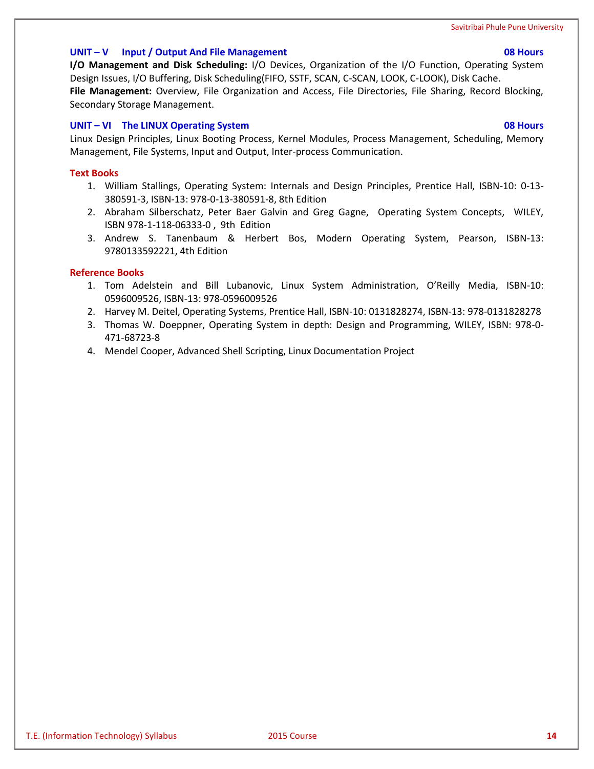### UNIT – V Input / Output And File Management — 08 Hours

**I/O Management and Disk Scheduling:** I/O Devices, Organization of the I/O Function, Operating System Design Issues, I/O Buffering, Disk Scheduling(FIFO, SSTF, SCAN, C-SCAN, LOOK, C-LOOK), Disk Cache.

**File Management:** Overview, File Organization and Access, File Directories, File Sharing, Record Blocking, Secondary Storage Management.

### UNIT – VI The LINUX Operating System — 08 Hours

Linux Design Principles, Linux Booting Process, Kernel Modules, Process Management, Scheduling, Memory Management, File Systems, Input and Output, Inter-process Communication.

### Text Books

1. William Stallings, Operating System: Internals and Design Principles, Prentice Hall, ISBN-10: 0-13-380591-3, ISBN-13: 978-0-13-380591-8, 8th Edition
2. Abraham Silberschatz, Peter Baer Galvin and Greg Gagne, Operating System Concepts, WILEY, ISBN 978-1-118-06333-0 , 9th Edition
3. Andrew S. Tanenbaum & Herbert Bos, Modern Operating System, Pearson, ISBN-13: 9780133592221, 4th Edition

### Reference Books

1. Tom Adelstein and Bill Lubanovic, Linux System Administration, O'Reilly Media, ISBN-10: 0596009526, ISBN-13: 978-0596009526
2. Harvey M. Deitel, Operating Systems, Prentice Hall, ISBN-10: 0131828274, ISBN-13: 978-0131828278
3. Thomas W. Doeppner, Operating System in depth: Design and Programming, WILEY, ISBN: 978-0-471-68723-8
4. Mendel Cooper, Advanced Shell Scripting, Linux Documentation Project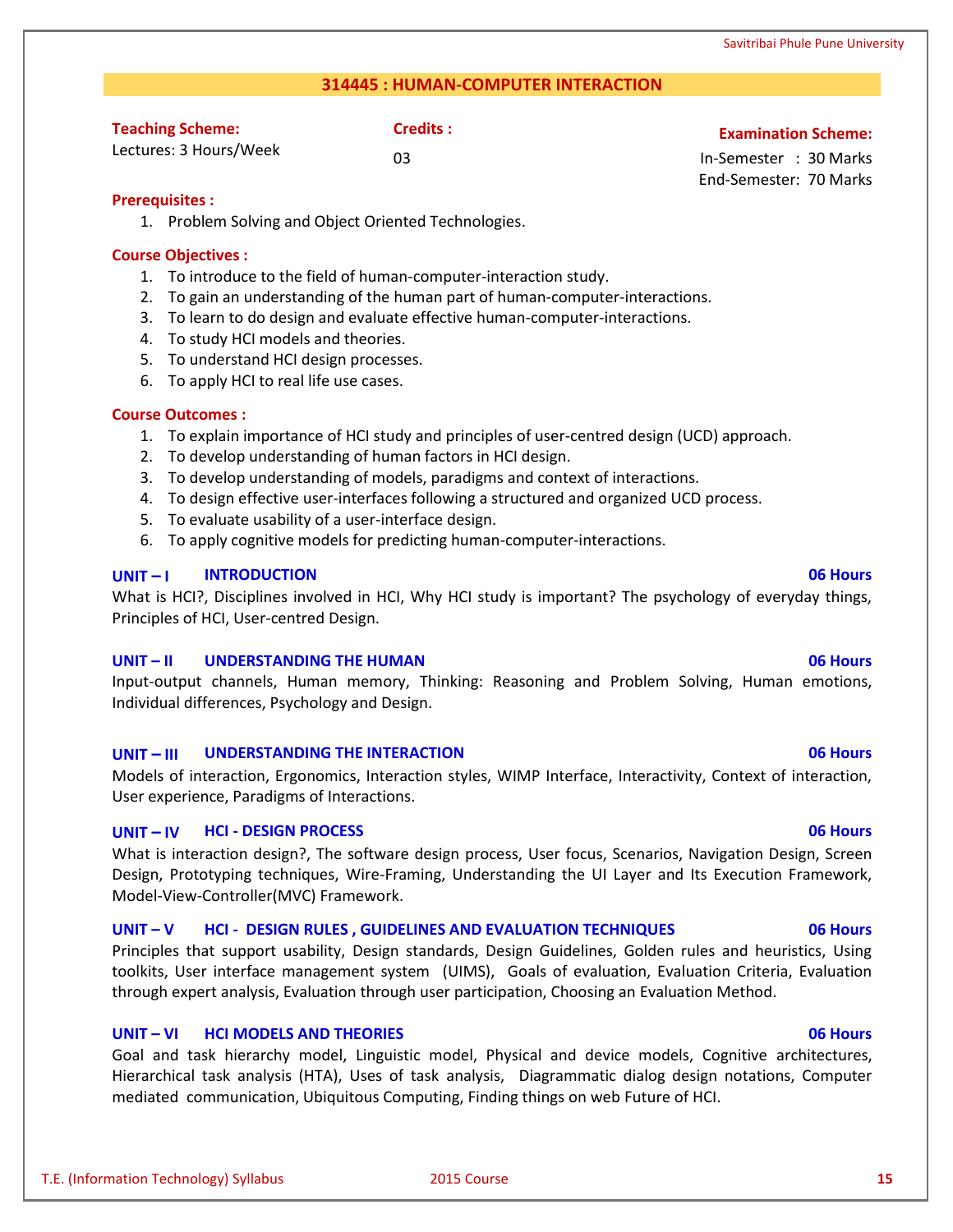## 314445 : HUMAN-COMPUTER INTERACTION

**Teaching Scheme:**
Lectures: 3 Hours/Week

**Credits :**
03

**Examination Scheme:**
In-Semester : 30 Marks
End-Semester: 70 Marks

**Prerequisites :**

1. Problem Solving and Object Oriented Technologies.

**Course Objectives :**

1. To introduce to the field of human-computer-interaction study.
2. To gain an understanding of the human part of human-computer-interactions.
3. To learn to do design and evaluate effective human-computer-interactions.
4. To study HCI models and theories.
5. To understand HCI design processes.
6. To apply HCI to real life use cases.

**Course Outcomes :**

1. To explain importance of HCI study and principles of user-centred design (UCD) approach.
2. To develop understanding of human factors in HCI design.
3. To develop understanding of models, paradigms and context of interactions.
4. To design effective user-interfaces following a structured and organized UCD process.
5. To evaluate usability of a user-interface design.
6. To apply cognitive models for predicting human-computer-interactions.

### UNIT – I INTRODUCTION — 06 Hours

What is HCI?, Disciplines involved in HCI, Why HCI study is important? The psychology of everyday things, Principles of HCI, User-centred Design.

### UNIT – II UNDERSTANDING THE HUMAN — 06 Hours

Input-output channels, Human memory, Thinking: Reasoning and Problem Solving, Human emotions, Individual differences, Psychology and Design.

### UNIT – III UNDERSTANDING THE INTERACTION — 06 Hours

Models of interaction, Ergonomics, Interaction styles, WIMP Interface, Interactivity, Context of interaction, User experience, Paradigms of Interactions.

### UNIT – IV HCI - DESIGN PROCESS — 06 Hours

What is interaction design?, The software design process, User focus, Scenarios, Navigation Design, Screen Design, Prototyping techniques, Wire-Framing, Understanding the UI Layer and Its Execution Framework, Model-View-Controller(MVC) Framework.

### UNIT – V HCI - DESIGN RULES , GUIDELINES AND EVALUATION TECHNIQUES — 06 Hours

Principles that support usability, Design standards, Design Guidelines, Golden rules and heuristics, Using toolkits, User interface management system (UIMS), Goals of evaluation, Evaluation Criteria, Evaluation through expert analysis, Evaluation through user participation, Choosing an Evaluation Method.

### UNIT – VI HCI MODELS AND THEORIES — 06 Hours

Goal and task hierarchy model, Linguistic model, Physical and device models, Cognitive architectures, Hierarchical task analysis (HTA), Uses of task analysis, Diagrammatic dialog design notations, Computer mediated communication, Ubiquitous Computing, Finding things on web Future of HCI.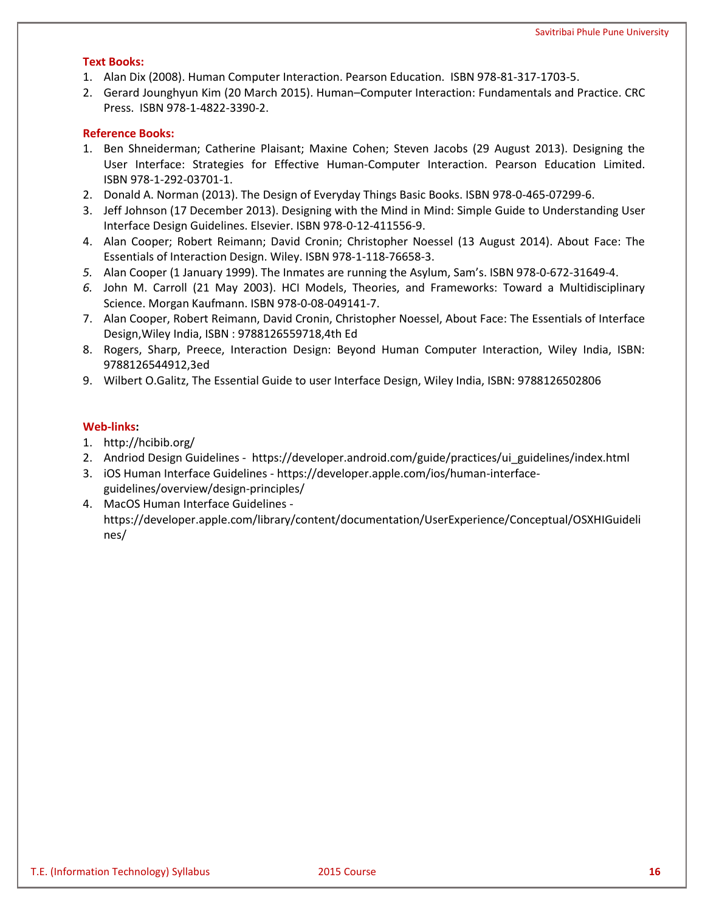**Text Books:**

1. Alan Dix (2008). Human Computer Interaction. Pearson Education. ISBN 978-81-317-1703-5.
2. Gerard Jounghyun Kim (20 March 2015). Human–Computer Interaction: Fundamentals and Practice. CRC Press. ISBN 978-1-4822-3390-2.

**Reference Books:**

1. Ben Shneiderman; Catherine Plaisant; Maxine Cohen; Steven Jacobs (29 August 2013). Designing the User Interface: Strategies for Effective Human-Computer Interaction. Pearson Education Limited. ISBN 978-1-292-03701-1.
2. Donald A. Norman (2013). The Design of Everyday Things Basic Books. ISBN 978-0-465-07299-6.
3. Jeff Johnson (17 December 2013). Designing with the Mind in Mind: Simple Guide to Understanding User Interface Design Guidelines. Elsevier. ISBN 978-0-12-411556-9.
4. Alan Cooper; Robert Reimann; David Cronin; Christopher Noessel (13 August 2014). About Face: The Essentials of Interaction Design. Wiley. ISBN 978-1-118-76658-3.
5. Alan Cooper (1 January 1999). The Inmates are running the Asylum, Sam's. ISBN 978-0-672-31649-4.
6. John M. Carroll (21 May 2003). HCI Models, Theories, and Frameworks: Toward a Multidisciplinary Science. Morgan Kaufmann. ISBN 978-0-08-049141-7.
7. Alan Cooper, Robert Reimann, David Cronin, Christopher Noessel, About Face: The Essentials of Interface Design,Wiley India, ISBN : 9788126559718,4th Ed
8. Rogers, Sharp, Preece, Interaction Design: Beyond Human Computer Interaction, Wiley India, ISBN: 9788126544912,3ed
9. Wilbert O.Galitz, The Essential Guide to user Interface Design, Wiley India, ISBN: 9788126502806

**Web-links:**

1. http://hcibib.org/
2. Andriod Design Guidelines - https://developer.android.com/guide/practices/ui_guidelines/index.html
3. iOS Human Interface Guidelines - https://developer.apple.com/ios/human-interface-guidelines/overview/design-principles/
4. MacOS Human Interface Guidelines - https://developer.apple.com/library/content/documentation/UserExperience/Conceptual/OSXHIGuidelines/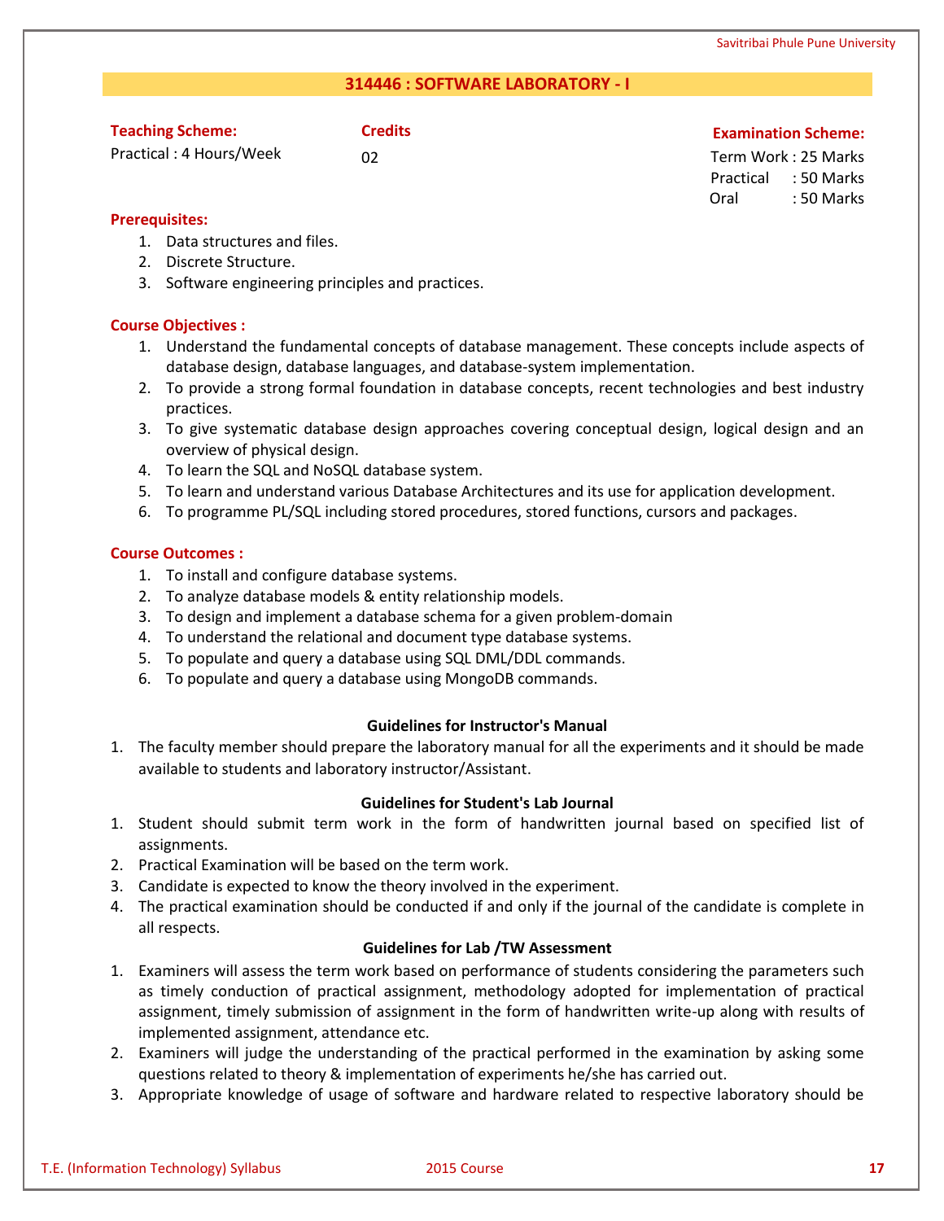## 314446 : SOFTWARE LABORATORY - I

| Teaching Scheme: | Credits | Examination Scheme: |
|---|---|---|
| Practical : 4 Hours/Week | 02 | Term Work : 25 Marks |
| | | Practical : 50 Marks |
| | | Oral : 50 Marks |

**Prerequisites:**

1. Data structures and files.
2. Discrete Structure.
3. Software engineering principles and practices.

**Course Objectives :**

1. Understand the fundamental concepts of database management. These concepts include aspects of database design, database languages, and database-system implementation.
2. To provide a strong formal foundation in database concepts, recent technologies and best industry practices.
3. To give systematic database design approaches covering conceptual design, logical design and an overview of physical design.
4. To learn the SQL and NoSQL database system.
5. To learn and understand various Database Architectures and its use for application development.
6. To programme PL/SQL including stored procedures, stored functions, cursors and packages.

**Course Outcomes :**

1. To install and configure database systems.
2. To analyze database models & entity relationship models.
3. To design and implement a database schema for a given problem-domain
4. To understand the relational and document type database systems.
5. To populate and query a database using SQL DML/DDL commands.
6. To populate and query a database using MongoDB commands.

**Guidelines for Instructor's Manual**

1. The faculty member should prepare the laboratory manual for all the experiments and it should be made available to students and laboratory instructor/Assistant.

**Guidelines for Student's Lab Journal**

1. Student should submit term work in the form of handwritten journal based on specified list of assignments.
2. Practical Examination will be based on the term work.
3. Candidate is expected to know the theory involved in the experiment.
4. The practical examination should be conducted if and only if the journal of the candidate is complete in all respects.

**Guidelines for Lab /TW Assessment**

1. Examiners will assess the term work based on performance of students considering the parameters such as timely conduction of practical assignment, methodology adopted for implementation of practical assignment, timely submission of assignment in the form of handwritten write-up along with results of implemented assignment, attendance etc.
2. Examiners will judge the understanding of the practical performed in the examination by asking some questions related to theory & implementation of experiments he/she has carried out.
3. Appropriate knowledge of usage of software and hardware related to respective laboratory should be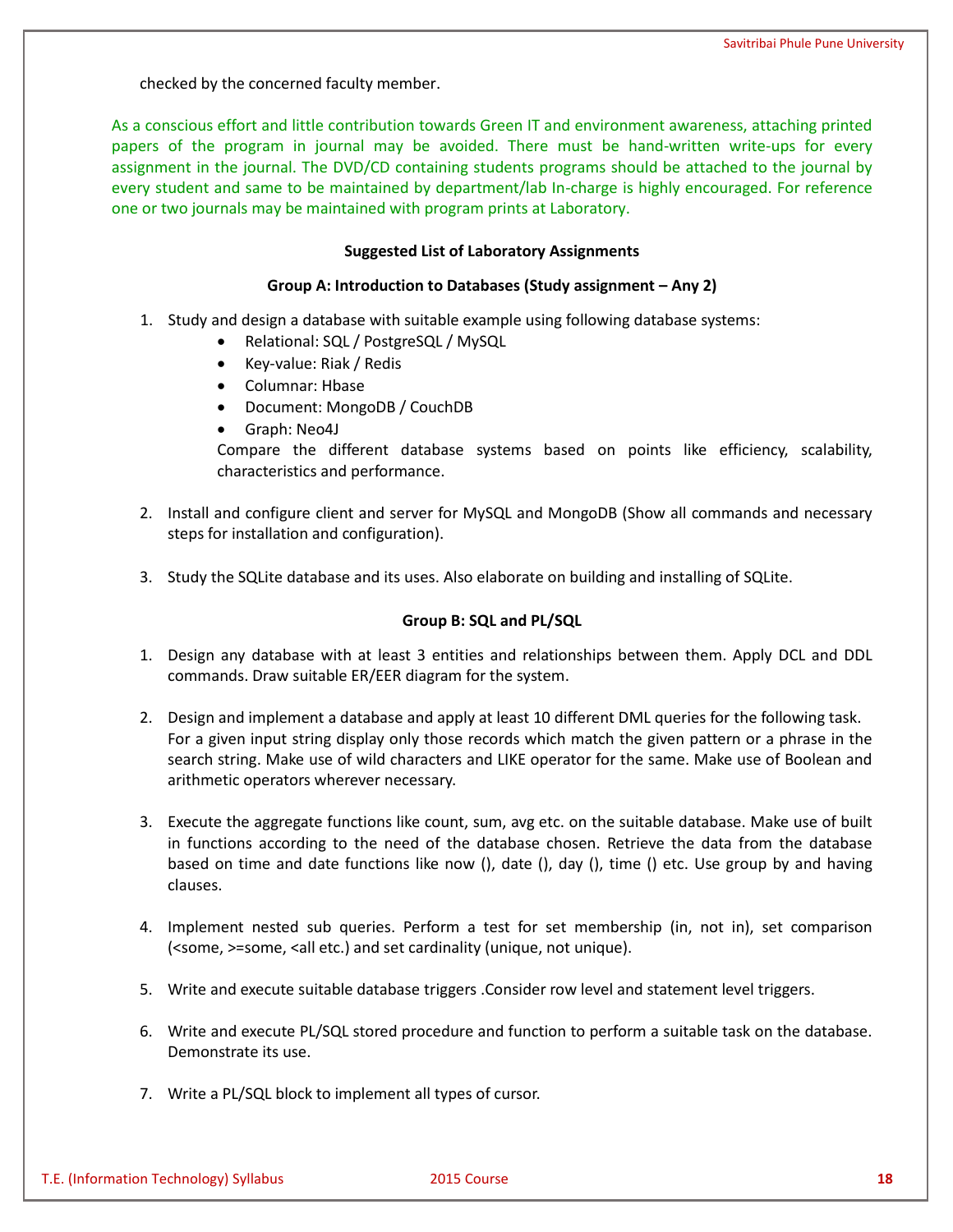checked by the concerned faculty member.

As a conscious effort and little contribution towards Green IT and environment awareness, attaching printed papers of the program in journal may be avoided. There must be hand-written write-ups for every assignment in the journal. The DVD/CD containing students programs should be attached to the journal by every student and same to be maintained by department/lab In-charge is highly encouraged. For reference one or two journals may be maintained with program prints at Laboratory.

**Suggested List of Laboratory Assignments**

**Group A: Introduction to Databases (Study assignment – Any 2)**

1. Study and design a database with suitable example using following database systems:
   - Relational: SQL / PostgreSQL / MySQL
   - Key-value: Riak / Redis
   - Columnar: Hbase
   - Document: MongoDB / CouchDB
   - Graph: Neo4J

   Compare the different database systems based on points like efficiency, scalability, characteristics and performance.

2. Install and configure client and server for MySQL and MongoDB (Show all commands and necessary steps for installation and configuration).

3. Study the SQLite database and its uses. Also elaborate on building and installing of SQLite.

**Group B: SQL and PL/SQL**

1. Design any database with at least 3 entities and relationships between them. Apply DCL and DDL commands. Draw suitable ER/EER diagram for the system.

2. Design and implement a database and apply at least 10 different DML queries for the following task. For a given input string display only those records which match the given pattern or a phrase in the search string. Make use of wild characters and LIKE operator for the same. Make use of Boolean and arithmetic operators wherever necessary.

3. Execute the aggregate functions like count, sum, avg etc. on the suitable database. Make use of built in functions according to the need of the database chosen. Retrieve the data from the database based on time and date functions like now (), date (), day (), time () etc. Use group by and having clauses.

4. Implement nested sub queries. Perform a test for set membership (in, not in), set comparison (<some, >=some, <all etc.) and set cardinality (unique, not unique).

5. Write and execute suitable database triggers .Consider row level and statement level triggers.

6. Write and execute PL/SQL stored procedure and function to perform a suitable task on the database. Demonstrate its use.

7. Write a PL/SQL block to implement all types of cursor.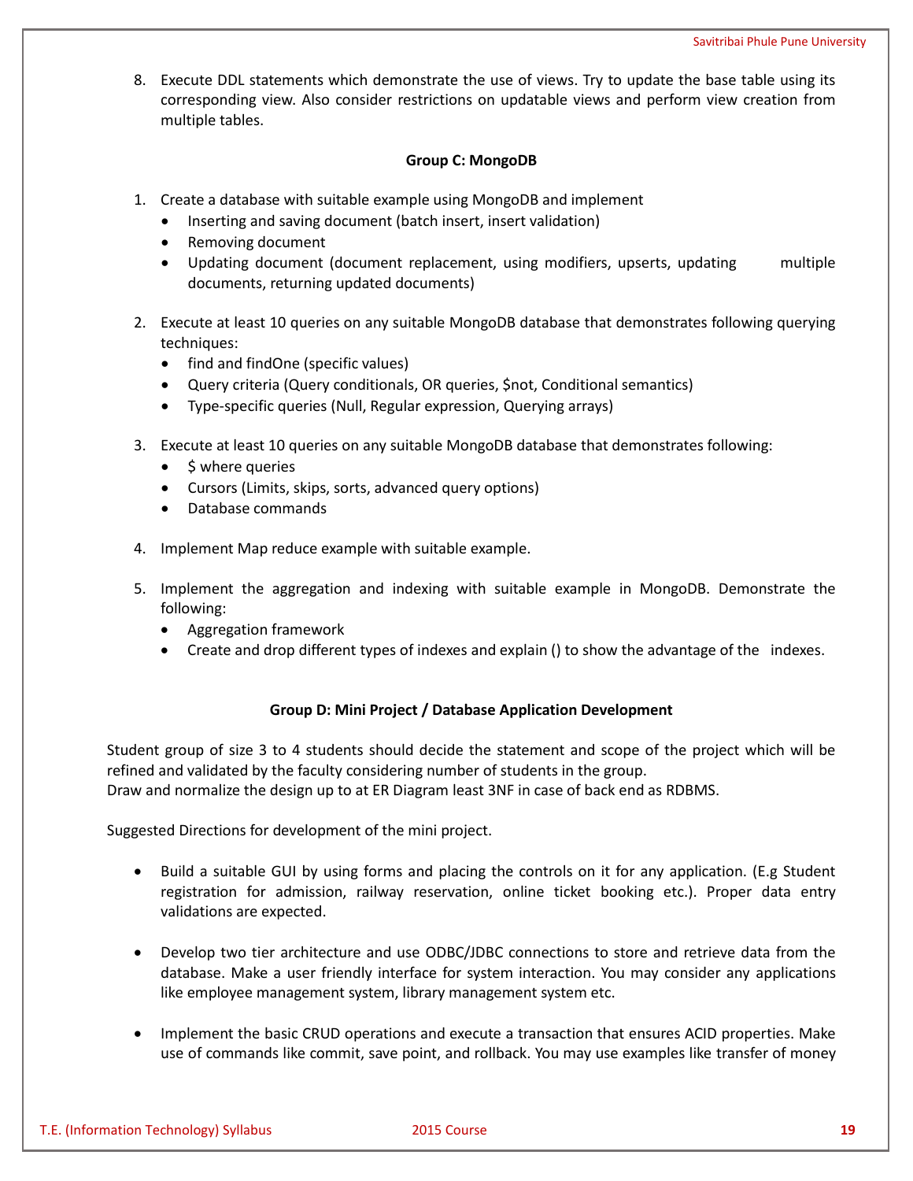8. Execute DDL statements which demonstrate the use of views. Try to update the base table using its corresponding view. Also consider restrictions on updatable views and perform view creation from multiple tables.

**Group C: MongoDB**

1. Create a database with suitable example using MongoDB and implement
   - Inserting and saving document (batch insert, insert validation)
   - Removing document
   - Updating document (document replacement, using modifiers, upserts, updating multiple documents, returning updated documents)

2. Execute at least 10 queries on any suitable MongoDB database that demonstrates following querying techniques:
   - find and findOne (specific values)
   - Query criteria (Query conditionals, OR queries, $not, Conditional semantics)
   - Type-specific queries (Null, Regular expression, Querying arrays)

3. Execute at least 10 queries on any suitable MongoDB database that demonstrates following:
   - $ where queries
   - Cursors (Limits, skips, sorts, advanced query options)
   - Database commands

4. Implement Map reduce example with suitable example.

5. Implement the aggregation and indexing with suitable example in MongoDB. Demonstrate the following:
   - Aggregation framework
   - Create and drop different types of indexes and explain () to show the advantage of the indexes.

**Group D: Mini Project / Database Application Development**

Student group of size 3 to 4 students should decide the statement and scope of the project which will be refined and validated by the faculty considering number of students in the group.
Draw and normalize the design up to at ER Diagram least 3NF in case of back end as RDBMS.

Suggested Directions for development of the mini project.

- Build a suitable GUI by using forms and placing the controls on it for any application. (E.g Student registration for admission, railway reservation, online ticket booking etc.). Proper data entry validations are expected.

- Develop two tier architecture and use ODBC/JDBC connections to store and retrieve data from the database. Make a user friendly interface for system interaction. You may consider any applications like employee management system, library management system etc.

- Implement the basic CRUD operations and execute a transaction that ensures ACID properties. Make use of commands like commit, save point, and rollback. You may use examples like transfer of money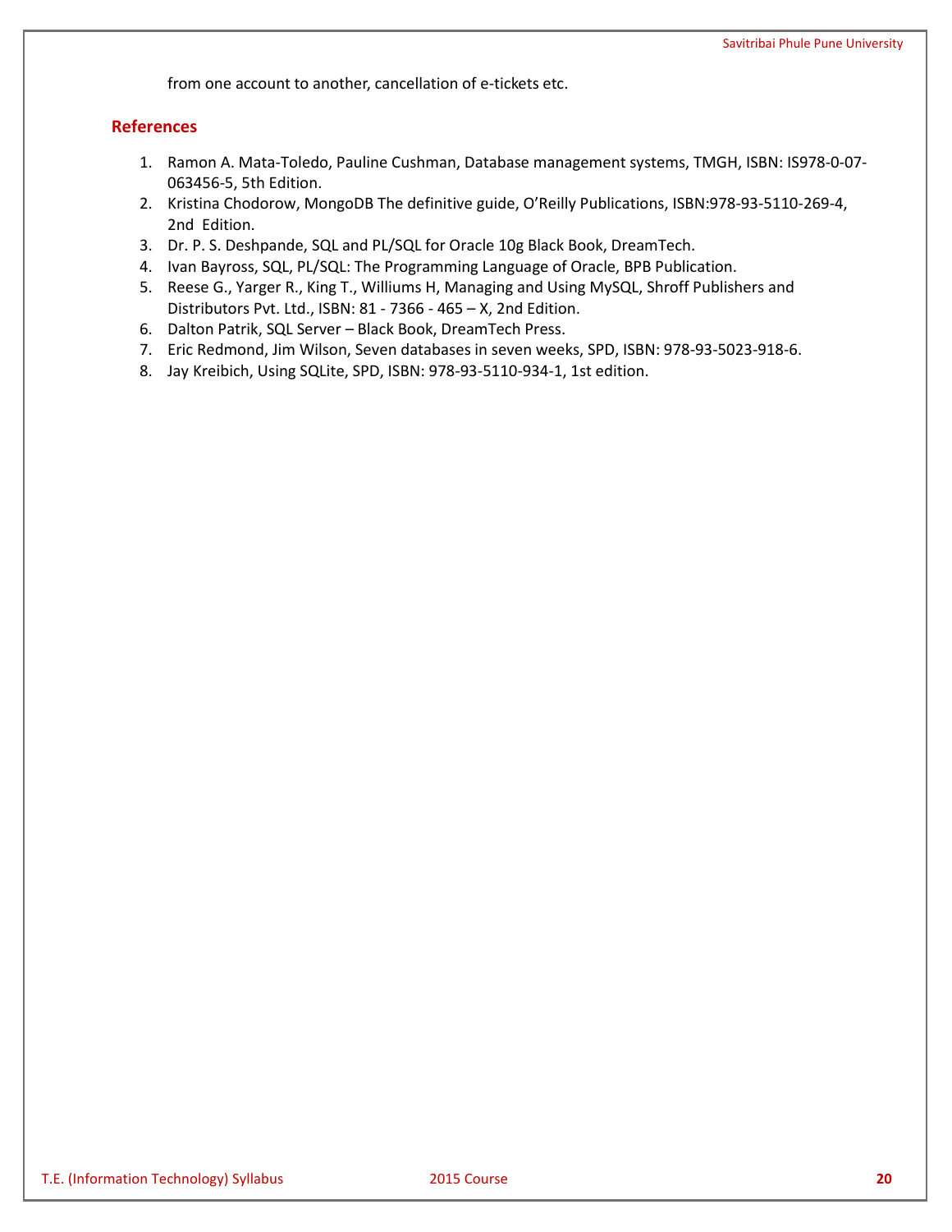from one account to another, cancellation of e-tickets etc.

## References

1. Ramon A. Mata-Toledo, Pauline Cushman, Database management systems, TMGH, ISBN: IS978-0-07-063456-5, 5th Edition.
2. Kristina Chodorow, MongoDB The definitive guide, O'Reilly Publications, ISBN:978-93-5110-269-4, 2nd Edition.
3. Dr. P. S. Deshpande, SQL and PL/SQL for Oracle 10g Black Book, DreamTech.
4. Ivan Bayross, SQL, PL/SQL: The Programming Language of Oracle, BPB Publication.
5. Reese G., Yarger R., King T., Williums H, Managing and Using MySQL, Shroff Publishers and Distributors Pvt. Ltd., ISBN: 81 - 7366 - 465 – X, 2nd Edition.
6. Dalton Patrik, SQL Server – Black Book, DreamTech Press.
7. Eric Redmond, Jim Wilson, Seven databases in seven weeks, SPD, ISBN: 978-93-5023-918-6.
8. Jay Kreibich, Using SQLite, SPD, ISBN: 978-93-5110-934-1, 1st edition.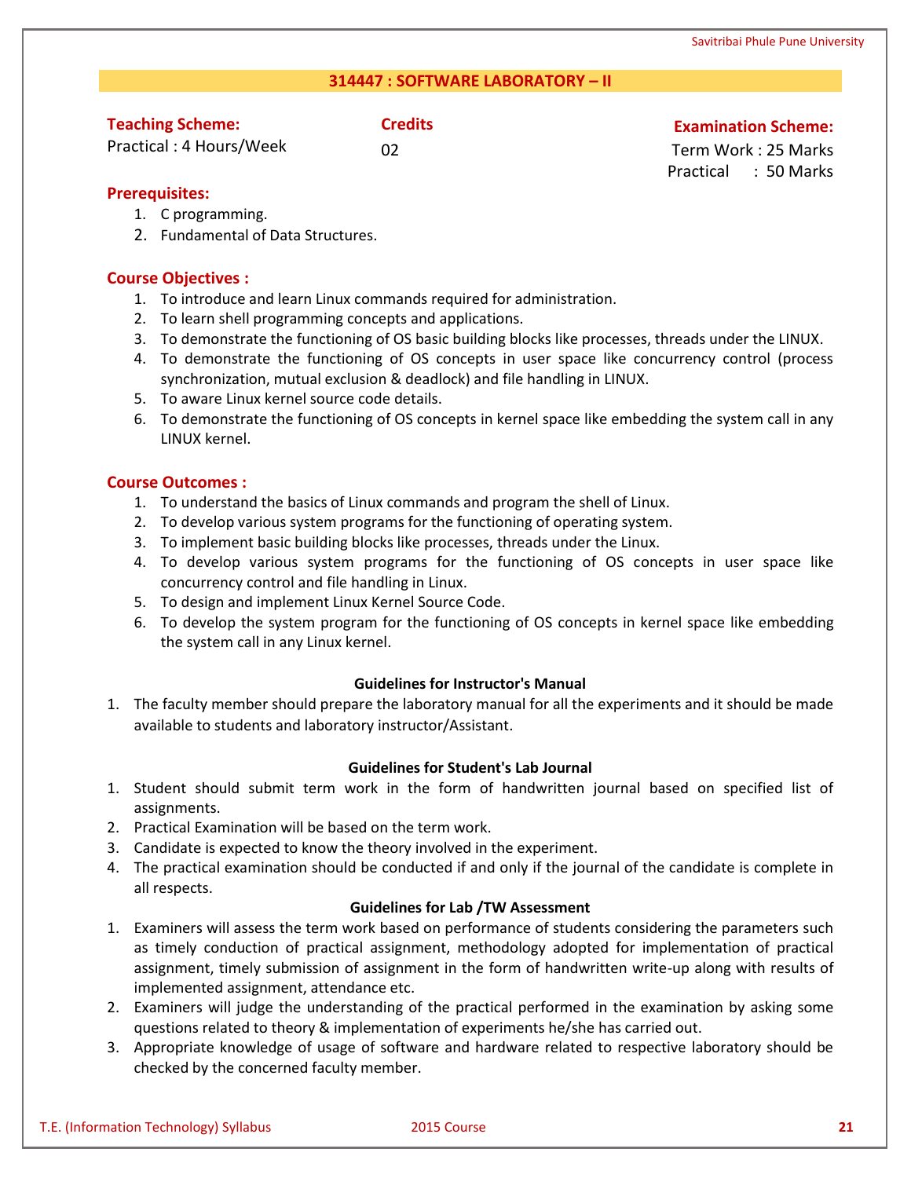## 314447 : SOFTWARE LABORATORY – II

| **Teaching Scheme:** | **Credits** | **Examination Scheme:** |
|---|---|---|
| Practical : 4 Hours/Week | 02 | Term Work : 25 Marks |
| | | Practical : 50 Marks |

**Prerequisites:**

1. C programming.
2. Fundamental of Data Structures.

**Course Objectives :**

1. To introduce and learn Linux commands required for administration.
2. To learn shell programming concepts and applications.
3. To demonstrate the functioning of OS basic building blocks like processes, threads under the LINUX.
4. To demonstrate the functioning of OS concepts in user space like concurrency control (process synchronization, mutual exclusion & deadlock) and file handling in LINUX.
5. To aware Linux kernel source code details.
6. To demonstrate the functioning of OS concepts in kernel space like embedding the system call in any LINUX kernel.

**Course Outcomes :**

1. To understand the basics of Linux commands and program the shell of Linux.
2. To develop various system programs for the functioning of operating system.
3. To implement basic building blocks like processes, threads under the Linux.
4. To develop various system programs for the functioning of OS concepts in user space like concurrency control and file handling in Linux.
5. To design and implement Linux Kernel Source Code.
6. To develop the system program for the functioning of OS concepts in kernel space like embedding the system call in any Linux kernel.

**Guidelines for Instructor's Manual**

1. The faculty member should prepare the laboratory manual for all the experiments and it should be made available to students and laboratory instructor/Assistant.

**Guidelines for Student's Lab Journal**

1. Student should submit term work in the form of handwritten journal based on specified list of assignments.
2. Practical Examination will be based on the term work.
3. Candidate is expected to know the theory involved in the experiment.
4. The practical examination should be conducted if and only if the journal of the candidate is complete in all respects.

**Guidelines for Lab /TW Assessment**

1. Examiners will assess the term work based on performance of students considering the parameters such as timely conduction of practical assignment, methodology adopted for implementation of practical assignment, timely submission of assignment in the form of handwritten write-up along with results of implemented assignment, attendance etc.
2. Examiners will judge the understanding of the practical performed in the examination by asking some questions related to theory & implementation of experiments he/she has carried out.
3. Appropriate knowledge of usage of software and hardware related to respective laboratory should be checked by the concerned faculty member.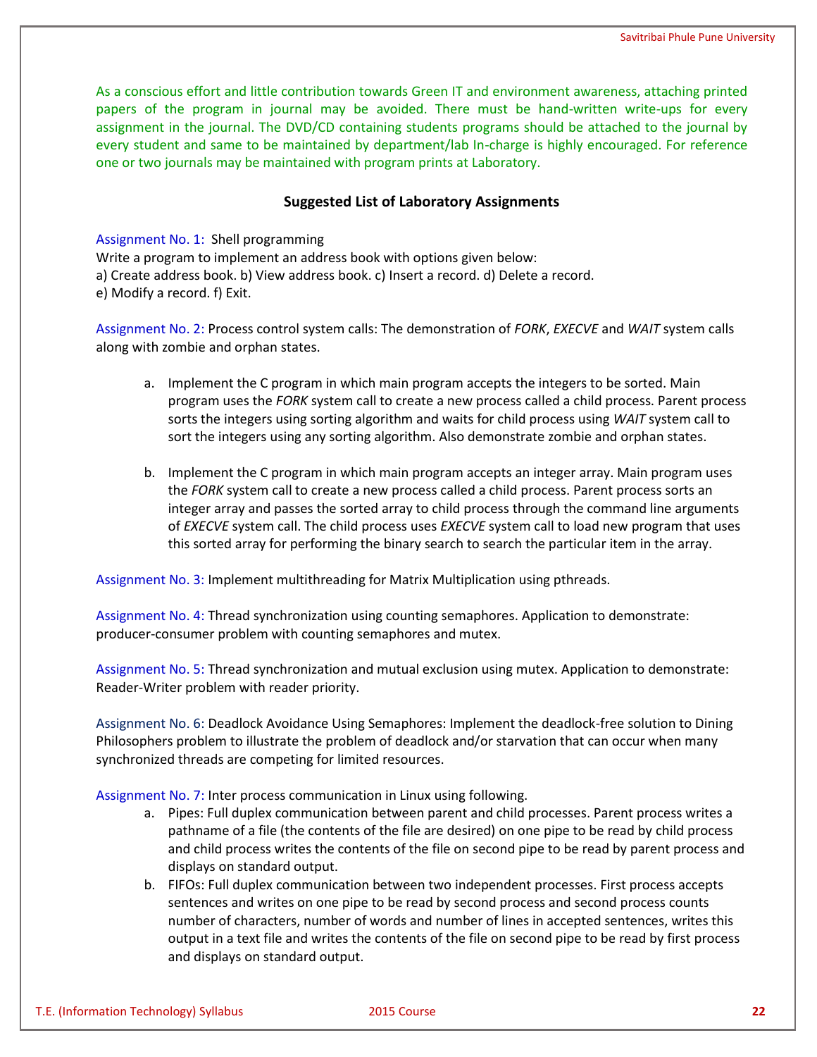As a conscious effort and little contribution towards Green IT and environment awareness, attaching printed papers of the program in journal may be avoided. There must be hand-written write-ups for every assignment in the journal. The DVD/CD containing students programs should be attached to the journal by every student and same to be maintained by department/lab In-charge is highly encouraged. For reference one or two journals may be maintained with program prints at Laboratory.

## Suggested List of Laboratory Assignments

Assignment No. 1: Shell programming
Write a program to implement an address book with options given below:
a) Create address book. b) View address book. c) Insert a record. d) Delete a record.
e) Modify a record. f) Exit.

Assignment No. 2: Process control system calls: The demonstration of *FORK*, *EXECVE* and *WAIT* system calls along with zombie and orphan states.

a. Implement the C program in which main program accepts the integers to be sorted. Main program uses the *FORK* system call to create a new process called a child process. Parent process sorts the integers using sorting algorithm and waits for child process using *WAIT* system call to sort the integers using any sorting algorithm. Also demonstrate zombie and orphan states.

b. Implement the C program in which main program accepts an integer array. Main program uses the *FORK* system call to create a new process called a child process. Parent process sorts an integer array and passes the sorted array to child process through the command line arguments of *EXECVE* system call. The child process uses *EXECVE* system call to load new program that uses this sorted array for performing the binary search to search the particular item in the array.

Assignment No. 3: Implement multithreading for Matrix Multiplication using pthreads.

Assignment No. 4: Thread synchronization using counting semaphores. Application to demonstrate: producer-consumer problem with counting semaphores and mutex.

Assignment No. 5: Thread synchronization and mutual exclusion using mutex. Application to demonstrate: Reader-Writer problem with reader priority.

Assignment No. 6: Deadlock Avoidance Using Semaphores: Implement the deadlock-free solution to Dining Philosophers problem to illustrate the problem of deadlock and/or starvation that can occur when many synchronized threads are competing for limited resources.

Assignment No. 7: Inter process communication in Linux using following.

a. Pipes: Full duplex communication between parent and child processes. Parent process writes a pathname of a file (the contents of the file are desired) on one pipe to be read by child process and child process writes the contents of the file on second pipe to be read by parent process and displays on standard output.
b. FIFOs: Full duplex communication between two independent processes. First process accepts sentences and writes on one pipe to be read by second process and second process counts number of characters, number of words and number of lines in accepted sentences, writes this output in a text file and writes the contents of the file on second pipe to be read by first process and displays on standard output.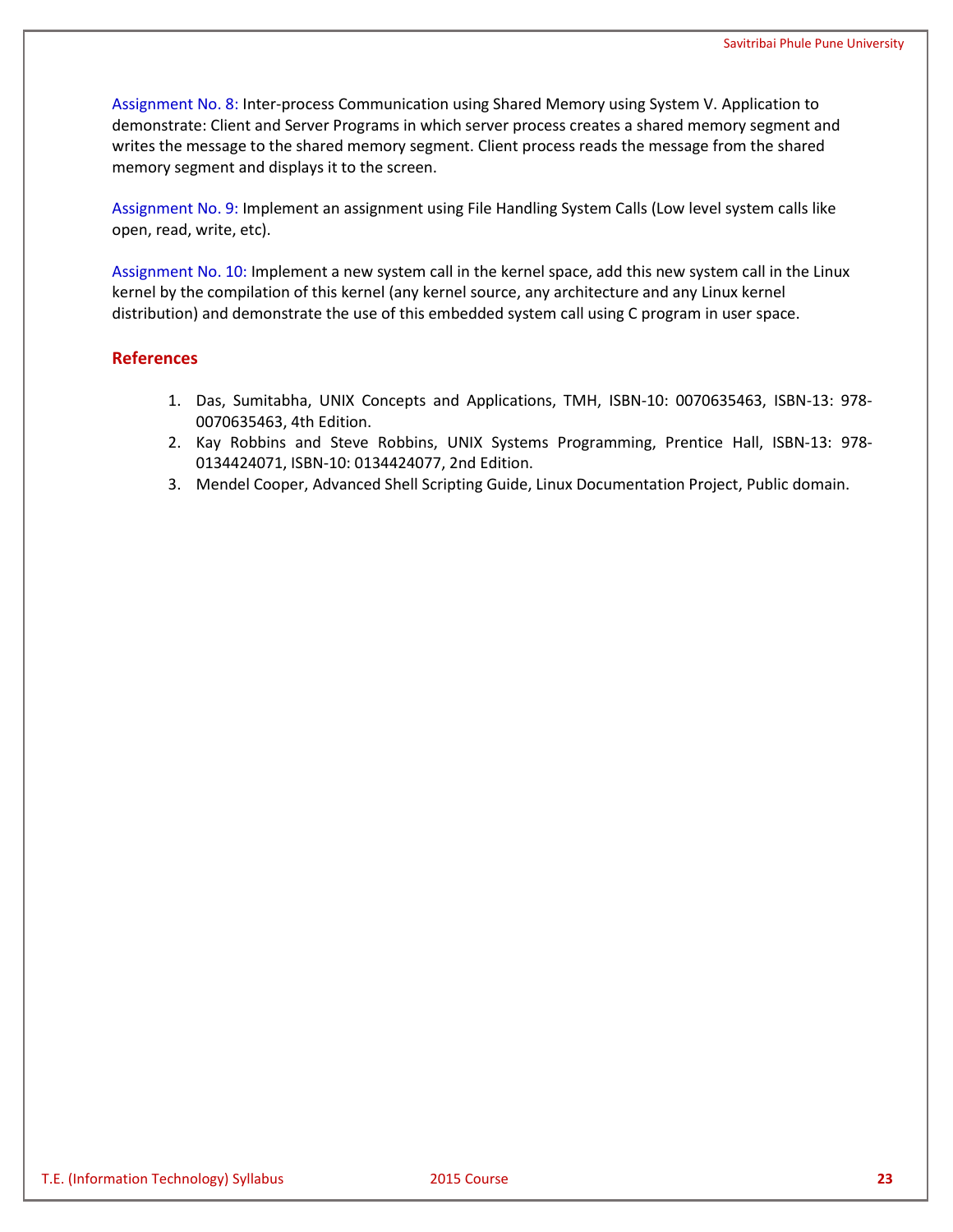Assignment No. 8: Inter-process Communication using Shared Memory using System V. Application to demonstrate: Client and Server Programs in which server process creates a shared memory segment and writes the message to the shared memory segment. Client process reads the message from the shared memory segment and displays it to the screen.

Assignment No. 9: Implement an assignment using File Handling System Calls (Low level system calls like open, read, write, etc).

Assignment No. 10: Implement a new system call in the kernel space, add this new system call in the Linux kernel by the compilation of this kernel (any kernel source, any architecture and any Linux kernel distribution) and demonstrate the use of this embedded system call using C program in user space.

## References

1. Das, Sumitabha, UNIX Concepts and Applications, TMH, ISBN-10: 0070635463, ISBN-13: 978-0070635463, 4th Edition.
2. Kay Robbins and Steve Robbins, UNIX Systems Programming, Prentice Hall, ISBN-13: 978-0134424071, ISBN-10: 0134424077, 2nd Edition.
3. Mendel Cooper, Advanced Shell Scripting Guide, Linux Documentation Project, Public domain.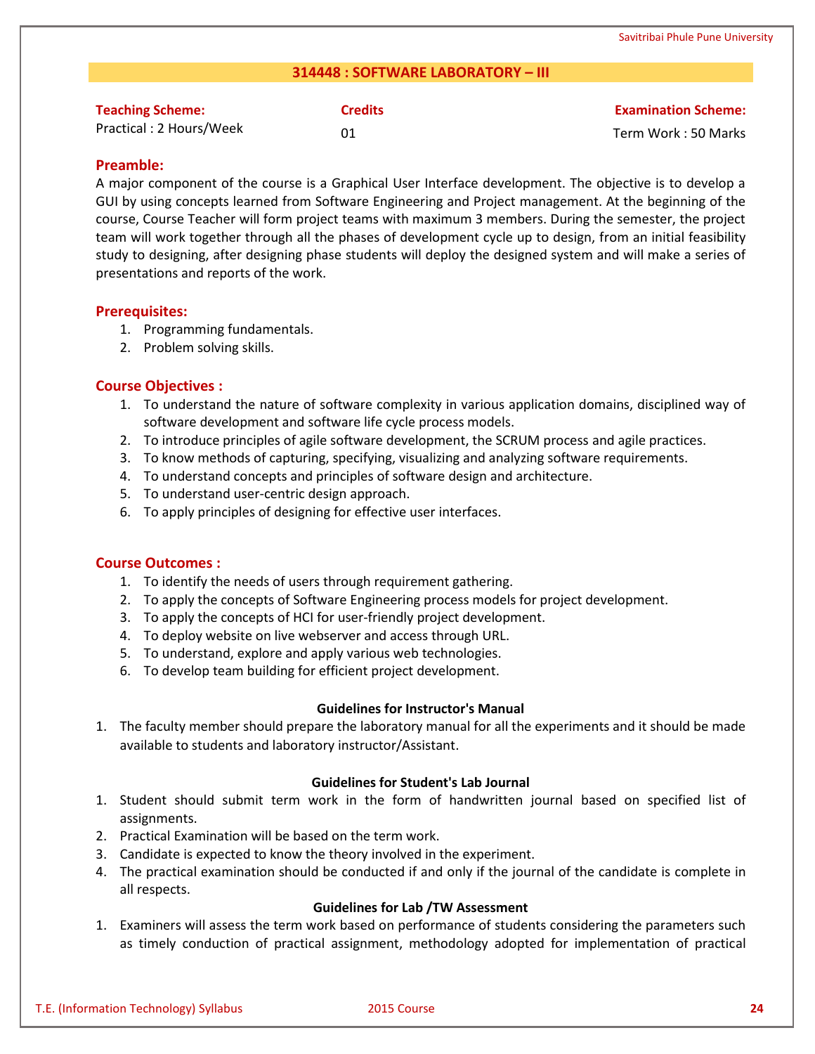## 314448 : SOFTWARE LABORATORY – III

| **Teaching Scheme:** | **Credits** | **Examination Scheme:** |
|---|---|---|
| Practical : 2 Hours/Week | 01 | Term Work : 50 Marks |

### Preamble:

A major component of the course is a Graphical User Interface development. The objective is to develop a GUI by using concepts learned from Software Engineering and Project management. At the beginning of the course, Course Teacher will form project teams with maximum 3 members. During the semester, the project team will work together through all the phases of development cycle up to design, from an initial feasibility study to designing, after designing phase students will deploy the designed system and will make a series of presentations and reports of the work.

### Prerequisites:

1. Programming fundamentals.
2. Problem solving skills.

### Course Objectives :

1. To understand the nature of software complexity in various application domains, disciplined way of software development and software life cycle process models.
2. To introduce principles of agile software development, the SCRUM process and agile practices.
3. To know methods of capturing, specifying, visualizing and analyzing software requirements.
4. To understand concepts and principles of software design and architecture.
5. To understand user-centric design approach.
6. To apply principles of designing for effective user interfaces.

### Course Outcomes :

1. To identify the needs of users through requirement gathering.
2. To apply the concepts of Software Engineering process models for project development.
3. To apply the concepts of HCI for user-friendly project development.
4. To deploy website on live webserver and access through URL.
5. To understand, explore and apply various web technologies.
6. To develop team building for efficient project development.

**Guidelines for Instructor's Manual**

1. The faculty member should prepare the laboratory manual for all the experiments and it should be made available to students and laboratory instructor/Assistant.

**Guidelines for Student's Lab Journal**

1. Student should submit term work in the form of handwritten journal based on specified list of assignments.
2. Practical Examination will be based on the term work.
3. Candidate is expected to know the theory involved in the experiment.
4. The practical examination should be conducted if and only if the journal of the candidate is complete in all respects.

**Guidelines for Lab /TW Assessment**

1. Examiners will assess the term work based on performance of students considering the parameters such as timely conduction of practical assignment, methodology adopted for implementation of practical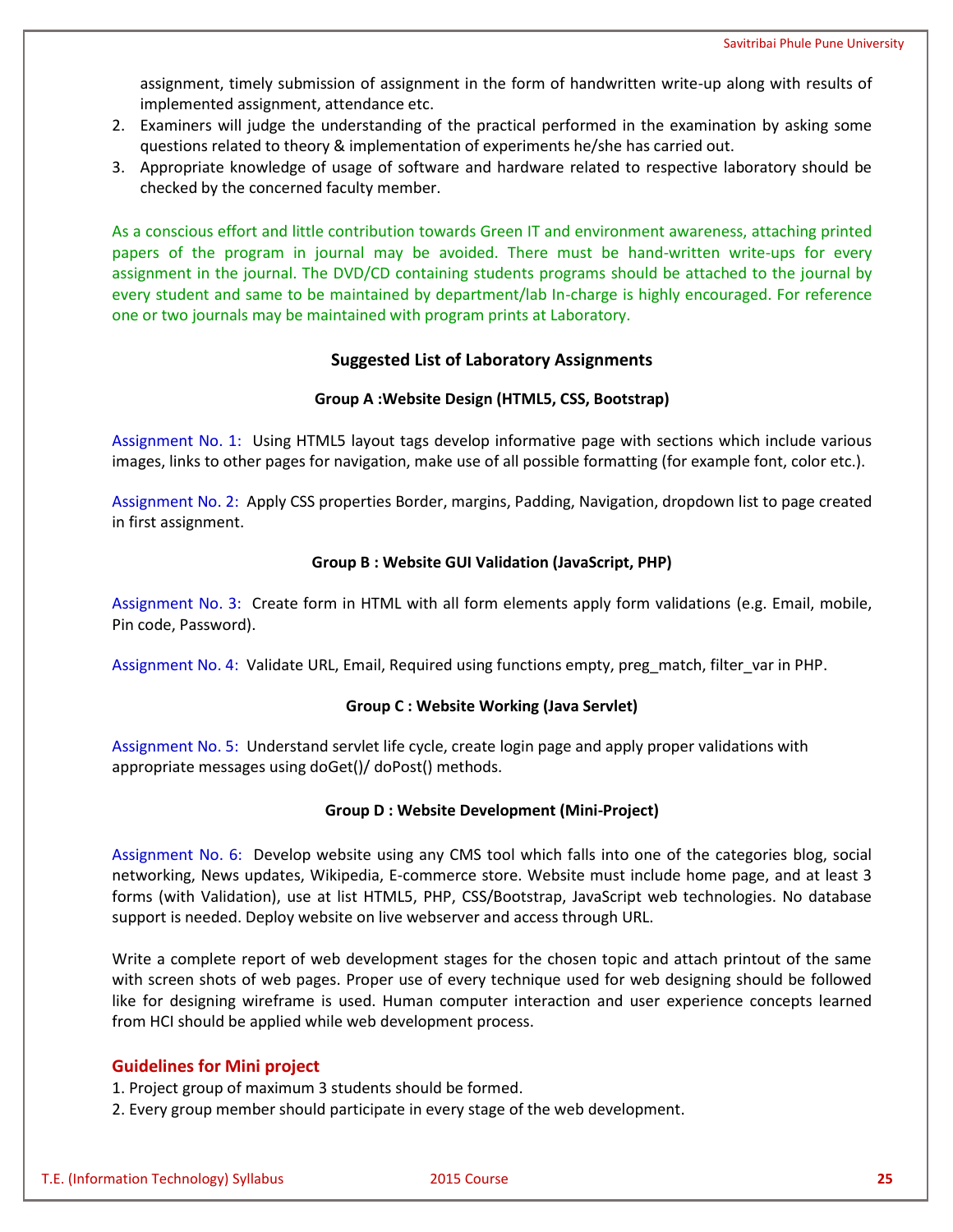assignment, timely submission of assignment in the form of handwritten write-up along with results of implemented assignment, attendance etc.

2. Examiners will judge the understanding of the practical performed in the examination by asking some questions related to theory & implementation of experiments he/she has carried out.
3. Appropriate knowledge of usage of software and hardware related to respective laboratory should be checked by the concerned faculty member.

As a conscious effort and little contribution towards Green IT and environment awareness, attaching printed papers of the program in journal may be avoided. There must be hand-written write-ups for every assignment in the journal. The DVD/CD containing students programs should be attached to the journal by every student and same to be maintained by department/lab In-charge is highly encouraged. For reference one or two journals may be maintained with program prints at Laboratory.

## Suggested List of Laboratory Assignments

### Group A :Website Design (HTML5, CSS, Bootstrap)

Assignment No. 1: Using HTML5 layout tags develop informative page with sections which include various images, links to other pages for navigation, make use of all possible formatting (for example font, color etc.).

Assignment No. 2: Apply CSS properties Border, margins, Padding, Navigation, dropdown list to page created in first assignment.

### Group B : Website GUI Validation (JavaScript, PHP)

Assignment No. 3: Create form in HTML with all form elements apply form validations (e.g. Email, mobile, Pin code, Password).

Assignment No. 4: Validate URL, Email, Required using functions empty, preg_match, filter_var in PHP.

### Group C : Website Working (Java Servlet)

Assignment No. 5: Understand servlet life cycle, create login page and apply proper validations with appropriate messages using doGet()/ doPost() methods.

### Group D : Website Development (Mini-Project)

Assignment No. 6: Develop website using any CMS tool which falls into one of the categories blog, social networking, News updates, Wikipedia, E-commerce store. Website must include home page, and at least 3 forms (with Validation), use at list HTML5, PHP, CSS/Bootstrap, JavaScript web technologies. No database support is needed. Deploy website on live webserver and access through URL.

Write a complete report of web development stages for the chosen topic and attach printout of the same with screen shots of web pages. Proper use of every technique used for web designing should be followed like for designing wireframe is used. Human computer interaction and user experience concepts learned from HCI should be applied while web development process.

### Guidelines for Mini project

1. Project group of maximum 3 students should be formed.
2. Every group member should participate in every stage of the web development.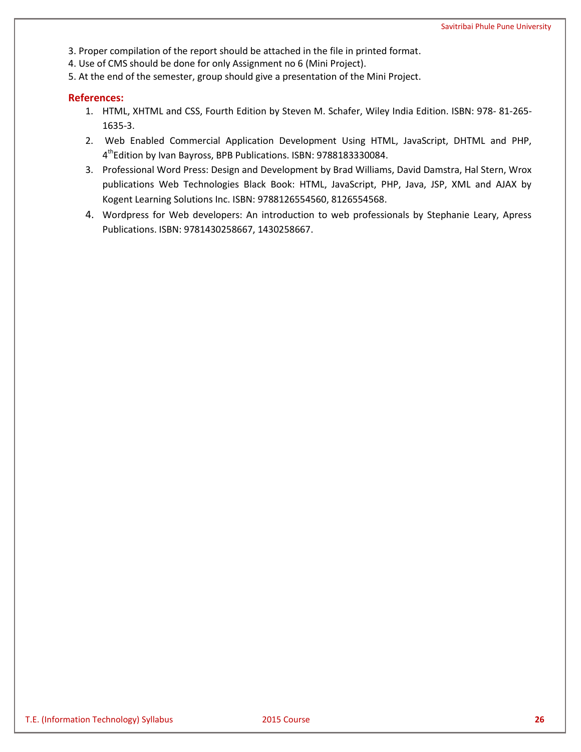3. Proper compilation of the report should be attached in the file in printed format.
4. Use of CMS should be done for only Assignment no 6 (Mini Project).
5. At the end of the semester, group should give a presentation of the Mini Project.

## References:

1. HTML, XHTML and CSS, Fourth Edition by Steven M. Schafer, Wiley India Edition. ISBN: 978- 81-265-1635-3.
2. Web Enabled Commercial Application Development Using HTML, JavaScript, DHTML and PHP, 4th Edition by Ivan Bayross, BPB Publications. ISBN: 9788183330084.
3. Professional Word Press: Design and Development by Brad Williams, David Damstra, Hal Stern, Wrox publications Web Technologies Black Book: HTML, JavaScript, PHP, Java, JSP, XML and AJAX by Kogent Learning Solutions Inc. ISBN: 9788126554560, 8126554568.
4. Wordpress for Web developers: An introduction to web professionals by Stephanie Leary, Apress Publications. ISBN: 9781430258667, 1430258667.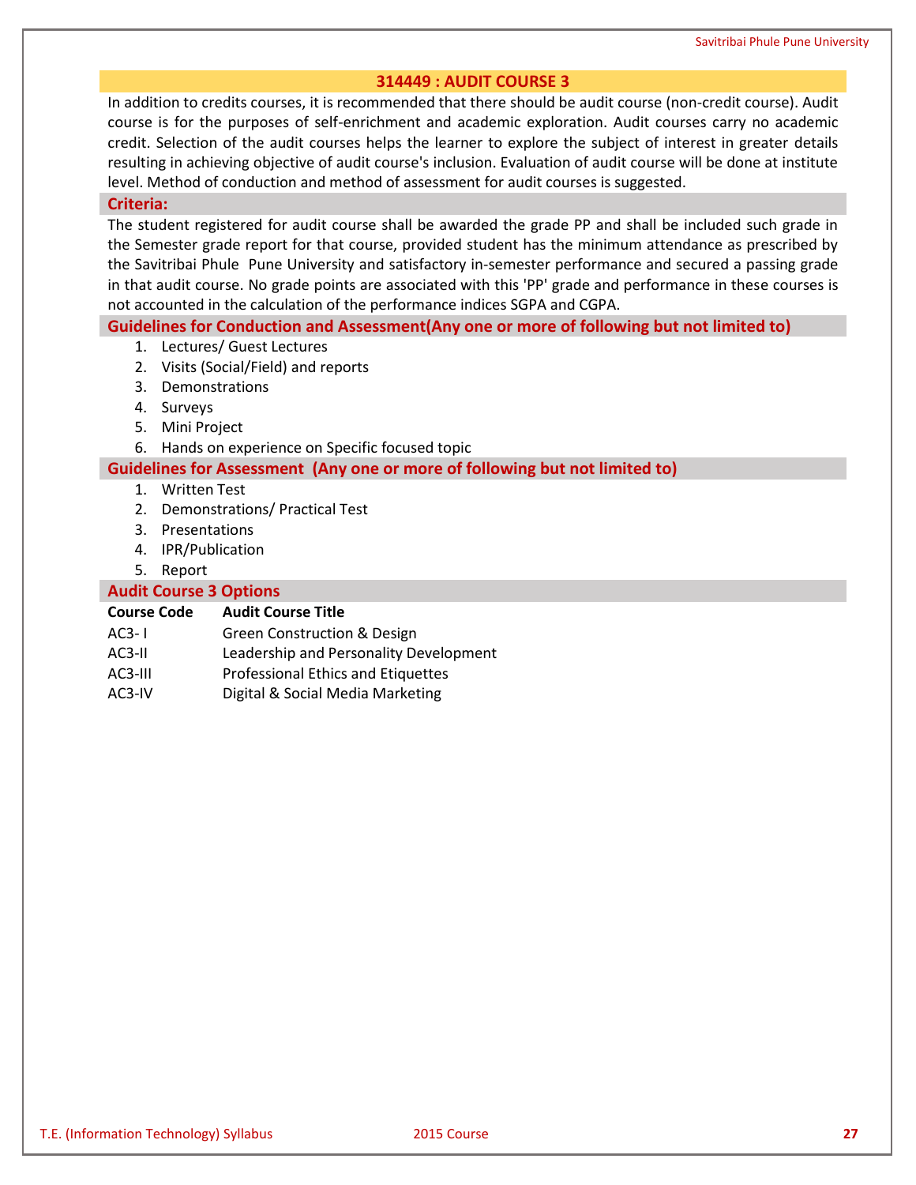## 314449 : AUDIT COURSE 3

In addition to credits courses, it is recommended that there should be audit course (non-credit course). Audit course is for the purposes of self-enrichment and academic exploration. Audit courses carry no academic credit. Selection of the audit courses helps the learner to explore the subject of interest in greater details resulting in achieving objective of audit course's inclusion. Evaluation of audit course will be done at institute level. Method of conduction and method of assessment for audit courses is suggested.

### Criteria:

The student registered for audit course shall be awarded the grade PP and shall be included such grade in the Semester grade report for that course, provided student has the minimum attendance as prescribed by the Savitribai Phule Pune University and satisfactory in-semester performance and secured a passing grade in that audit course. No grade points are associated with this 'PP' grade and performance in these courses is not accounted in the calculation of the performance indices SGPA and CGPA.

### Guidelines for Conduction and Assessment(Any one or more of following but not limited to)

1. Lectures/ Guest Lectures
2. Visits (Social/Field) and reports
3. Demonstrations
4. Surveys
5. Mini Project
6. Hands on experience on Specific focused topic

### Guidelines for Assessment (Any one or more of following but not limited to)

1. Written Test
2. Demonstrations/ Practical Test
3. Presentations
4. IPR/Publication
5. Report

### Audit Course 3 Options

| Course Code | Audit Course Title |
|---|---|
| AC3- I | Green Construction & Design |
| AC3-II | Leadership and Personality Development |
| AC3-III | Professional Ethics and Etiquettes |
| AC3-IV | Digital & Social Media Marketing |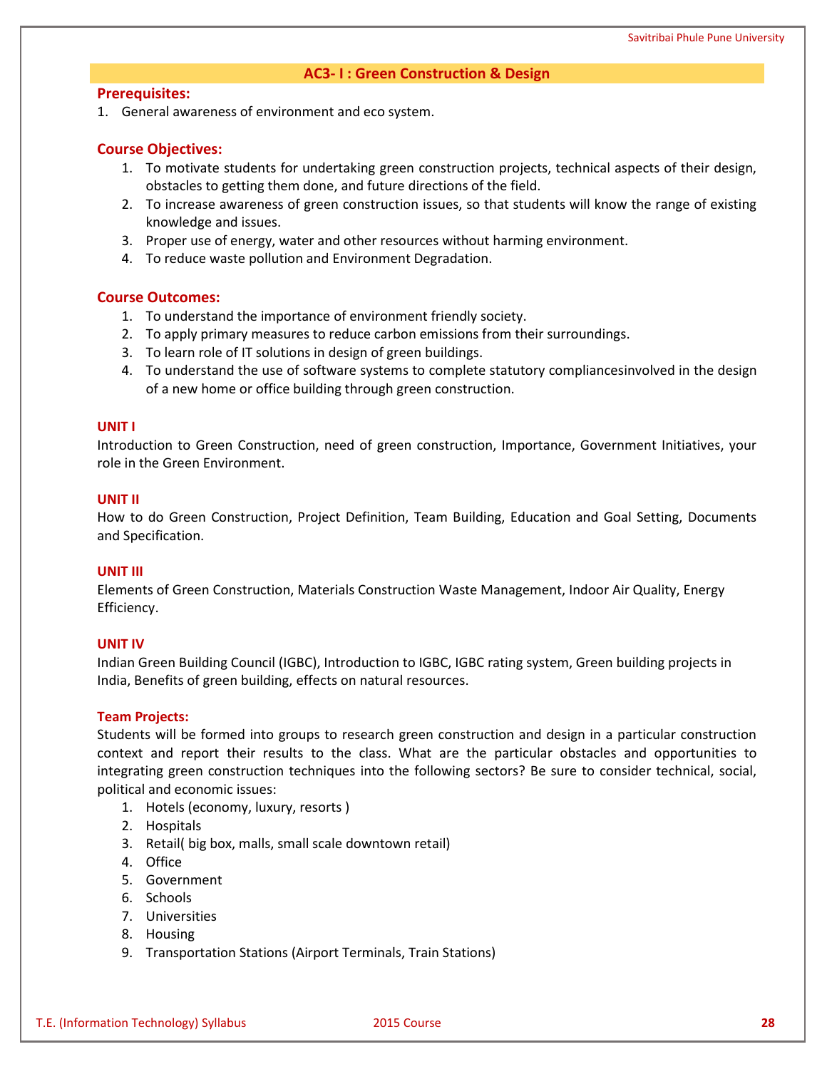## AC3- I : Green Construction & Design

### Prerequisites:

1. General awareness of environment and eco system.

### Course Objectives:

1. To motivate students for undertaking green construction projects, technical aspects of their design, obstacles to getting them done, and future directions of the field.
2. To increase awareness of green construction issues, so that students will know the range of existing knowledge and issues.
3. Proper use of energy, water and other resources without harming environment.
4. To reduce waste pollution and Environment Degradation.

### Course Outcomes:

1. To understand the importance of environment friendly society.
2. To apply primary measures to reduce carbon emissions from their surroundings.
3. To learn role of IT solutions in design of green buildings.
4. To understand the use of software systems to complete statutory compliancesinvolved in the design of a new home or office building through green construction.

#### UNIT I

Introduction to Green Construction, need of green construction, Importance, Government Initiatives, your role in the Green Environment.

#### UNIT II

How to do Green Construction, Project Definition, Team Building, Education and Goal Setting, Documents and Specification.

#### UNIT III

Elements of Green Construction, Materials Construction Waste Management, Indoor Air Quality, Energy Efficiency.

#### UNIT IV

Indian Green Building Council (IGBC), Introduction to IGBC, IGBC rating system, Green building projects in India, Benefits of green building, effects on natural resources.

### Team Projects:

Students will be formed into groups to research green construction and design in a particular construction context and report their results to the class. What are the particular obstacles and opportunities to integrating green construction techniques into the following sectors? Be sure to consider technical, social, political and economic issues:

1. Hotels (economy, luxury, resorts )
2. Hospitals
3. Retail( big box, malls, small scale downtown retail)
4. Office
5. Government
6. Schools
7. Universities
8. Housing
9. Transportation Stations (Airport Terminals, Train Stations)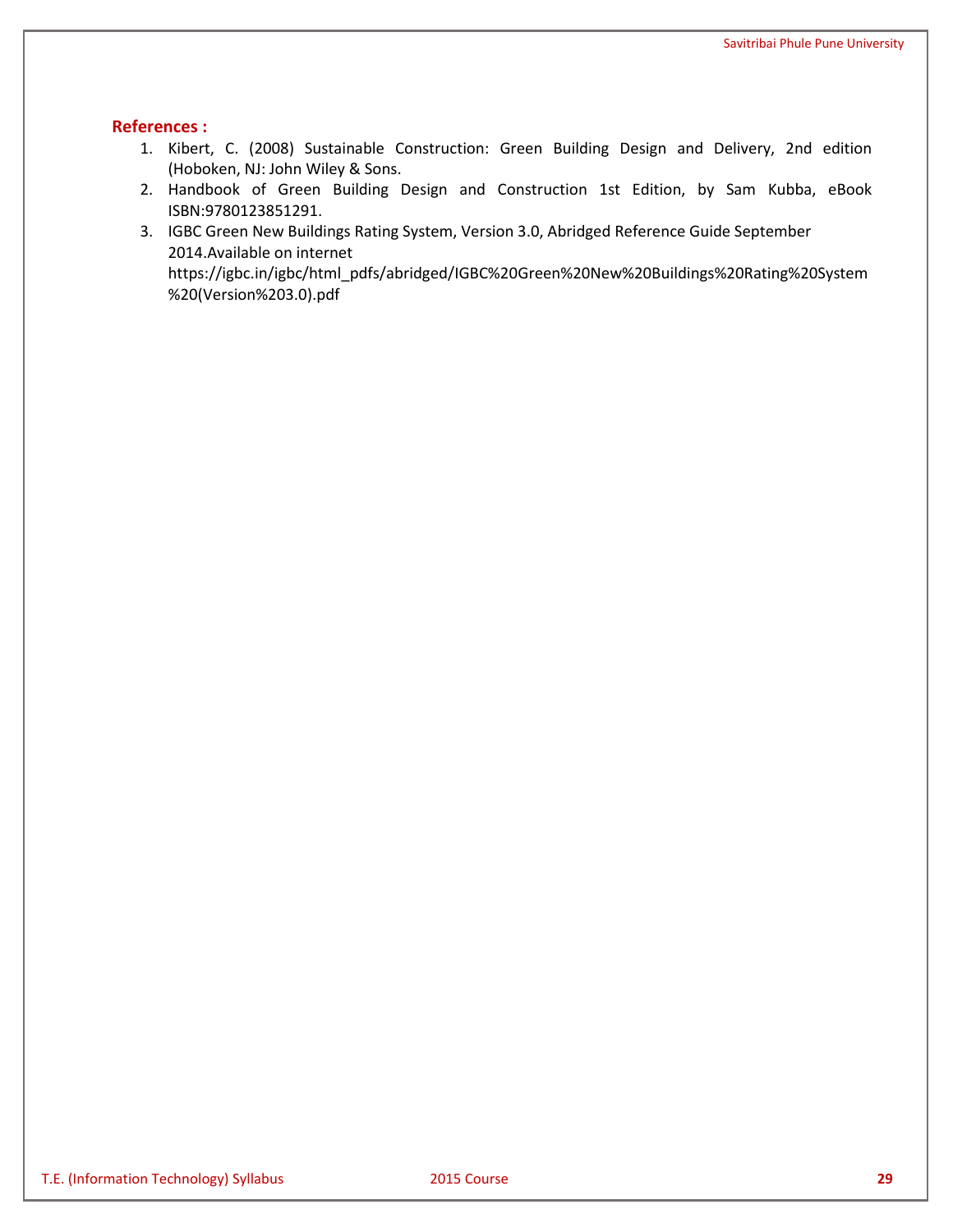**References :**

1. Kibert, C. (2008) Sustainable Construction: Green Building Design and Delivery, 2nd edition (Hoboken, NJ: John Wiley & Sons.
2. Handbook of Green Building Design and Construction 1st Edition, by Sam Kubba, eBook ISBN:9780123851291.
3. IGBC Green New Buildings Rating System, Version 3.0, Abridged Reference Guide September 2014.Available on internet https://igbc.in/igbc/html_pdfs/abridged/IGBC%20Green%20New%20Buildings%20Rating%20System%20(Version%203.0).pdf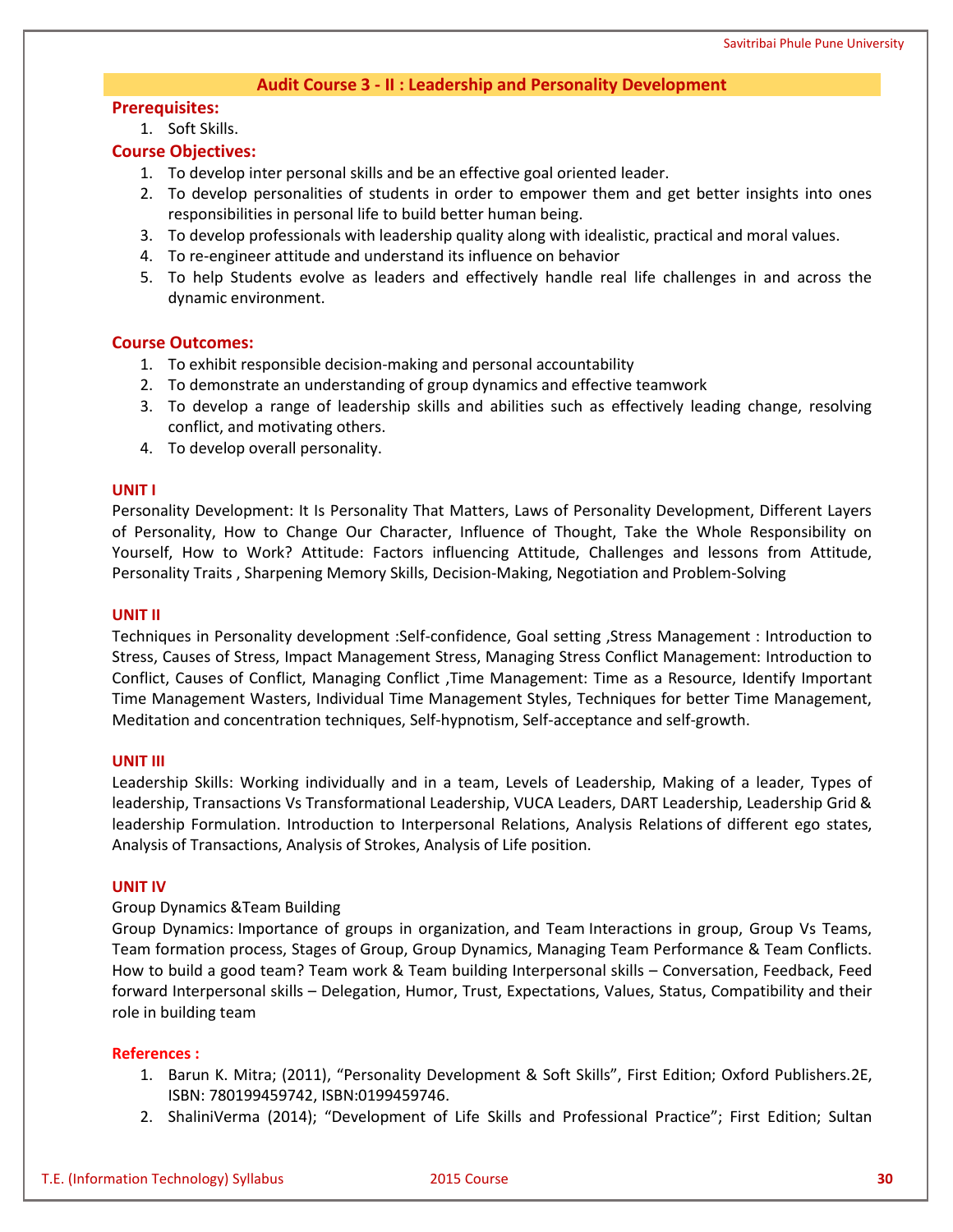## Audit Course 3 - II : Leadership and Personality Development

**Prerequisites:**

1. Soft Skills.

**Course Objectives:**

1. To develop inter personal skills and be an effective goal oriented leader.
2. To develop personalities of students in order to empower them and get better insights into ones responsibilities in personal life to build better human being.
3. To develop professionals with leadership quality along with idealistic, practical and moral values.
4. To re-engineer attitude and understand its influence on behavior
5. To help Students evolve as leaders and effectively handle real life challenges in and across the dynamic environment.

**Course Outcomes:**

1. To exhibit responsible decision-making and personal accountability
2. To demonstrate an understanding of group dynamics and effective teamwork
3. To develop a range of leadership skills and abilities such as effectively leading change, resolving conflict, and motivating others.
4. To develop overall personality.

**UNIT I**

Personality Development: It Is Personality That Matters, Laws of Personality Development, Different Layers of Personality, How to Change Our Character, Influence of Thought, Take the Whole Responsibility on Yourself, How to Work? Attitude: Factors influencing Attitude, Challenges and lessons from Attitude, Personality Traits , Sharpening Memory Skills, Decision-Making, Negotiation and Problem-Solving

**UNIT II**

Techniques in Personality development :Self-confidence, Goal setting ,Stress Management : Introduction to Stress, Causes of Stress, Impact Management Stress, Managing Stress Conflict Management: Introduction to Conflict, Causes of Conflict, Managing Conflict ,Time Management: Time as a Resource, Identify Important Time Management Wasters, Individual Time Management Styles, Techniques for better Time Management, Meditation and concentration techniques, Self-hypnotism, Self-acceptance and self-growth.

**UNIT III**

Leadership Skills: Working individually and in a team, Levels of Leadership, Making of a leader, Types of leadership, Transactions Vs Transformational Leadership, VUCA Leaders, DART Leadership, Leadership Grid & leadership Formulation. Introduction to Interpersonal Relations, Analysis Relations of different ego states, Analysis of Transactions, Analysis of Strokes, Analysis of Life position.

**UNIT IV**

Group Dynamics &Team Building

Group Dynamics: Importance of groups in organization, and Team Interactions in group, Group Vs Teams, Team formation process, Stages of Group, Group Dynamics, Managing Team Performance & Team Conflicts. How to build a good team? Team work & Team building Interpersonal skills – Conversation, Feedback, Feed forward Interpersonal skills – Delegation, Humor, Trust, Expectations, Values, Status, Compatibility and their role in building team

**References :**

1. Barun K. Mitra; (2011), "Personality Development & Soft Skills", First Edition; Oxford Publishers.2E, ISBN: 780199459742, ISBN:0199459746.
2. ShaliniVerma (2014); "Development of Life Skills and Professional Practice"; First Edition; Sultan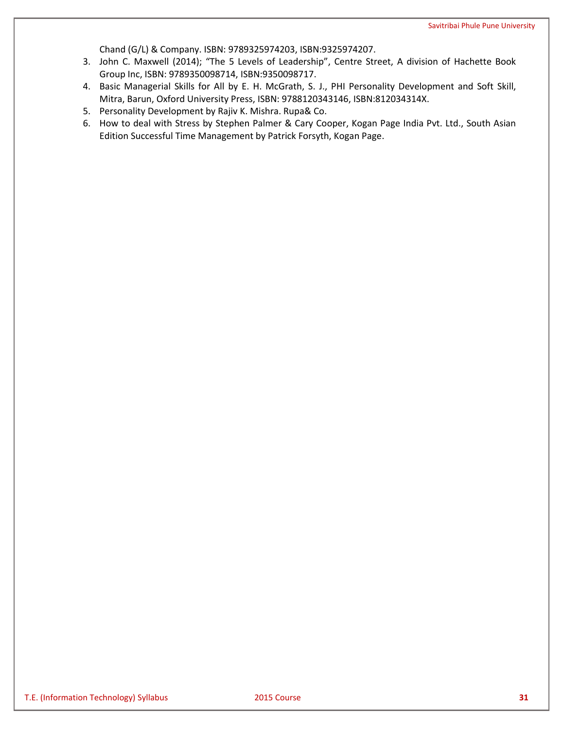Chand (G/L) & Company. ISBN: 9789325974203, ISBN:9325974207.

3. John C. Maxwell (2014); "The 5 Levels of Leadership", Centre Street, A division of Hachette Book Group Inc, ISBN: 9789350098714, ISBN:9350098717.
4. Basic Managerial Skills for All by E. H. McGrath, S. J., PHI Personality Development and Soft Skill, Mitra, Barun, Oxford University Press, ISBN: 9788120343146, ISBN:812034314X.
5. Personality Development by Rajiv K. Mishra. Rupa& Co.
6. How to deal with Stress by Stephen Palmer & Cary Cooper, Kogan Page India Pvt. Ltd., South Asian Edition Successful Time Management by Patrick Forsyth, Kogan Page.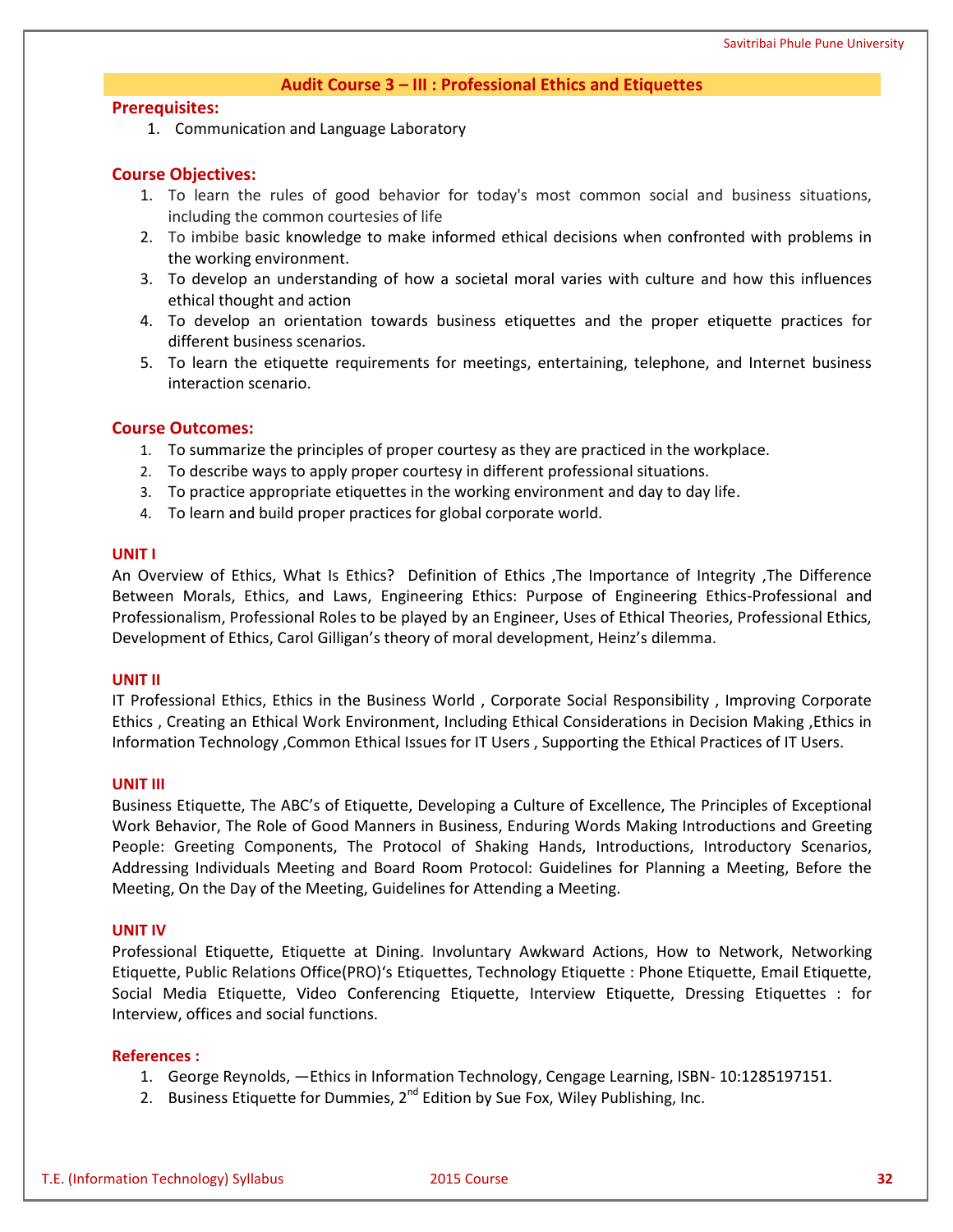## Audit Course 3 – III : Professional Ethics and Etiquettes

### Prerequisites:

1. Communication and Language Laboratory

### Course Objectives:

1. To learn the rules of good behavior for today's most common social and business situations, including the common courtesies of life
2. To imbibe basic knowledge to make informed ethical decisions when confronted with problems in the working environment.
3. To develop an understanding of how a societal moral varies with culture and how this influences ethical thought and action
4. To develop an orientation towards business etiquettes and the proper etiquette practices for different business scenarios.
5. To learn the etiquette requirements for meetings, entertaining, telephone, and Internet business interaction scenario.

### Course Outcomes:

1. To summarize the principles of proper courtesy as they are practiced in the workplace.
2. To describe ways to apply proper courtesy in different professional situations.
3. To practice appropriate etiquettes in the working environment and day to day life.
4. To learn and build proper practices for global corporate world.

#### UNIT I

An Overview of Ethics, What Is Ethics? Definition of Ethics ,The Importance of Integrity ,The Difference Between Morals, Ethics, and Laws, Engineering Ethics: Purpose of Engineering Ethics-Professional and Professionalism, Professional Roles to be played by an Engineer, Uses of Ethical Theories, Professional Ethics, Development of Ethics, Carol Gilligan's theory of moral development, Heinz's dilemma.

#### UNIT II

IT Professional Ethics, Ethics in the Business World , Corporate Social Responsibility , Improving Corporate Ethics , Creating an Ethical Work Environment, Including Ethical Considerations in Decision Making ,Ethics in Information Technology ,Common Ethical Issues for IT Users , Supporting the Ethical Practices of IT Users.

#### UNIT III

Business Etiquette, The ABC's of Etiquette, Developing a Culture of Excellence, The Principles of Exceptional Work Behavior, The Role of Good Manners in Business, Enduring Words Making Introductions and Greeting People: Greeting Components, The Protocol of Shaking Hands, Introductions, Introductory Scenarios, Addressing Individuals Meeting and Board Room Protocol: Guidelines for Planning a Meeting, Before the Meeting, On the Day of the Meeting, Guidelines for Attending a Meeting.

#### UNIT IV

Professional Etiquette, Etiquette at Dining. Involuntary Awkward Actions, How to Network, Networking Etiquette, Public Relations Office(PRO)'s Etiquettes, Technology Etiquette : Phone Etiquette, Email Etiquette, Social Media Etiquette, Video Conferencing Etiquette, Interview Etiquette, Dressing Etiquettes : for Interview, offices and social functions.

### References :

1. George Reynolds, —Ethics in Information Technology, Cengage Learning, ISBN- 10:1285197151.
2. Business Etiquette for Dummies, 2nd Edition by Sue Fox, Wiley Publishing, Inc.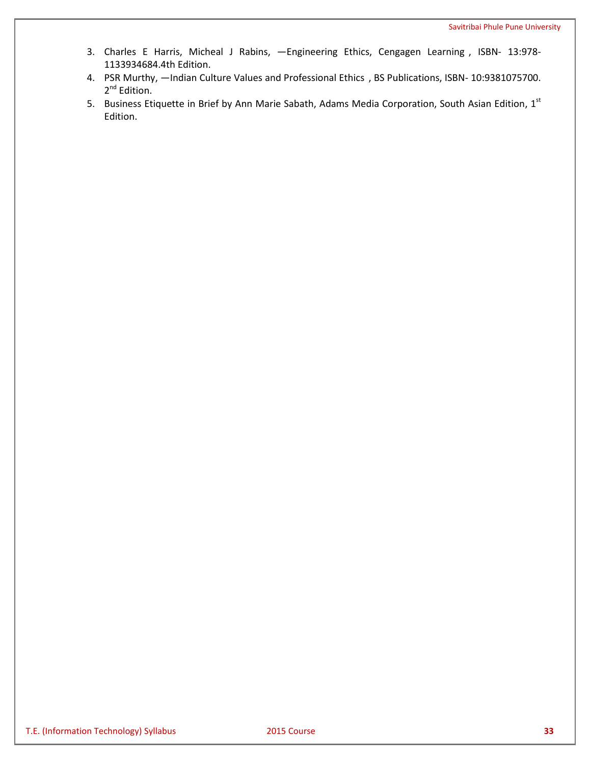3. Charles E Harris, Micheal J Rabins, —Engineering Ethics, Cengagen Learning , ISBN- 13:978-1133934684.4th Edition.
4. PSR Murthy, —Indian Culture Values and Professional Ethics , BS Publications, ISBN- 10:9381075700. 2nd Edition.
5. Business Etiquette in Brief by Ann Marie Sabath, Adams Media Corporation, South Asian Edition, 1st Edition.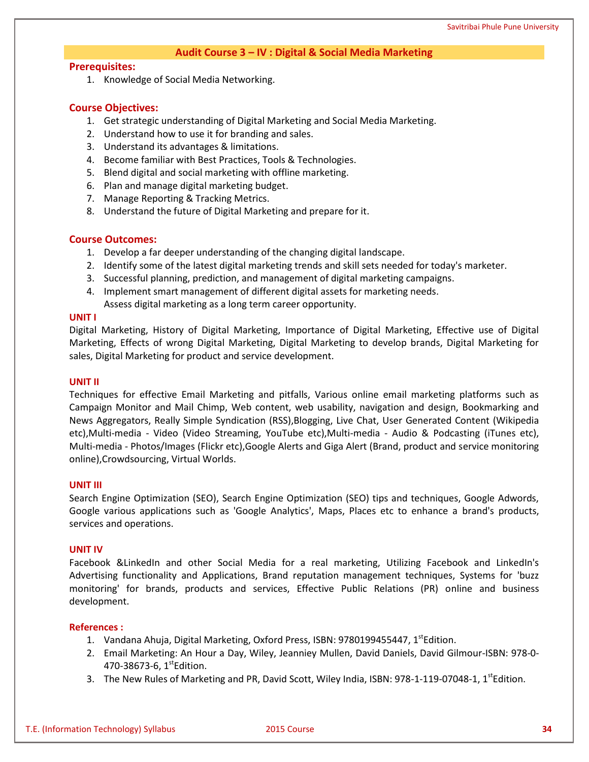## Audit Course 3 – IV : Digital & Social Media Marketing

### Prerequisites:

1. Knowledge of Social Media Networking.

### Course Objectives:

1. Get strategic understanding of Digital Marketing and Social Media Marketing.
2. Understand how to use it for branding and sales.
3. Understand its advantages & limitations.
4. Become familiar with Best Practices, Tools & Technologies.
5. Blend digital and social marketing with offline marketing.
6. Plan and manage digital marketing budget.
7. Manage Reporting & Tracking Metrics.
8. Understand the future of Digital Marketing and prepare for it.

### Course Outcomes:

1. Develop a far deeper understanding of the changing digital landscape.
2. Identify some of the latest digital marketing trends and skill sets needed for today's marketer.
3. Successful planning, prediction, and management of digital marketing campaigns.
4. Implement smart management of different digital assets for marketing needs.
   Assess digital marketing as a long term career opportunity.

### UNIT I

Digital Marketing, History of Digital Marketing, Importance of Digital Marketing, Effective use of Digital Marketing, Effects of wrong Digital Marketing, Digital Marketing to develop brands, Digital Marketing for sales, Digital Marketing for product and service development.

### UNIT II

Techniques for effective Email Marketing and pitfalls, Various online email marketing platforms such as Campaign Monitor and Mail Chimp, Web content, web usability, navigation and design, Bookmarking and News Aggregators, Really Simple Syndication (RSS),Blogging, Live Chat, User Generated Content (Wikipedia etc),Multi-media - Video (Video Streaming, YouTube etc),Multi-media - Audio & Podcasting (iTunes etc), Multi-media - Photos/Images (Flickr etc),Google Alerts and Giga Alert (Brand, product and service monitoring online),Crowdsourcing, Virtual Worlds.

### UNIT III

Search Engine Optimization (SEO), Search Engine Optimization (SEO) tips and techniques, Google Adwords, Google various applications such as 'Google Analytics', Maps, Places etc to enhance a brand's products, services and operations.

### UNIT IV

Facebook &LinkedIn and other Social Media for a real marketing, Utilizing Facebook and LinkedIn's Advertising functionality and Applications, Brand reputation management techniques, Systems for 'buzz monitoring' for brands, products and services, Effective Public Relations (PR) online and business development.

### References :

1. Vandana Ahuja, Digital Marketing, Oxford Press, ISBN: 9780199455447, 1st Edition.
2. Email Marketing: An Hour a Day, Wiley, Jeanniey Mullen, David Daniels, David Gilmour-ISBN: 978-0-470-38673-6, 1st Edition.
3. The New Rules of Marketing and PR, David Scott, Wiley India, ISBN: 978-1-119-07048-1, 1st Edition.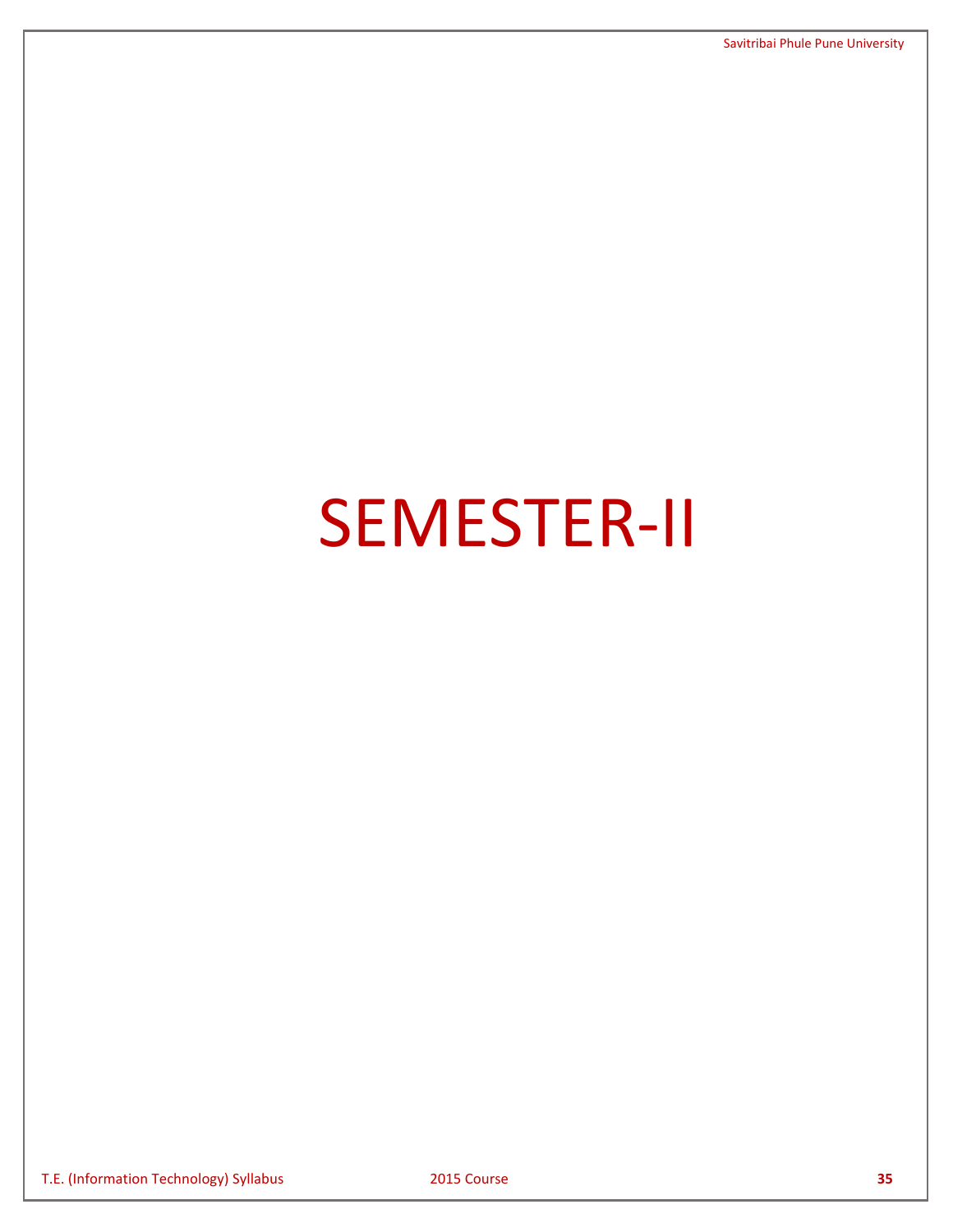# SEMESTER-II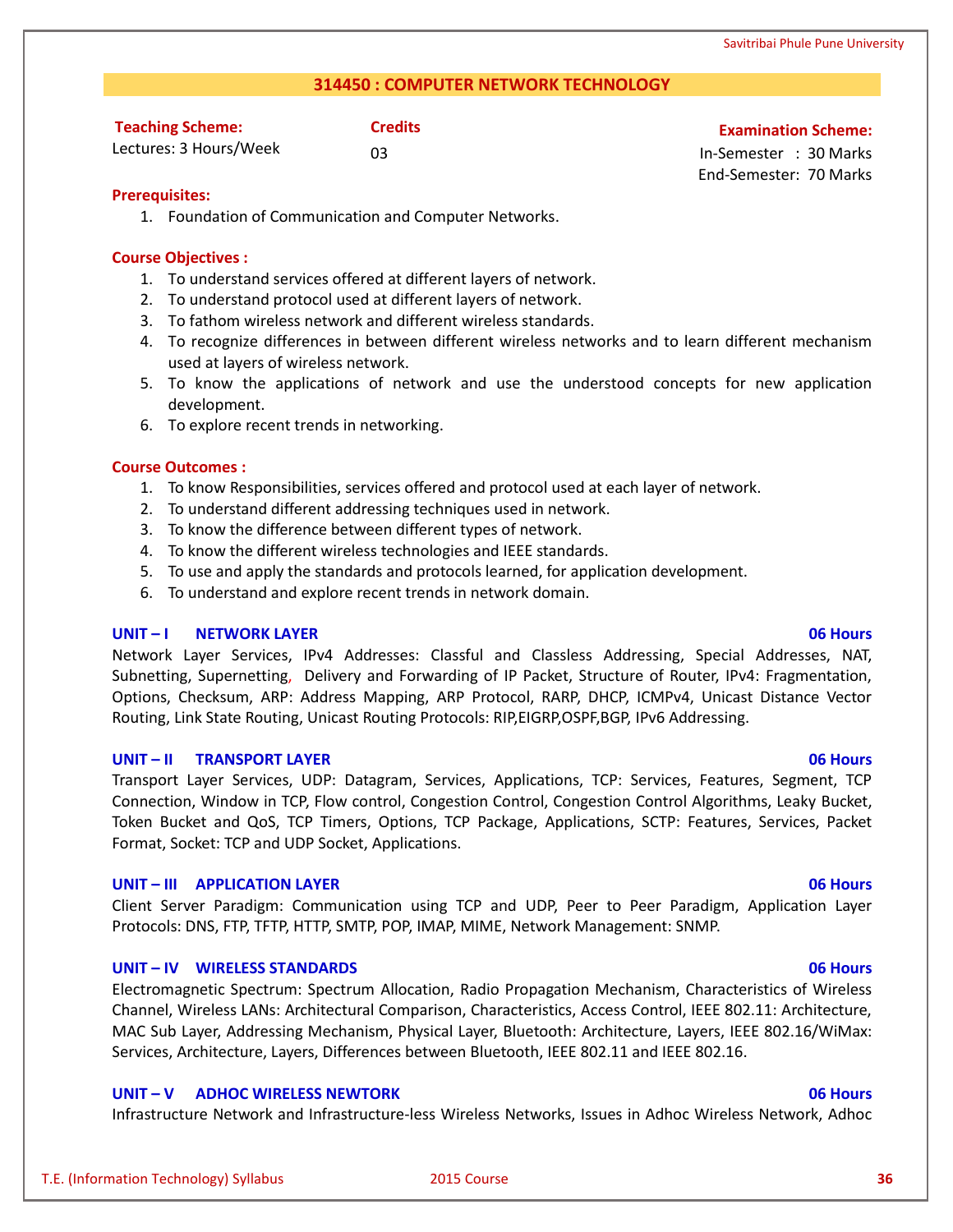## 314450 : COMPUTER NETWORK TECHNOLOGY

| Teaching Scheme: | Credits | Examination Scheme: |
|---|---|---|
| Lectures: 3 Hours/Week | 03 | In-Semester : 30 Marks<br>End-Semester: 70 Marks |

**Prerequisites:**

1. Foundation of Communication and Computer Networks.

**Course Objectives :**

1. To understand services offered at different layers of network.
2. To understand protocol used at different layers of network.
3. To fathom wireless network and different wireless standards.
4. To recognize differences in between different wireless networks and to learn different mechanism used at layers of wireless network.
5. To know the applications of network and use the understood concepts for new application development.
6. To explore recent trends in networking.

**Course Outcomes :**

1. To know Responsibilities, services offered and protocol used at each layer of network.
2. To understand different addressing techniques used in network.
3. To know the difference between different types of network.
4. To know the different wireless technologies and IEEE standards.
5. To use and apply the standards and protocols learned, for application development.
6. To understand and explore recent trends in network domain.

**UNIT – I NETWORK LAYER** **06 Hours**

Network Layer Services, IPv4 Addresses: Classful and Classless Addressing, Special Addresses, NAT, Subnetting, Supernetting, Delivery and Forwarding of IP Packet, Structure of Router, IPv4: Fragmentation, Options, Checksum, ARP: Address Mapping, ARP Protocol, RARP, DHCP, ICMPv4, Unicast Distance Vector Routing, Link State Routing, Unicast Routing Protocols: RIP,EIGRP,OSPF,BGP, IPv6 Addressing.

**UNIT – II TRANSPORT LAYER** **06 Hours**

Transport Layer Services, UDP: Datagram, Services, Applications, TCP: Services, Features, Segment, TCP Connection, Window in TCP, Flow control, Congestion Control, Congestion Control Algorithms, Leaky Bucket, Token Bucket and QoS, TCP Timers, Options, TCP Package, Applications, SCTP: Features, Services, Packet Format, Socket: TCP and UDP Socket, Applications.

**UNIT – III APPLICATION LAYER** **06 Hours**

Client Server Paradigm: Communication using TCP and UDP, Peer to Peer Paradigm, Application Layer Protocols: DNS, FTP, TFTP, HTTP, SMTP, POP, IMAP, MIME, Network Management: SNMP.

**UNIT – IV WIRELESS STANDARDS** **06 Hours**

Electromagnetic Spectrum: Spectrum Allocation, Radio Propagation Mechanism, Characteristics of Wireless Channel, Wireless LANs: Architectural Comparison, Characteristics, Access Control, IEEE 802.11: Architecture, MAC Sub Layer, Addressing Mechanism, Physical Layer, Bluetooth: Architecture, Layers, IEEE 802.16/WiMax: Services, Architecture, Layers, Differences between Bluetooth, IEEE 802.11 and IEEE 802.16.

**UNIT – V ADHOC WIRELESS NEWTORK** **06 Hours**

Infrastructure Network and Infrastructure-less Wireless Networks, Issues in Adhoc Wireless Network, Adhoc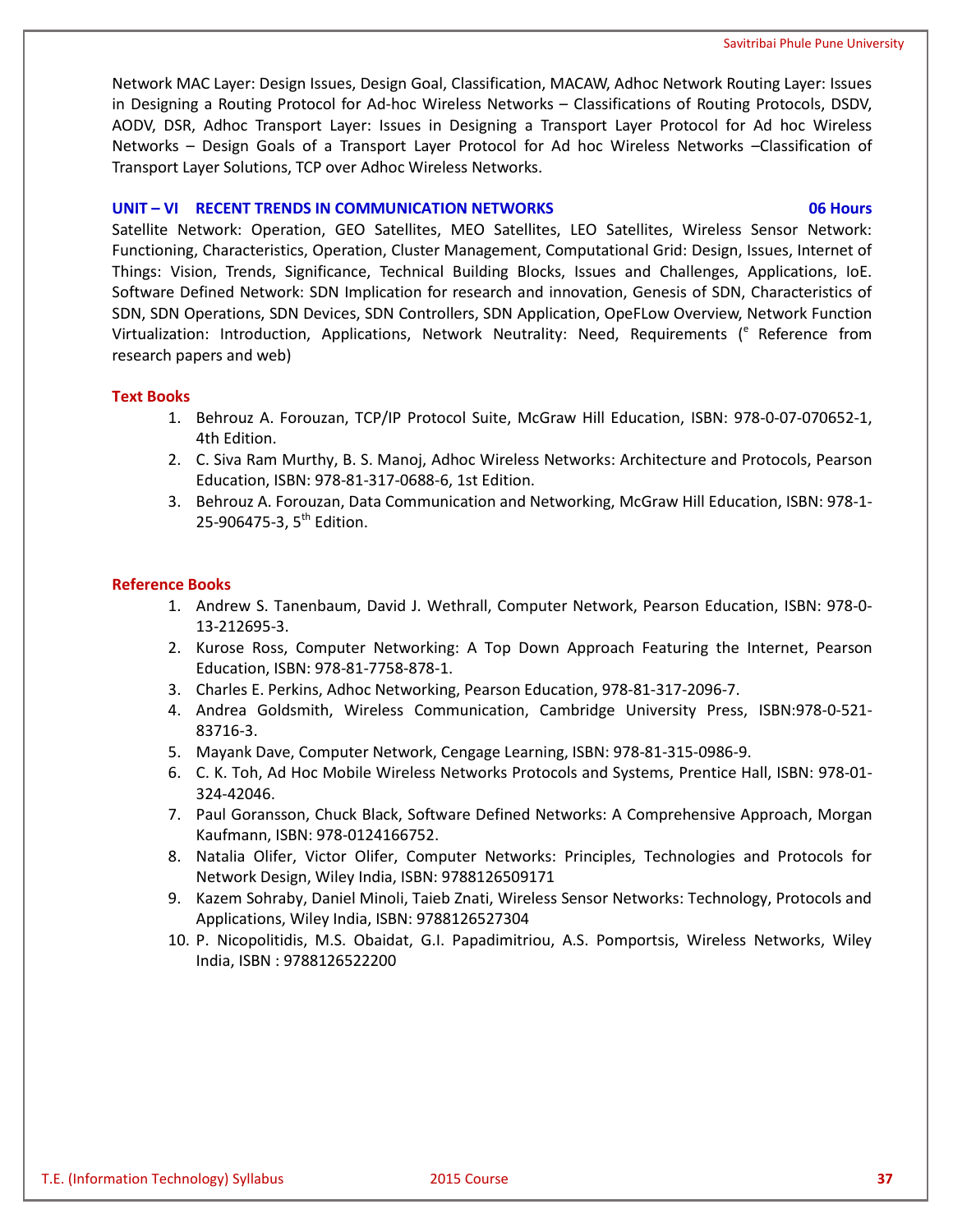Network MAC Layer: Design Issues, Design Goal, Classification, MACAW, Adhoc Network Routing Layer: Issues in Designing a Routing Protocol for Ad-hoc Wireless Networks – Classifications of Routing Protocols, DSDV, AODV, DSR, Adhoc Transport Layer: Issues in Designing a Transport Layer Protocol for Ad hoc Wireless Networks – Design Goals of a Transport Layer Protocol for Ad hoc Wireless Networks –Classification of Transport Layer Solutions, TCP over Adhoc Wireless Networks.

### UNIT – VI RECENT TRENDS IN COMMUNICATION NETWORKS — 06 Hours

Satellite Network: Operation, GEO Satellites, MEO Satellites, LEO Satellites, Wireless Sensor Network: Functioning, Characteristics, Operation, Cluster Management, Computational Grid: Design, Issues, Internet of Things: Vision, Trends, Significance, Technical Building Blocks, Issues and Challenges, Applications, IoE. Software Defined Network: SDN Implication for research and innovation, Genesis of SDN, Characteristics of SDN, SDN Operations, SDN Devices, SDN Controllers, SDN Application, OpeFLow Overview, Network Function Virtualization: Introduction, Applications, Network Neutrality: Need, Requirements ([e] Reference from research papers and web)

### Text Books

1. Behrouz A. Forouzan, TCP/IP Protocol Suite, McGraw Hill Education, ISBN: 978-0-07-070652-1, 4th Edition.
2. C. Siva Ram Murthy, B. S. Manoj, Adhoc Wireless Networks: Architecture and Protocols, Pearson Education, ISBN: 978-81-317-0688-6, 1st Edition.
3. Behrouz A. Forouzan, Data Communication and Networking, McGraw Hill Education, ISBN: 978-1-25-906475-3, 5th Edition.

### Reference Books

1. Andrew S. Tanenbaum, David J. Wethrall, Computer Network, Pearson Education, ISBN: 978-0-13-212695-3.
2. Kurose Ross, Computer Networking: A Top Down Approach Featuring the Internet, Pearson Education, ISBN: 978-81-7758-878-1.
3. Charles E. Perkins, Adhoc Networking, Pearson Education, 978-81-317-2096-7.
4. Andrea Goldsmith, Wireless Communication, Cambridge University Press, ISBN:978-0-521-83716-3.
5. Mayank Dave, Computer Network, Cengage Learning, ISBN: 978-81-315-0986-9.
6. C. K. Toh, Ad Hoc Mobile Wireless Networks Protocols and Systems, Prentice Hall, ISBN: 978-01-324-42046.
7. Paul Goransson, Chuck Black, Software Defined Networks: A Comprehensive Approach, Morgan Kaufmann, ISBN: 978-0124166752.
8. Natalia Olifer, Victor Olifer, Computer Networks: Principles, Technologies and Protocols for Network Design, Wiley India, ISBN: 9788126509171
9. Kazem Sohraby, Daniel Minoli, Taieb Znati, Wireless Sensor Networks: Technology, Protocols and Applications, Wiley India, ISBN: 9788126527304
10. P. Nicopolitidis, M.S. Obaidat, G.I. Papadimitriou, A.S. Pomportsis, Wireless Networks, Wiley India, ISBN : 9788126522200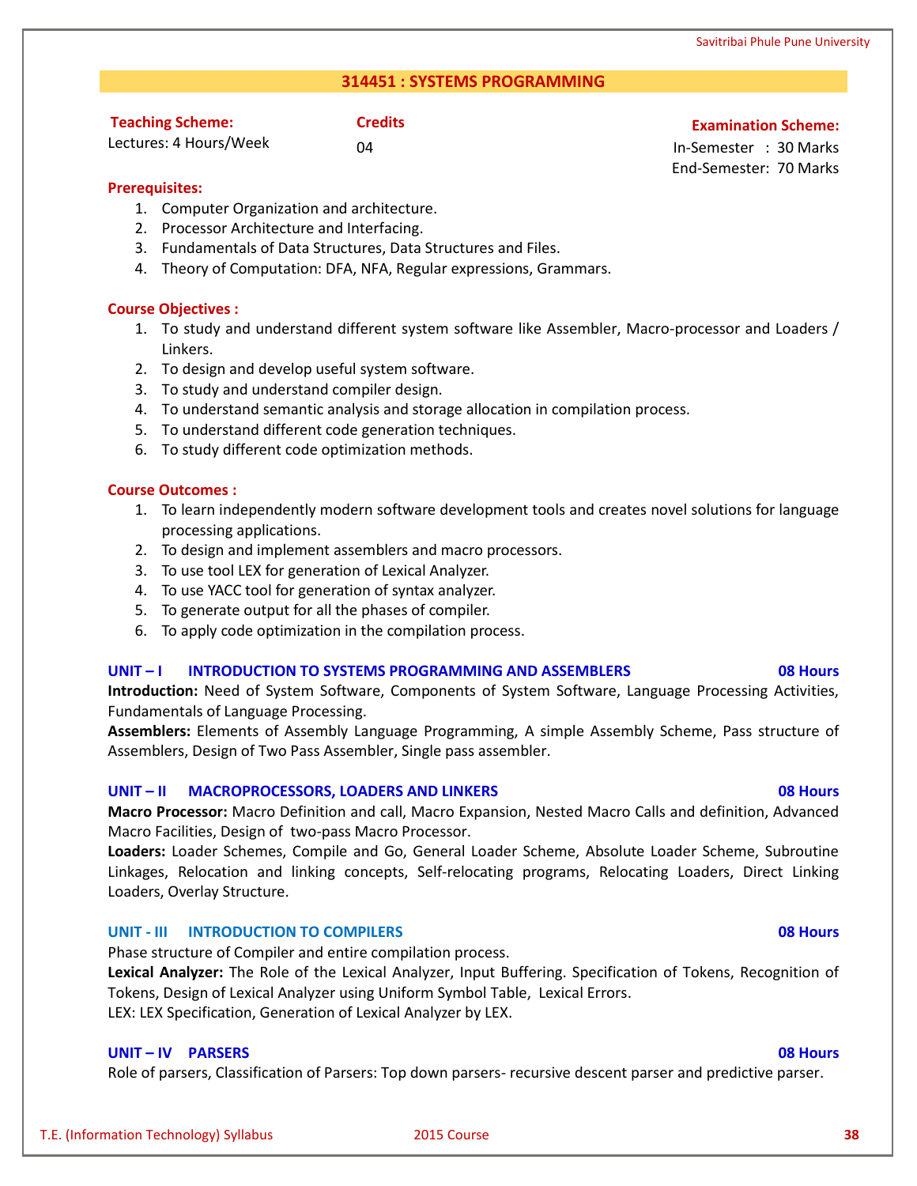## 314451 : SYSTEMS PROGRAMMING

| **Teaching Scheme:** | **Credits** | **Examination Scheme:** |
|---|---|---|
| Lectures: 4 Hours/Week | 04 | In-Semester : 30 Marks |
| | | End-Semester: 70 Marks |

**Prerequisites:**

1. Computer Organization and architecture.
2. Processor Architecture and Interfacing.
3. Fundamentals of Data Structures, Data Structures and Files.
4. Theory of Computation: DFA, NFA, Regular expressions, Grammars.

**Course Objectives :**

1. To study and understand different system software like Assembler, Macro-processor and Loaders / Linkers.
2. To design and develop useful system software.
3. To study and understand compiler design.
4. To understand semantic analysis and storage allocation in compilation process.
5. To understand different code generation techniques.
6. To study different code optimization methods.

**Course Outcomes :**

1. To learn independently modern software development tools and creates novel solutions for language processing applications.
2. To design and implement assemblers and macro processors.
3. To use tool LEX for generation of Lexical Analyzer.
4. To use YACC tool for generation of syntax analyzer.
5. To generate output for all the phases of compiler.
6. To apply code optimization in the compilation process.

### UNIT – I INTRODUCTION TO SYSTEMS PROGRAMMING AND ASSEMBLERS — 08 Hours

**Introduction:** Need of System Software, Components of System Software, Language Processing Activities, Fundamentals of Language Processing.

**Assemblers:** Elements of Assembly Language Programming, A simple Assembly Scheme, Pass structure of Assemblers, Design of Two Pass Assembler, Single pass assembler.

### UNIT – II MACROPROCESSORS, LOADERS AND LINKERS — 08 Hours

**Macro Processor:** Macro Definition and call, Macro Expansion, Nested Macro Calls and definition, Advanced Macro Facilities, Design of two-pass Macro Processor.

**Loaders:** Loader Schemes, Compile and Go, General Loader Scheme, Absolute Loader Scheme, Subroutine Linkages, Relocation and linking concepts, Self-relocating programs, Relocating Loaders, Direct Linking Loaders, Overlay Structure.

### UNIT - III INTRODUCTION TO COMPILERS — 08 Hours

Phase structure of Compiler and entire compilation process.

**Lexical Analyzer:** The Role of the Lexical Analyzer, Input Buffering. Specification of Tokens, Recognition of Tokens, Design of Lexical Analyzer using Uniform Symbol Table, Lexical Errors.

LEX: LEX Specification, Generation of Lexical Analyzer by LEX.

### UNIT – IV PARSERS — 08 Hours

Role of parsers, Classification of Parsers: Top down parsers- recursive descent parser and predictive parser.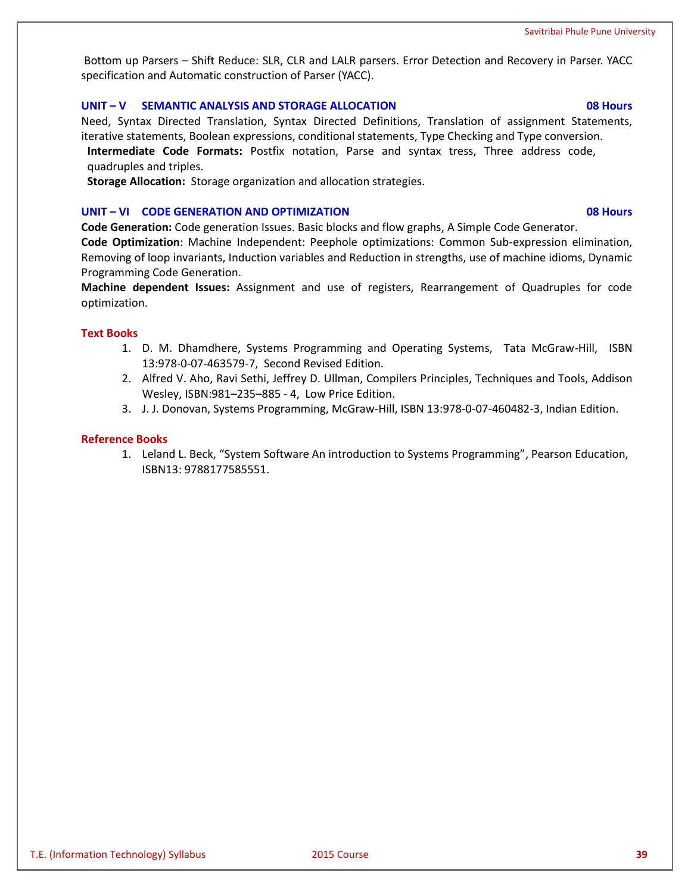Bottom up Parsers – Shift Reduce: SLR, CLR and LALR parsers. Error Detection and Recovery in Parser. YACC specification and Automatic construction of Parser (YACC).

### UNIT – V SEMANTIC ANALYSIS AND STORAGE ALLOCATION — 08 Hours

Need, Syntax Directed Translation, Syntax Directed Definitions, Translation of assignment Statements, iterative statements, Boolean expressions, conditional statements, Type Checking and Type conversion.

**Intermediate Code Formats:** Postfix notation, Parse and syntax tress, Three address code, quadruples and triples.

**Storage Allocation:** Storage organization and allocation strategies.

### UNIT – VI CODE GENERATION AND OPTIMIZATION — 08 Hours

**Code Generation:** Code generation Issues. Basic blocks and flow graphs, A Simple Code Generator.

**Code Optimization**: Machine Independent: Peephole optimizations: Common Sub-expression elimination, Removing of loop invariants, Induction variables and Reduction in strengths, use of machine idioms, Dynamic Programming Code Generation.

**Machine dependent Issues:** Assignment and use of registers, Rearrangement of Quadruples for code optimization.

### Text Books

1. D. M. Dhamdhere, Systems Programming and Operating Systems, Tata McGraw-Hill, ISBN 13:978-0-07-463579-7, Second Revised Edition.
2. Alfred V. Aho, Ravi Sethi, Jeffrey D. Ullman, Compilers Principles, Techniques and Tools, Addison Wesley, ISBN:981–235–885 - 4, Low Price Edition.
3. J. J. Donovan, Systems Programming, McGraw-Hill, ISBN 13:978-0-07-460482-3, Indian Edition.

### Reference Books

1. Leland L. Beck, “System Software An introduction to Systems Programming”, Pearson Education, ISBN13: 9788177585551.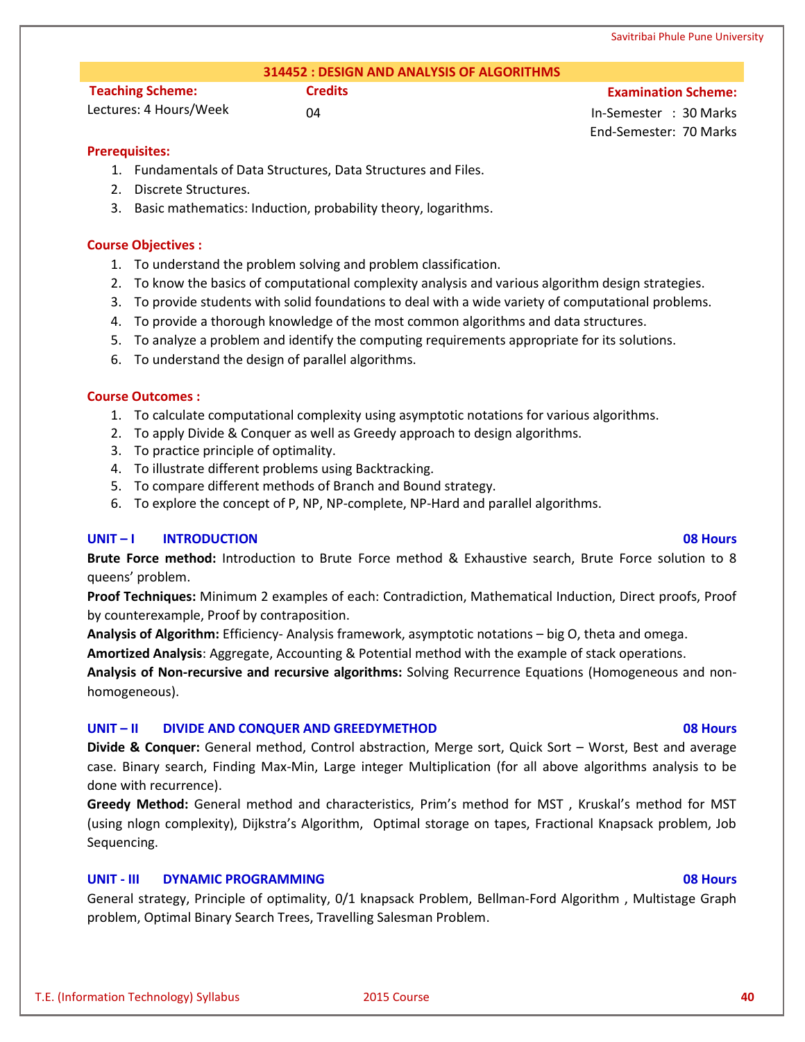## 314452 : DESIGN AND ANALYSIS OF ALGORITHMS

| Teaching Scheme: | Credits | Examination Scheme: |
|---|---|---|
| Lectures: 4 Hours/Week | 04 | In-Semester : 30 Marks |
| | | End-Semester: 70 Marks |

**Prerequisites:**

1. Fundamentals of Data Structures, Data Structures and Files.
2. Discrete Structures.
3. Basic mathematics: Induction, probability theory, logarithms.

**Course Objectives :**

1. To understand the problem solving and problem classification.
2. To know the basics of computational complexity analysis and various algorithm design strategies.
3. To provide students with solid foundations to deal with a wide variety of computational problems.
4. To provide a thorough knowledge of the most common algorithms and data structures.
5. To analyze a problem and identify the computing requirements appropriate for its solutions.
6. To understand the design of parallel algorithms.

**Course Outcomes :**

1. To calculate computational complexity using asymptotic notations for various algorithms.
2. To apply Divide & Conquer as well as Greedy approach to design algorithms.
3. To practice principle of optimality.
4. To illustrate different problems using Backtracking.
5. To compare different methods of Branch and Bound strategy.
6. To explore the concept of P, NP, NP-complete, NP-Hard and parallel algorithms.

### UNIT – I INTRODUCTION — 08 Hours

**Brute Force method:** Introduction to Brute Force method & Exhaustive search, Brute Force solution to 8 queens' problem.

**Proof Techniques:** Minimum 2 examples of each: Contradiction, Mathematical Induction, Direct proofs, Proof by counterexample, Proof by contraposition.

**Analysis of Algorithm:** Efficiency- Analysis framework, asymptotic notations – big O, theta and omega.

**Amortized Analysis**: Aggregate, Accounting & Potential method with the example of stack operations.

**Analysis of Non-recursive and recursive algorithms:** Solving Recurrence Equations (Homogeneous and non-homogeneous).

### UNIT – II DIVIDE AND CONQUER AND GREEDYMETHOD — 08 Hours

**Divide & Conquer:** General method, Control abstraction, Merge sort, Quick Sort – Worst, Best and average case. Binary search, Finding Max-Min, Large integer Multiplication (for all above algorithms analysis to be done with recurrence).

**Greedy Method:** General method and characteristics, Prim's method for MST , Kruskal's method for MST (using nlogn complexity), Dijkstra's Algorithm, Optimal storage on tapes, Fractional Knapsack problem, Job Sequencing.

### UNIT - III DYNAMIC PROGRAMMING — 08 Hours

General strategy, Principle of optimality, 0/1 knapsack Problem, Bellman-Ford Algorithm , Multistage Graph problem, Optimal Binary Search Trees, Travelling Salesman Problem.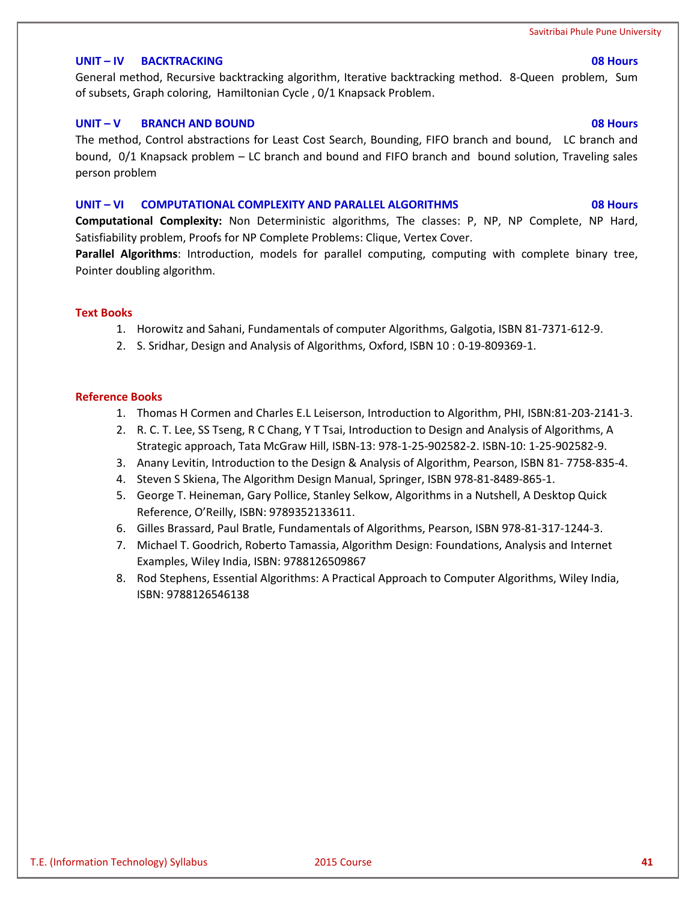### UNIT – IV BACKTRACKING — 08 Hours

General method, Recursive backtracking algorithm, Iterative backtracking method. 8-Queen problem, Sum of subsets, Graph coloring, Hamiltonian Cycle , 0/1 Knapsack Problem.

### UNIT – V BRANCH AND BOUND — 08 Hours

The method, Control abstractions for Least Cost Search, Bounding, FIFO branch and bound, LC branch and bound, 0/1 Knapsack problem – LC branch and bound and FIFO branch and bound solution, Traveling sales person problem

### UNIT – VI COMPUTATIONAL COMPLEXITY AND PARALLEL ALGORITHMS — 08 Hours

**Computational Complexity:** Non Deterministic algorithms, The classes: P, NP, NP Complete, NP Hard, Satisfiability problem, Proofs for NP Complete Problems: Clique, Vertex Cover.

**Parallel Algorithms**: Introduction, models for parallel computing, computing with complete binary tree, Pointer doubling algorithm.

### Text Books

1. Horowitz and Sahani, Fundamentals of computer Algorithms, Galgotia, ISBN 81-7371-612-9.
2. S. Sridhar, Design and Analysis of Algorithms, Oxford, ISBN 10 : 0-19-809369-1.

### Reference Books

1. Thomas H Cormen and Charles E.L Leiserson, Introduction to Algorithm, PHI, ISBN:81-203-2141-3.
2. R. C. T. Lee, SS Tseng, R C Chang, Y T Tsai, Introduction to Design and Analysis of Algorithms, A Strategic approach, Tata McGraw Hill, ISBN-13: 978-1-25-902582-2. ISBN-10: 1-25-902582-9.
3. Anany Levitin, Introduction to the Design & Analysis of Algorithm, Pearson, ISBN 81- 7758-835-4.
4. Steven S Skiena, The Algorithm Design Manual, Springer, ISBN 978-81-8489-865-1.
5. George T. Heineman, Gary Pollice, Stanley Selkow, Algorithms in a Nutshell, A Desktop Quick Reference, O'Reilly, ISBN: 9789352133611.
6. Gilles Brassard, Paul Bratle, Fundamentals of Algorithms, Pearson, ISBN 978-81-317-1244-3.
7. Michael T. Goodrich, Roberto Tamassia, Algorithm Design: Foundations, Analysis and Internet Examples, Wiley India, ISBN: 9788126509867
8. Rod Stephens, Essential Algorithms: A Practical Approach to Computer Algorithms, Wiley India, ISBN: 9788126546138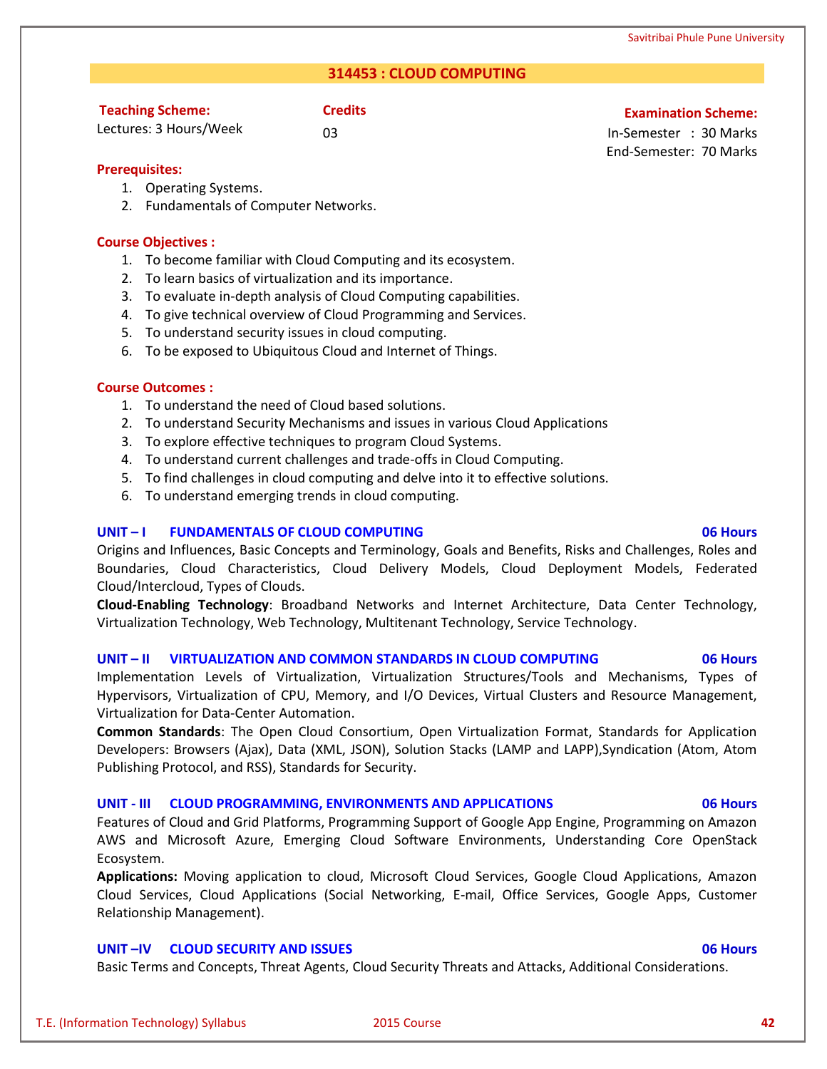## 314453 : CLOUD COMPUTING

**Teaching Scheme:**
Lectures: 3 Hours/Week

**Credits**
03

**Examination Scheme:**
In-Semester : 30 Marks
End-Semester: 70 Marks

**Prerequisites:**

1. Operating Systems.
2. Fundamentals of Computer Networks.

**Course Objectives :**

1. To become familiar with Cloud Computing and its ecosystem.
2. To learn basics of virtualization and its importance.
3. To evaluate in-depth analysis of Cloud Computing capabilities.
4. To give technical overview of Cloud Programming and Services.
5. To understand security issues in cloud computing.
6. To be exposed to Ubiquitous Cloud and Internet of Things.

**Course Outcomes :**

1. To understand the need of Cloud based solutions.
2. To understand Security Mechanisms and issues in various Cloud Applications
3. To explore effective techniques to program Cloud Systems.
4. To understand current challenges and trade-offs in Cloud Computing.
5. To find challenges in cloud computing and delve into it to effective solutions.
6. To understand emerging trends in cloud computing.

### UNIT – I FUNDAMENTALS OF CLOUD COMPUTING — 06 Hours

Origins and Influences, Basic Concepts and Terminology, Goals and Benefits, Risks and Challenges, Roles and Boundaries, Cloud Characteristics, Cloud Delivery Models, Cloud Deployment Models, Federated Cloud/Intercloud, Types of Clouds.

**Cloud-Enabling Technology**: Broadband Networks and Internet Architecture, Data Center Technology, Virtualization Technology, Web Technology, Multitenant Technology, Service Technology.

### UNIT – II VIRTUALIZATION AND COMMON STANDARDS IN CLOUD COMPUTING — 06 Hours

Implementation Levels of Virtualization, Virtualization Structures/Tools and Mechanisms, Types of Hypervisors, Virtualization of CPU, Memory, and I/O Devices, Virtual Clusters and Resource Management, Virtualization for Data-Center Automation.

**Common Standards**: The Open Cloud Consortium, Open Virtualization Format, Standards for Application Developers: Browsers (Ajax), Data (XML, JSON), Solution Stacks (LAMP and LAPP),Syndication (Atom, Atom Publishing Protocol, and RSS), Standards for Security.

### UNIT - III CLOUD PROGRAMMING, ENVIRONMENTS AND APPLICATIONS — 06 Hours

Features of Cloud and Grid Platforms, Programming Support of Google App Engine, Programming on Amazon AWS and Microsoft Azure, Emerging Cloud Software Environments, Understanding Core OpenStack Ecosystem.

**Applications:** Moving application to cloud, Microsoft Cloud Services, Google Cloud Applications, Amazon Cloud Services, Cloud Applications (Social Networking, E-mail, Office Services, Google Apps, Customer Relationship Management).

### UNIT –IV CLOUD SECURITY AND ISSUES — 06 Hours

Basic Terms and Concepts, Threat Agents, Cloud Security Threats and Attacks, Additional Considerations.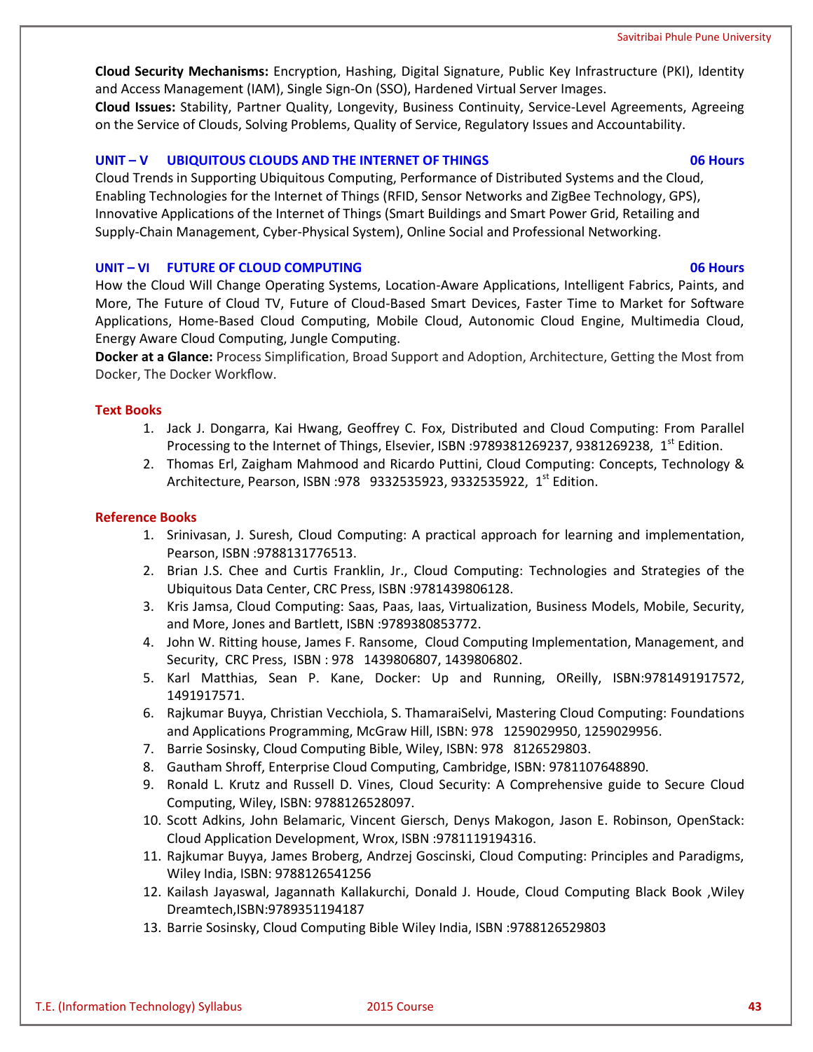**Cloud Security Mechanisms:** Encryption, Hashing, Digital Signature, Public Key Infrastructure (PKI), Identity and Access Management (IAM), Single Sign-On (SSO), Hardened Virtual Server Images.

**Cloud Issues:** Stability, Partner Quality, Longevity, Business Continuity, Service-Level Agreements, Agreeing on the Service of Clouds, Solving Problems, Quality of Service, Regulatory Issues and Accountability.

### UNIT – V UBIQUITOUS CLOUDS AND THE INTERNET OF THINGS — 06 Hours

Cloud Trends in Supporting Ubiquitous Computing, Performance of Distributed Systems and the Cloud, Enabling Technologies for the Internet of Things (RFID, Sensor Networks and ZigBee Technology, GPS), Innovative Applications of the Internet of Things (Smart Buildings and Smart Power Grid, Retailing and Supply-Chain Management, Cyber-Physical System), Online Social and Professional Networking.

### UNIT – VI FUTURE OF CLOUD COMPUTING — 06 Hours

How the Cloud Will Change Operating Systems, Location-Aware Applications, Intelligent Fabrics, Paints, and More, The Future of Cloud TV, Future of Cloud-Based Smart Devices, Faster Time to Market for Software Applications, Home-Based Cloud Computing, Mobile Cloud, Autonomic Cloud Engine, Multimedia Cloud, Energy Aware Cloud Computing, Jungle Computing.

**Docker at a Glance:** Process Simplification, Broad Support and Adoption, Architecture, Getting the Most from Docker, The Docker Workflow.

### Text Books

1. Jack J. Dongarra, Kai Hwang, Geoffrey C. Fox, Distributed and Cloud Computing: From Parallel Processing to the Internet of Things, Elsevier, ISBN :9789381269237, 9381269238, 1st Edition.
2. Thomas Erl, Zaigham Mahmood and Ricardo Puttini, Cloud Computing: Concepts, Technology & Architecture, Pearson, ISBN :978 9332535923, 9332535922, 1st Edition.

### Reference Books

1. Srinivasan, J. Suresh, Cloud Computing: A practical approach for learning and implementation, Pearson, ISBN :9788131776513.
2. Brian J.S. Chee and Curtis Franklin, Jr., Cloud Computing: Technologies and Strategies of the Ubiquitous Data Center, CRC Press, ISBN :9781439806128.
3. Kris Jamsa, Cloud Computing: Saas, Paas, Iaas, Virtualization, Business Models, Mobile, Security, and More, Jones and Bartlett, ISBN :9789380853772.
4. John W. Ritting house, James F. Ransome, Cloud Computing Implementation, Management, and Security, CRC Press, ISBN : 978 1439806807, 1439806802.
5. Karl Matthias, Sean P. Kane, Docker: Up and Running, OReilly, ISBN:9781491917572, 1491917571.
6. Rajkumar Buyya, Christian Vecchiola, S. ThamaraiSelvi, Mastering Cloud Computing: Foundations and Applications Programming, McGraw Hill, ISBN: 978 1259029950, 1259029956.
7. Barrie Sosinsky, Cloud Computing Bible, Wiley, ISBN: 978 8126529803.
8. Gautham Shroff, Enterprise Cloud Computing, Cambridge, ISBN: 9781107648890.
9. Ronald L. Krutz and Russell D. Vines, Cloud Security: A Comprehensive guide to Secure Cloud Computing, Wiley, ISBN: 9788126528097.
10. Scott Adkins, John Belamaric, Vincent Giersch, Denys Makogon, Jason E. Robinson, OpenStack: Cloud Application Development, Wrox, ISBN :9781119194316.
11. Rajkumar Buyya, James Broberg, Andrzej Goscinski, Cloud Computing: Principles and Paradigms, Wiley India, ISBN: 9788126541256
12. Kailash Jayaswal, Jagannath Kallakurchi, Donald J. Houde, Cloud Computing Black Book ,Wiley Dreamtech,ISBN:9789351194187
13. Barrie Sosinsky, Cloud Computing Bible Wiley India, ISBN :9788126529803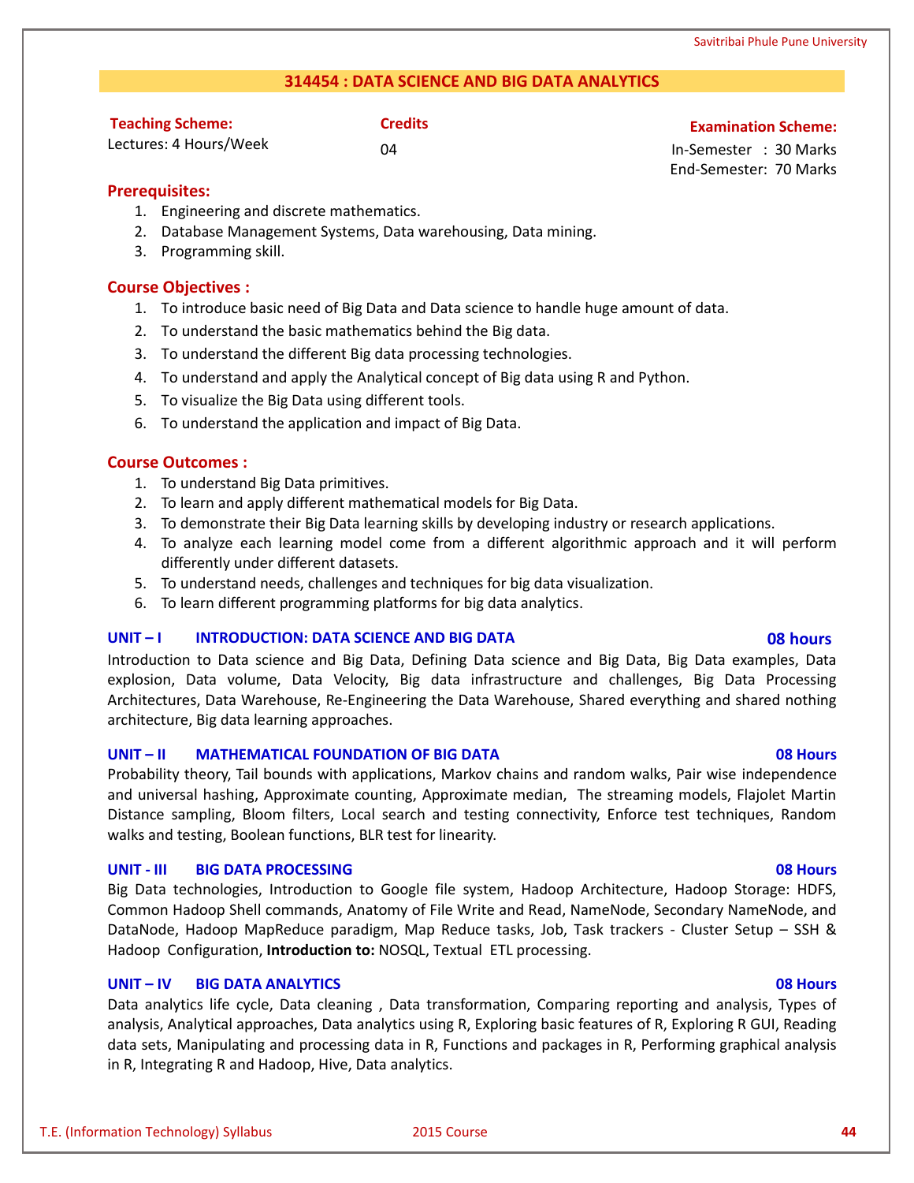## 314454 : DATA SCIENCE AND BIG DATA ANALYTICS

| Teaching Scheme: | Credits | Examination Scheme: |
|---|---|---|
| Lectures: 4 Hours/Week | 04 | In-Semester : 30 Marks |
| | | End-Semester: 70 Marks |

### Prerequisites:

1. Engineering and discrete mathematics.
2. Database Management Systems, Data warehousing, Data mining.
3. Programming skill.

### Course Objectives :

1. To introduce basic need of Big Data and Data science to handle huge amount of data.
2. To understand the basic mathematics behind the Big data.
3. To understand the different Big data processing technologies.
4. To understand and apply the Analytical concept of Big data using R and Python.
5. To visualize the Big Data using different tools.
6. To understand the application and impact of Big Data.

### Course Outcomes :

1. To understand Big Data primitives.
2. To learn and apply different mathematical models for Big Data.
3. To demonstrate their Big Data learning skills by developing industry or research applications.
4. To analyze each learning model come from a different algorithmic approach and it will perform differently under different datasets.
5. To understand needs, challenges and techniques for big data visualization.
6. To learn different programming platforms for big data analytics.

### UNIT – I INTRODUCTION: DATA SCIENCE AND BIG DATA — 08 hours

Introduction to Data science and Big Data, Defining Data science and Big Data, Big Data examples, Data explosion, Data volume, Data Velocity, Big data infrastructure and challenges, Big Data Processing Architectures, Data Warehouse, Re-Engineering the Data Warehouse, Shared everything and shared nothing architecture, Big data learning approaches.

### UNIT – II MATHEMATICAL FOUNDATION OF BIG DATA — 08 Hours

Probability theory, Tail bounds with applications, Markov chains and random walks, Pair wise independence and universal hashing, Approximate counting, Approximate median, The streaming models, Flajolet Martin Distance sampling, Bloom filters, Local search and testing connectivity, Enforce test techniques, Random walks and testing, Boolean functions, BLR test for linearity.

### UNIT - III BIG DATA PROCESSING — 08 Hours

Big Data technologies, Introduction to Google file system, Hadoop Architecture, Hadoop Storage: HDFS, Common Hadoop Shell commands, Anatomy of File Write and Read, NameNode, Secondary NameNode, and DataNode, Hadoop MapReduce paradigm, Map Reduce tasks, Job, Task trackers - Cluster Setup – SSH & Hadoop Configuration, **Introduction to:** NOSQL, Textual ETL processing.

### UNIT – IV BIG DATA ANALYTICS — 08 Hours

Data analytics life cycle, Data cleaning , Data transformation, Comparing reporting and analysis, Types of analysis, Analytical approaches, Data analytics using R, Exploring basic features of R, Exploring R GUI, Reading data sets, Manipulating and processing data in R, Functions and packages in R, Performing graphical analysis in R, Integrating R and Hadoop, Hive, Data analytics.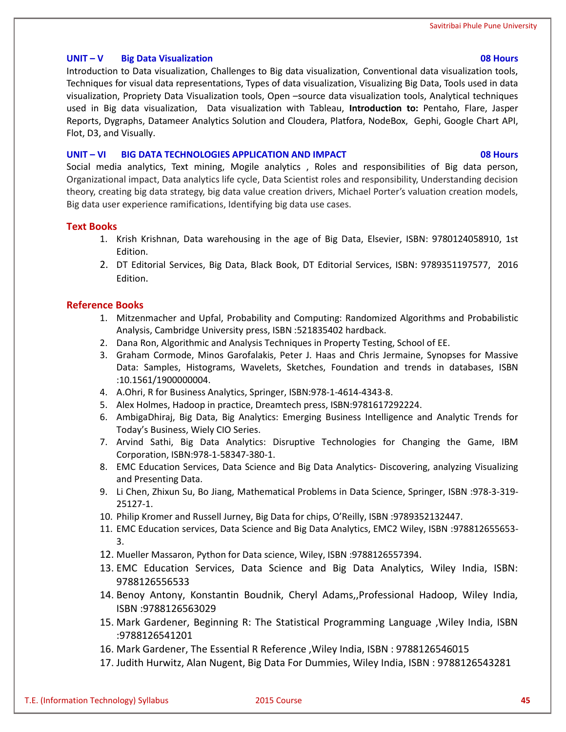**UNIT – V Big Data Visualization 08 Hours**

Introduction to Data visualization, Challenges to Big data visualization, Conventional data visualization tools, Techniques for visual data representations, Types of data visualization, Visualizing Big Data, Tools used in data visualization, Propriety Data Visualization tools, Open –source data visualization tools, Analytical techniques used in Big data visualization, Data visualization with Tableau, **Introduction to:** Pentaho, Flare, Jasper Reports, Dygraphs, Datameer Analytics Solution and Cloudera, Platfora, NodeBox, Gephi, Google Chart API, Flot, D3, and Visually.

**UNIT – VI BIG DATA TECHNOLOGIES APPLICATION AND IMPACT 08 Hours**

Social media analytics, Text mining, Mogile analytics , Roles and responsibilities of Big data person, Organizational impact, Data analytics life cycle, Data Scientist roles and responsibility, Understanding decision theory, creating big data strategy, big data value creation drivers, Michael Porter's valuation creation models, Big data user experience ramifications, Identifying big data use cases.

## Text Books

1. Krish Krishnan, Data warehousing in the age of Big Data, Elsevier, ISBN: 9780124058910, 1st Edition.
2. DT Editorial Services, Big Data, Black Book, DT Editorial Services, ISBN: 9789351197577, 2016 Edition.

## Reference Books

1. Mitzenmacher and Upfal, Probability and Computing: Randomized Algorithms and Probabilistic Analysis, Cambridge University press, ISBN :521835402 hardback.
2. Dana Ron, Algorithmic and Analysis Techniques in Property Testing, School of EE.
3. Graham Cormode, Minos Garofalakis, Peter J. Haas and Chris Jermaine, Synopses for Massive Data: Samples, Histograms, Wavelets, Sketches, Foundation and trends in databases, ISBN :10.1561/1900000004.
4. A.Ohri, R for Business Analytics, Springer, ISBN:978-1-4614-4343-8.
5. Alex Holmes, Hadoop in practice, Dreamtech press, ISBN:9781617292224.
6. AmbigaDhiraj, Big Data, Big Analytics: Emerging Business Intelligence and Analytic Trends for Today's Business, Wiely CIO Series.
7. Arvind Sathi, Big Data Analytics: Disruptive Technologies for Changing the Game, IBM Corporation, ISBN:978-1-58347-380-1.
8. EMC Education Services, Data Science and Big Data Analytics- Discovering, analyzing Visualizing and Presenting Data.
9. Li Chen, Zhixun Su, Bo Jiang, Mathematical Problems in Data Science, Springer, ISBN :978-3-319-25127-1.
10. Philip Kromer and Russell Jurney, Big Data for chips, O'Reilly, ISBN :9789352132447.
11. EMC Education services, Data Science and Big Data Analytics, EMC2 Wiley, ISBN :978812655653-3.
12. Mueller Massaron, Python for Data science, Wiley, ISBN :9788126557394.
13. EMC Education Services, Data Science and Big Data Analytics, Wiley India, ISBN: 9788126556533
14. Benoy Antony, Konstantin Boudnik, Cheryl Adams,,Professional Hadoop, Wiley India, ISBN :9788126563029
15. Mark Gardener, Beginning R: The Statistical Programming Language ,Wiley India, ISBN :9788126541201
16. Mark Gardener, The Essential R Reference ,Wiley India, ISBN : 9788126546015
17. Judith Hurwitz, Alan Nugent, Big Data For Dummies, Wiley India, ISBN : 9788126543281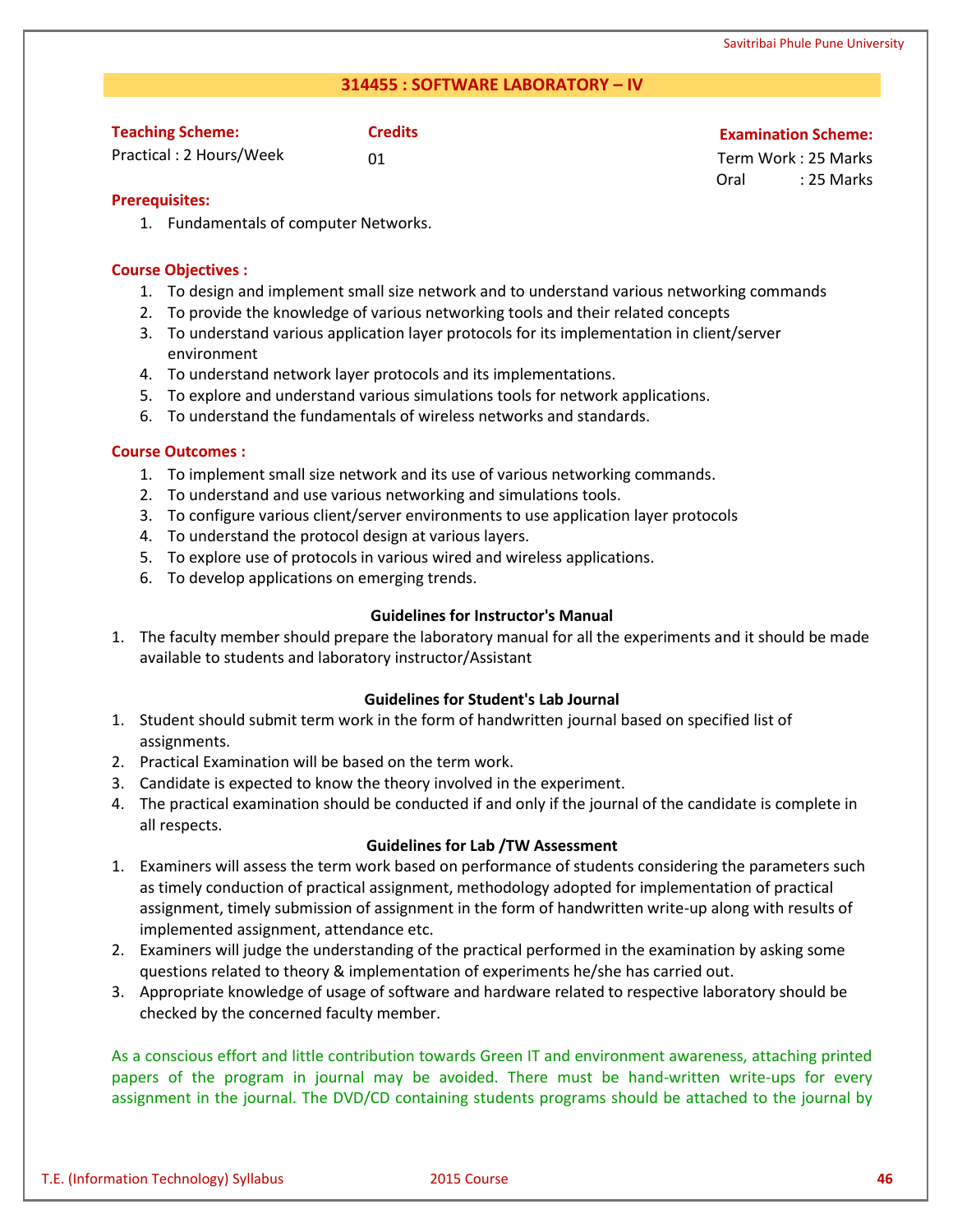## 314455 : SOFTWARE LABORATORY – IV

| **Teaching Scheme:** | **Credits** | **Examination Scheme:** |
|---|---|---|
| Practical : 2 Hours/Week | 01 | Term Work : 25 Marks |
| | | Oral : 25 Marks |

**Prerequisites:**

1. Fundamentals of computer Networks.

**Course Objectives :**

1. To design and implement small size network and to understand various networking commands
2. To provide the knowledge of various networking tools and their related concepts
3. To understand various application layer protocols for its implementation in client/server environment
4. To understand network layer protocols and its implementations.
5. To explore and understand various simulations tools for network applications.
6. To understand the fundamentals of wireless networks and standards.

**Course Outcomes :**

1. To implement small size network and its use of various networking commands.
2. To understand and use various networking and simulations tools.
3. To configure various client/server environments to use application layer protocols
4. To understand the protocol design at various layers.
5. To explore use of protocols in various wired and wireless applications.
6. To develop applications on emerging trends.

**Guidelines for Instructor's Manual**

1. The faculty member should prepare the laboratory manual for all the experiments and it should be made available to students and laboratory instructor/Assistant

**Guidelines for Student's Lab Journal**

1. Student should submit term work in the form of handwritten journal based on specified list of assignments.
2. Practical Examination will be based on the term work.
3. Candidate is expected to know the theory involved in the experiment.
4. The practical examination should be conducted if and only if the journal of the candidate is complete in all respects.

**Guidelines for Lab /TW Assessment**

1. Examiners will assess the term work based on performance of students considering the parameters such as timely conduction of practical assignment, methodology adopted for implementation of practical assignment, timely submission of assignment in the form of handwritten write-up along with results of implemented assignment, attendance etc.
2. Examiners will judge the understanding of the practical performed in the examination by asking some questions related to theory & implementation of experiments he/she has carried out.
3. Appropriate knowledge of usage of software and hardware related to respective laboratory should be checked by the concerned faculty member.

As a conscious effort and little contribution towards Green IT and environment awareness, attaching printed papers of the program in journal may be avoided. There must be hand-written write-ups for every assignment in the journal. The DVD/CD containing students programs should be attached to the journal by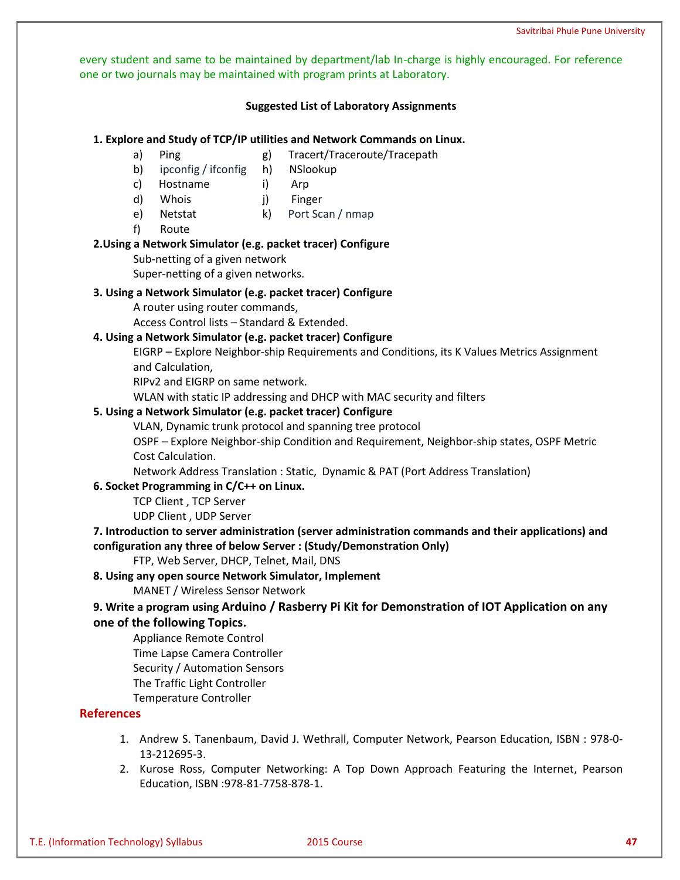every student and same to be maintained by department/lab In-charge is highly encouraged. For reference one or two journals may be maintained with program prints at Laboratory.

**Suggested List of Laboratory Assignments**

**1. Explore and Study of TCP/IP utilities and Network Commands on Linux.**

- a) Ping
- b) ipconfig / ifconfig
- c) Hostname
- d) Whois
- e) Netstat
- f) Route
- g) Tracert/Traceroute/Tracepath
- h) NSlookup
- i) Arp
- j) Finger
- k) Port Scan / nmap

**2.Using a Network Simulator (e.g. packet tracer) Configure**

Sub-netting of a given network

Super-netting of a given networks.

**3. Using a Network Simulator (e.g. packet tracer) Configure**

A router using router commands,

Access Control lists – Standard & Extended.

**4. Using a Network Simulator (e.g. packet tracer) Configure**

EIGRP – Explore Neighbor-ship Requirements and Conditions, its K Values Metrics Assignment and Calculation,

RIPv2 and EIGRP on same network.

WLAN with static IP addressing and DHCP with MAC security and filters

**5. Using a Network Simulator (e.g. packet tracer) Configure**

VLAN, Dynamic trunk protocol and spanning tree protocol

OSPF – Explore Neighbor-ship Condition and Requirement, Neighbor-ship states, OSPF Metric Cost Calculation.

Network Address Translation : Static, Dynamic & PAT (Port Address Translation)

**6. Socket Programming in C/C++ on Linux.**

TCP Client , TCP Server

UDP Client , UDP Server

**7. Introduction to server administration (server administration commands and their applications) and configuration any three of below Server : (Study/Demonstration Only)**

FTP, Web Server, DHCP, Telnet, Mail, DNS

**8. Using any open source Network Simulator, Implement**

MANET / Wireless Sensor Network

**9. Write a program using Arduino / Rasberry Pi Kit for Demonstration of IOT Application on any one of the following Topics.**

Appliance Remote Control

Time Lapse Camera Controller

Security / Automation Sensors

The Traffic Light Controller

Temperature Controller

## References

1. Andrew S. Tanenbaum, David J. Wethrall, Computer Network, Pearson Education, ISBN : 978-0-13-212695-3.
2. Kurose Ross, Computer Networking: A Top Down Approach Featuring the Internet, Pearson Education, ISBN :978-81-7758-878-1.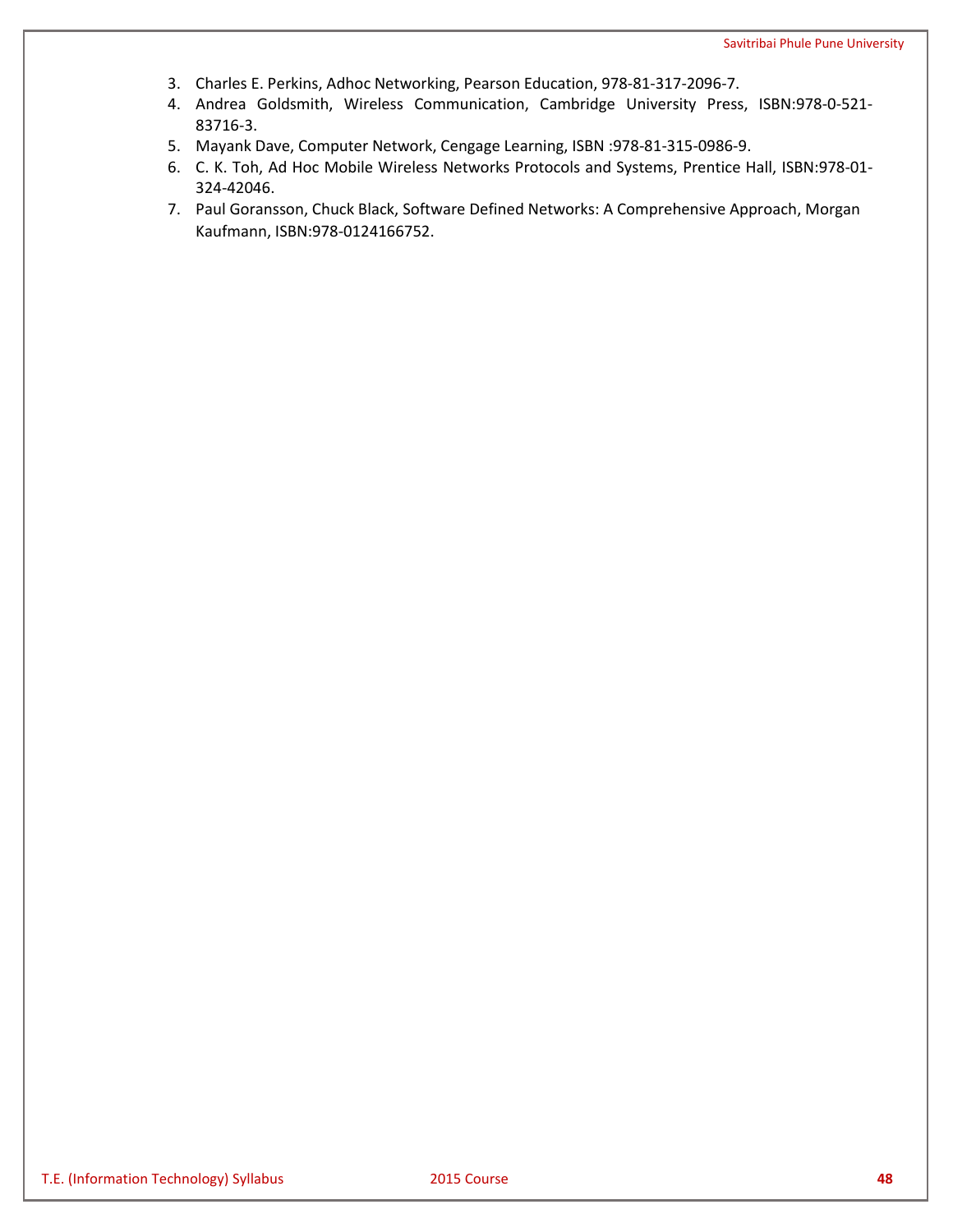3. Charles E. Perkins, Adhoc Networking, Pearson Education, 978-81-317-2096-7.
4. Andrea Goldsmith, Wireless Communication, Cambridge University Press, ISBN:978-0-521-83716-3.
5. Mayank Dave, Computer Network, Cengage Learning, ISBN :978-81-315-0986-9.
6. C. K. Toh, Ad Hoc Mobile Wireless Networks Protocols and Systems, Prentice Hall, ISBN:978-01-324-42046.
7. Paul Goransson, Chuck Black, Software Defined Networks: A Comprehensive Approach, Morgan Kaufmann, ISBN:978-0124166752.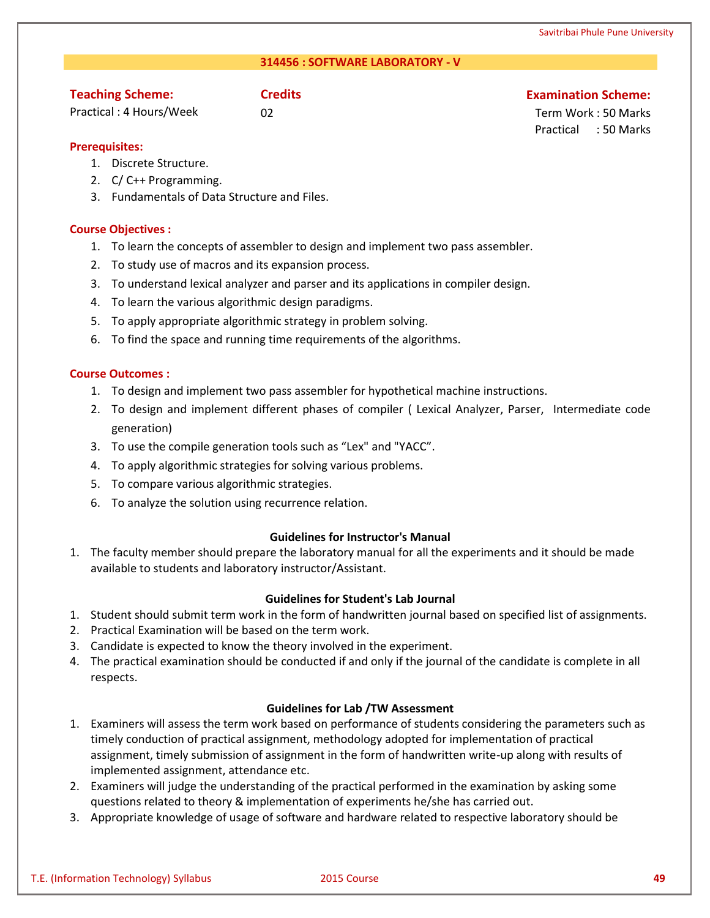## 314456 : SOFTWARE LABORATORY - V

| Teaching Scheme: | Credits | Examination Scheme: |
|---|---|---|
| Practical : 4 Hours/Week | 02 | Term Work : 50 Marks |
| | | Practical : 50 Marks |

**Prerequisites:**

1. Discrete Structure.
2. C/ C++ Programming.
3. Fundamentals of Data Structure and Files.

**Course Objectives :**

1. To learn the concepts of assembler to design and implement two pass assembler.
2. To study use of macros and its expansion process.
3. To understand lexical analyzer and parser and its applications in compiler design.
4. To learn the various algorithmic design paradigms.
5. To apply appropriate algorithmic strategy in problem solving.
6. To find the space and running time requirements of the algorithms.

**Course Outcomes :**

1. To design and implement two pass assembler for hypothetical machine instructions.
2. To design and implement different phases of compiler ( Lexical Analyzer, Parser, Intermediate code generation)
3. To use the compile generation tools such as "Lex" and "YACC".
4. To apply algorithmic strategies for solving various problems.
5. To compare various algorithmic strategies.
6. To analyze the solution using recurrence relation.

**Guidelines for Instructor's Manual**

1. The faculty member should prepare the laboratory manual for all the experiments and it should be made available to students and laboratory instructor/Assistant.

**Guidelines for Student's Lab Journal**

1. Student should submit term work in the form of handwritten journal based on specified list of assignments.
2. Practical Examination will be based on the term work.
3. Candidate is expected to know the theory involved in the experiment.
4. The practical examination should be conducted if and only if the journal of the candidate is complete in all respects.

**Guidelines for Lab /TW Assessment**

1. Examiners will assess the term work based on performance of students considering the parameters such as timely conduction of practical assignment, methodology adopted for implementation of practical assignment, timely submission of assignment in the form of handwritten write-up along with results of implemented assignment, attendance etc.
2. Examiners will judge the understanding of the practical performed in the examination by asking some questions related to theory & implementation of experiments he/she has carried out.
3. Appropriate knowledge of usage of software and hardware related to respective laboratory should be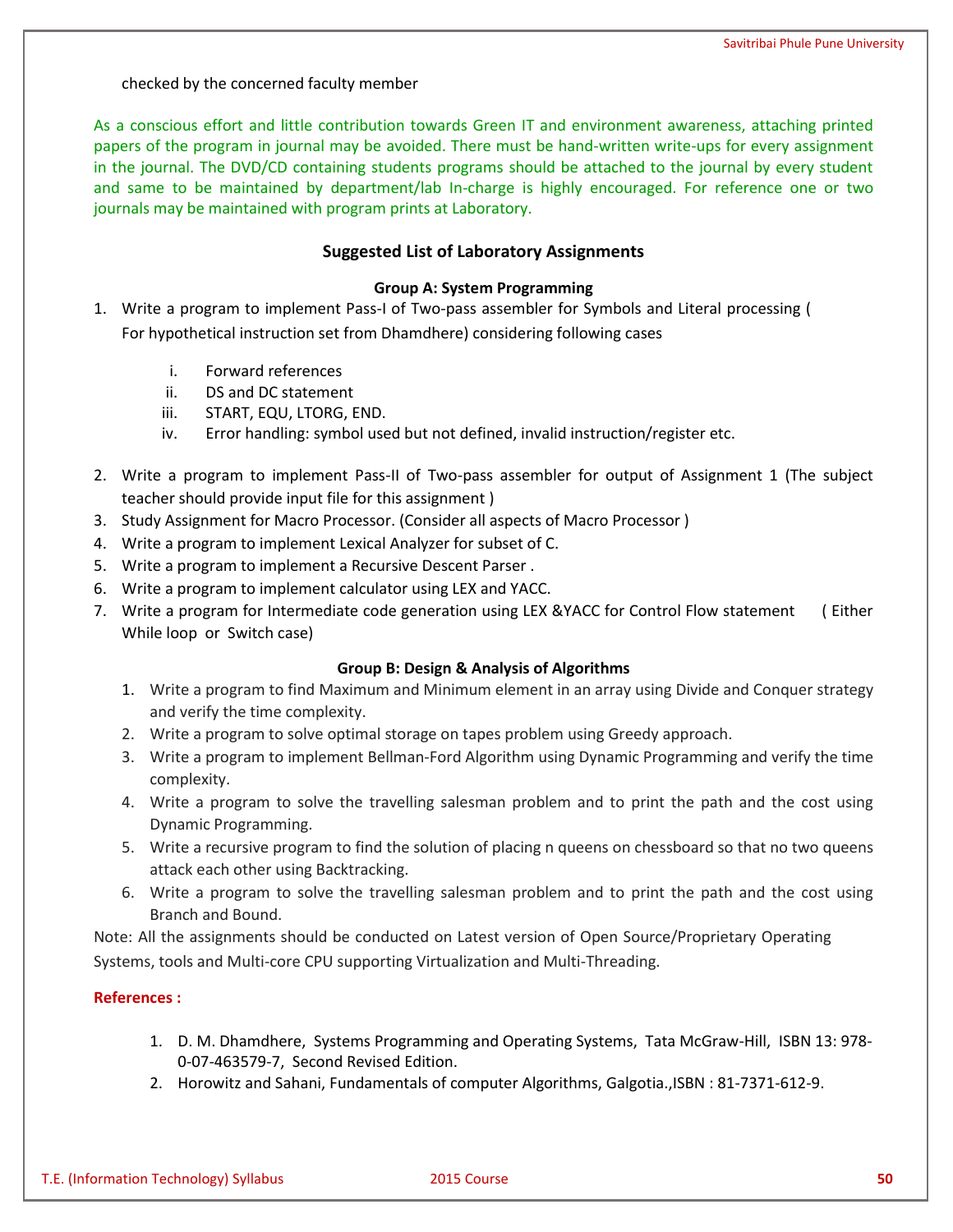checked by the concerned faculty member

As a conscious effort and little contribution towards Green IT and environment awareness, attaching printed papers of the program in journal may be avoided. There must be hand-written write-ups for every assignment in the journal. The DVD/CD containing students programs should be attached to the journal by every student and same to be maintained by department/lab In-charge is highly encouraged. For reference one or two journals may be maintained with program prints at Laboratory.

### Suggested List of Laboratory Assignments

#### Group A: System Programming

1. Write a program to implement Pass-I of Two-pass assembler for Symbols and Literal processing ( For hypothetical instruction set from Dhamdhere) considering following cases
   i. Forward references
   ii. DS and DC statement
   iii. START, EQU, LTORG, END.
   iv. Error handling: symbol used but not defined, invalid instruction/register etc.
2. Write a program to implement Pass-II of Two-pass assembler for output of Assignment 1 (The subject teacher should provide input file for this assignment )
3. Study Assignment for Macro Processor. (Consider all aspects of Macro Processor )
4. Write a program to implement Lexical Analyzer for subset of C.
5. Write a program to implement a Recursive Descent Parser .
6. Write a program to implement calculator using LEX and YACC.
7. Write a program for Intermediate code generation using LEX &YACC for Control Flow statement ( Either While loop or Switch case)

#### Group B: Design & Analysis of Algorithms

1. Write a program to find Maximum and Minimum element in an array using Divide and Conquer strategy and verify the time complexity.
2. Write a program to solve optimal storage on tapes problem using Greedy approach.
3. Write a program to implement Bellman-Ford Algorithm using Dynamic Programming and verify the time complexity.
4. Write a program to solve the travelling salesman problem and to print the path and the cost using Dynamic Programming.
5. Write a recursive program to find the solution of placing n queens on chessboard so that no two queens attack each other using Backtracking.
6. Write a program to solve the travelling salesman problem and to print the path and the cost using Branch and Bound.

Note: All the assignments should be conducted on Latest version of Open Source/Proprietary Operating Systems, tools and Multi-core CPU supporting Virtualization and Multi-Threading.

**References :**

1. D. M. Dhamdhere, Systems Programming and Operating Systems, Tata McGraw-Hill, ISBN 13: 978-0-07-463579-7, Second Revised Edition.
2. Horowitz and Sahani, Fundamentals of computer Algorithms, Galgotia.,ISBN : 81-7371-612-9.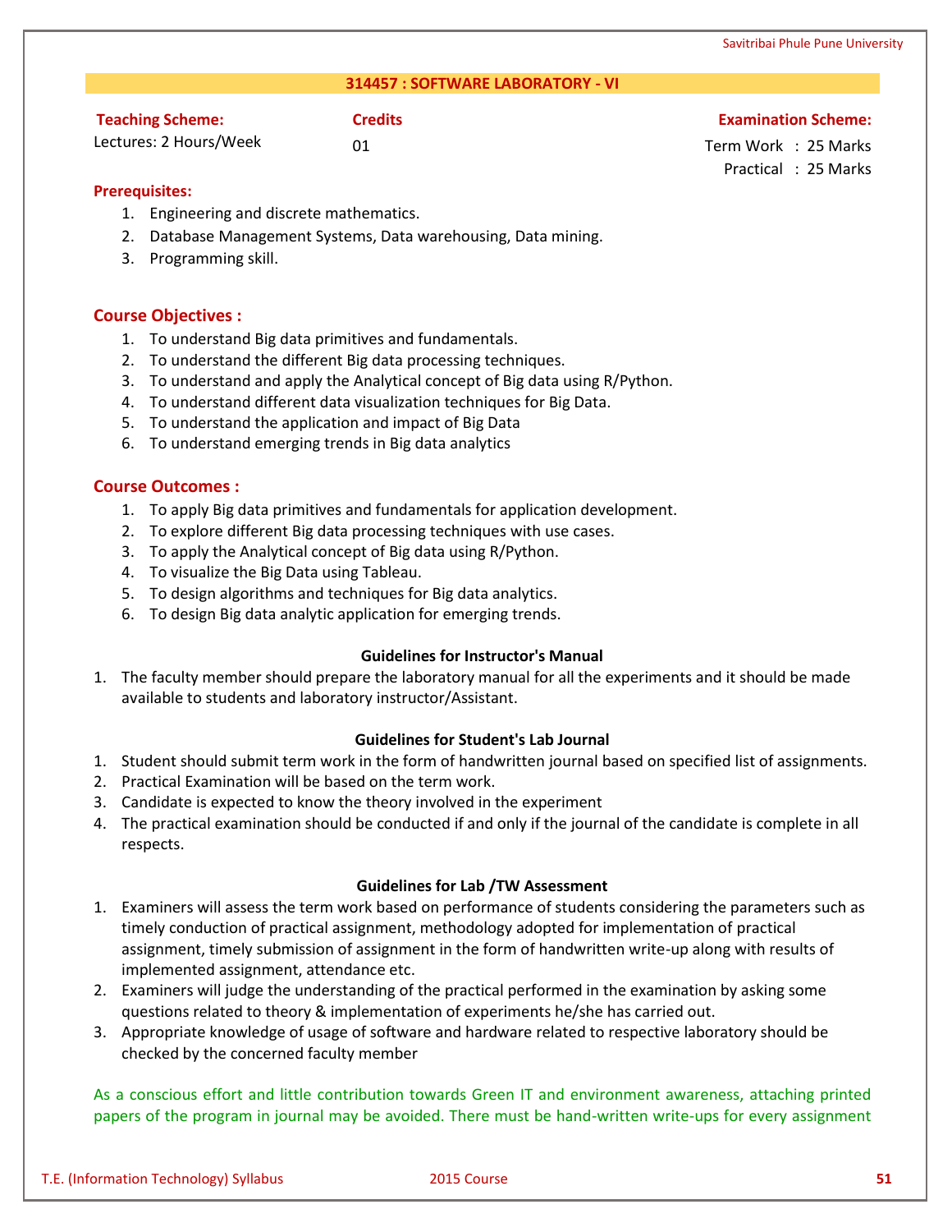## 314457 : SOFTWARE LABORATORY - VI

| Teaching Scheme: | Credits | Examination Scheme: |
|---|---|---|
| Lectures: 2 Hours/Week | 01 | Term Work : 25 Marks |
| | | Practical : 25 Marks |

**Prerequisites:**

1. Engineering and discrete mathematics.
2. Database Management Systems, Data warehousing, Data mining.
3. Programming skill.

### Course Objectives :

1. To understand Big data primitives and fundamentals.
2. To understand the different Big data processing techniques.
3. To understand and apply the Analytical concept of Big data using R/Python.
4. To understand different data visualization techniques for Big Data.
5. To understand the application and impact of Big Data
6. To understand emerging trends in Big data analytics

### Course Outcomes :

1. To apply Big data primitives and fundamentals for application development.
2. To explore different Big data processing techniques with use cases.
3. To apply the Analytical concept of Big data using R/Python.
4. To visualize the Big Data using Tableau.
5. To design algorithms and techniques for Big data analytics.
6. To design Big data analytic application for emerging trends.

**Guidelines for Instructor's Manual**

1. The faculty member should prepare the laboratory manual for all the experiments and it should be made available to students and laboratory instructor/Assistant.

**Guidelines for Student's Lab Journal**

1. Student should submit term work in the form of handwritten journal based on specified list of assignments.
2. Practical Examination will be based on the term work.
3. Candidate is expected to know the theory involved in the experiment
4. The practical examination should be conducted if and only if the journal of the candidate is complete in all respects.

**Guidelines for Lab /TW Assessment**

1. Examiners will assess the term work based on performance of students considering the parameters such as timely conduction of practical assignment, methodology adopted for implementation of practical assignment, timely submission of assignment in the form of handwritten write-up along with results of implemented assignment, attendance etc.
2. Examiners will judge the understanding of the practical performed in the examination by asking some questions related to theory & implementation of experiments he/she has carried out.
3. Appropriate knowledge of usage of software and hardware related to respective laboratory should be checked by the concerned faculty member

As a conscious effort and little contribution towards Green IT and environment awareness, attaching printed papers of the program in journal may be avoided. There must be hand-written write-ups for every assignment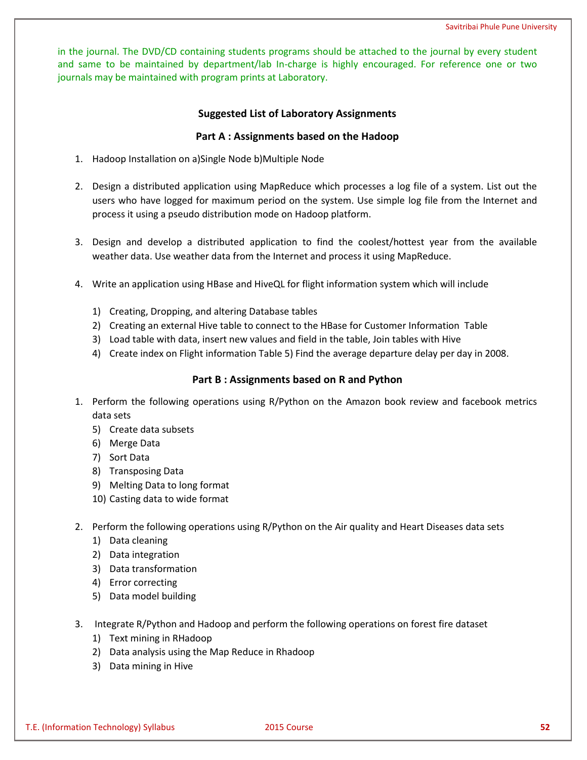in the journal. The DVD/CD containing students programs should be attached to the journal by every student and same to be maintained by department/lab In-charge is highly encouraged. For reference one or two journals may be maintained with program prints at Laboratory.

**Suggested List of Laboratory Assignments**

**Part A : Assignments based on the Hadoop**

1. Hadoop Installation on a)Single Node b)Multiple Node

2. Design a distributed application using MapReduce which processes a log file of a system. List out the users who have logged for maximum period on the system. Use simple log file from the Internet and process it using a pseudo distribution mode on Hadoop platform.

3. Design and develop a distributed application to find the coolest/hottest year from the available weather data. Use weather data from the Internet and process it using MapReduce.

4. Write an application using HBase and HiveQL for flight information system which will include
   1) Creating, Dropping, and altering Database tables
   2) Creating an external Hive table to connect to the HBase for Customer Information Table
   3) Load table with data, insert new values and field in the table, Join tables with Hive
   4) Create index on Flight information Table 5) Find the average departure delay per day in 2008.

**Part B : Assignments based on R and Python**

1. Perform the following operations using R/Python on the Amazon book review and facebook metrics data sets
   5) Create data subsets
   6) Merge Data
   7) Sort Data
   8) Transposing Data
   9) Melting Data to long format
   10) Casting data to wide format

2. Perform the following operations using R/Python on the Air quality and Heart Diseases data sets
   1) Data cleaning
   2) Data integration
   3) Data transformation
   4) Error correcting
   5) Data model building

3. Integrate R/Python and Hadoop and perform the following operations on forest fire dataset
   1) Text mining in RHadoop
   2) Data analysis using the Map Reduce in Rhadoop
   3) Data mining in Hive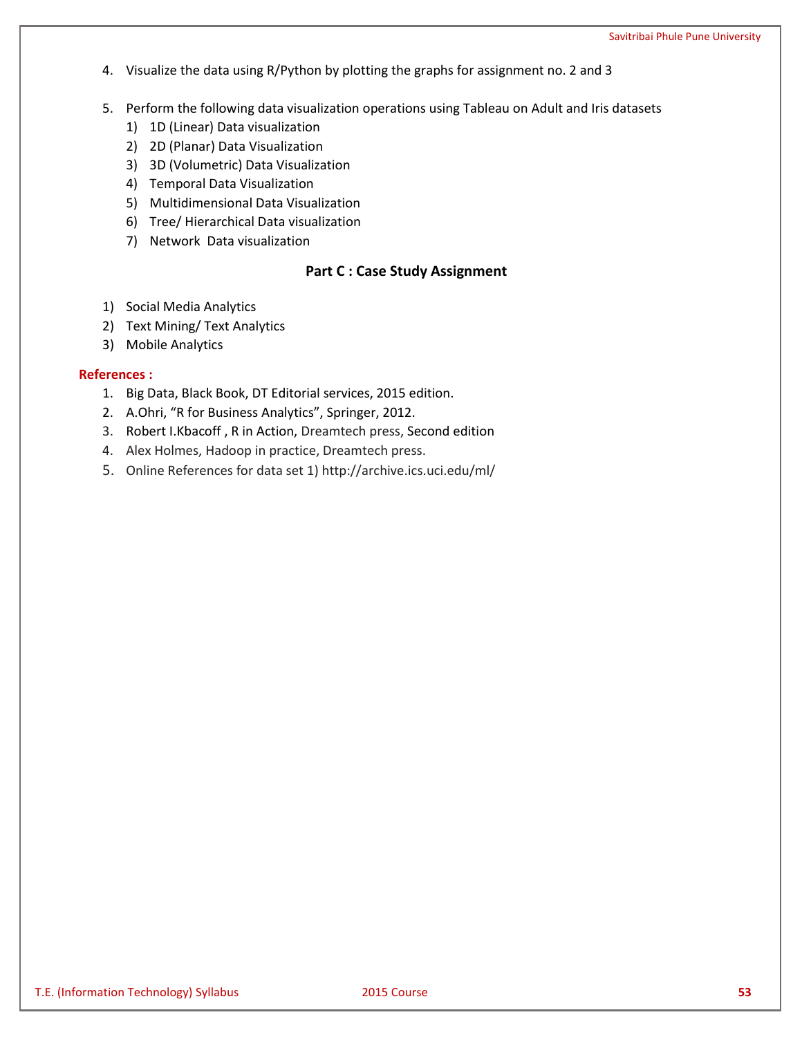4. Visualize the data using R/Python by plotting the graphs for assignment no. 2 and 3

5. Perform the following data visualization operations using Tableau on Adult and Iris datasets
   1) 1D (Linear) Data visualization
   2) 2D (Planar) Data Visualization
   3) 3D (Volumetric) Data Visualization
   4) Temporal Data Visualization
   5) Multidimensional Data Visualization
   6) Tree/ Hierarchical Data visualization
   7) Network Data visualization

## Part C : Case Study Assignment

1) Social Media Analytics
2) Text Mining/ Text Analytics
3) Mobile Analytics

**References :**

1. Big Data, Black Book, DT Editorial services, 2015 edition.
2. A.Ohri, "R for Business Analytics", Springer, 2012.
3. Robert I.Kbacoff , R in Action, Dreamtech press, Second edition
4. Alex Holmes, Hadoop in practice, Dreamtech press.
5. Online References for data set 1) http://archive.ics.uci.edu/ml/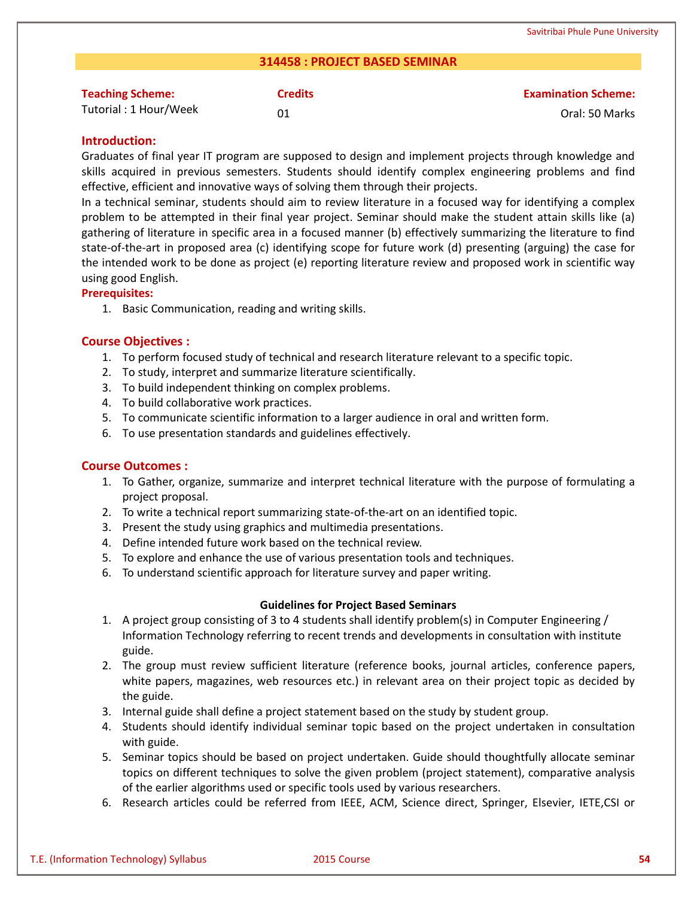## 314458 : PROJECT BASED SEMINAR

| **Teaching Scheme:** | **Credits** | **Examination Scheme:** |
|---|---|---|
| Tutorial : 1 Hour/Week | 01 | Oral: 50 Marks |

### Introduction:

Graduates of final year IT program are supposed to design and implement projects through knowledge and skills acquired in previous semesters. Students should identify complex engineering problems and find effective, efficient and innovative ways of solving them through their projects.

In a technical seminar, students should aim to review literature in a focused way for identifying a complex problem to be attempted in their final year project. Seminar should make the student attain skills like (a) gathering of literature in specific area in a focused manner (b) effectively summarizing the literature to find state-of-the-art in proposed area (c) identifying scope for future work (d) presenting (arguing) the case for the intended work to be done as project (e) reporting literature review and proposed work in scientific way using good English.

### Prerequisites:

1. Basic Communication, reading and writing skills.

### Course Objectives :

1. To perform focused study of technical and research literature relevant to a specific topic.
2. To study, interpret and summarize literature scientifically.
3. To build independent thinking on complex problems.
4. To build collaborative work practices.
5. To communicate scientific information to a larger audience in oral and written form.
6. To use presentation standards and guidelines effectively.

### Course Outcomes :

1. To Gather, organize, summarize and interpret technical literature with the purpose of formulating a project proposal.
2. To write a technical report summarizing state-of-the-art on an identified topic.
3. Present the study using graphics and multimedia presentations.
4. Define intended future work based on the technical review.
5. To explore and enhance the use of various presentation tools and techniques.
6. To understand scientific approach for literature survey and paper writing.

**Guidelines for Project Based Seminars**

1. A project group consisting of 3 to 4 students shall identify problem(s) in Computer Engineering / Information Technology referring to recent trends and developments in consultation with institute guide.
2. The group must review sufficient literature (reference books, journal articles, conference papers, white papers, magazines, web resources etc.) in relevant area on their project topic as decided by the guide.
3. Internal guide shall define a project statement based on the study by student group.
4. Students should identify individual seminar topic based on the project undertaken in consultation with guide.
5. Seminar topics should be based on project undertaken. Guide should thoughtfully allocate seminar topics on different techniques to solve the given problem (project statement), comparative analysis of the earlier algorithms used or specific tools used by various researchers.
6. Research articles could be referred from IEEE, ACM, Science direct, Springer, Elsevier, IETE,CSI or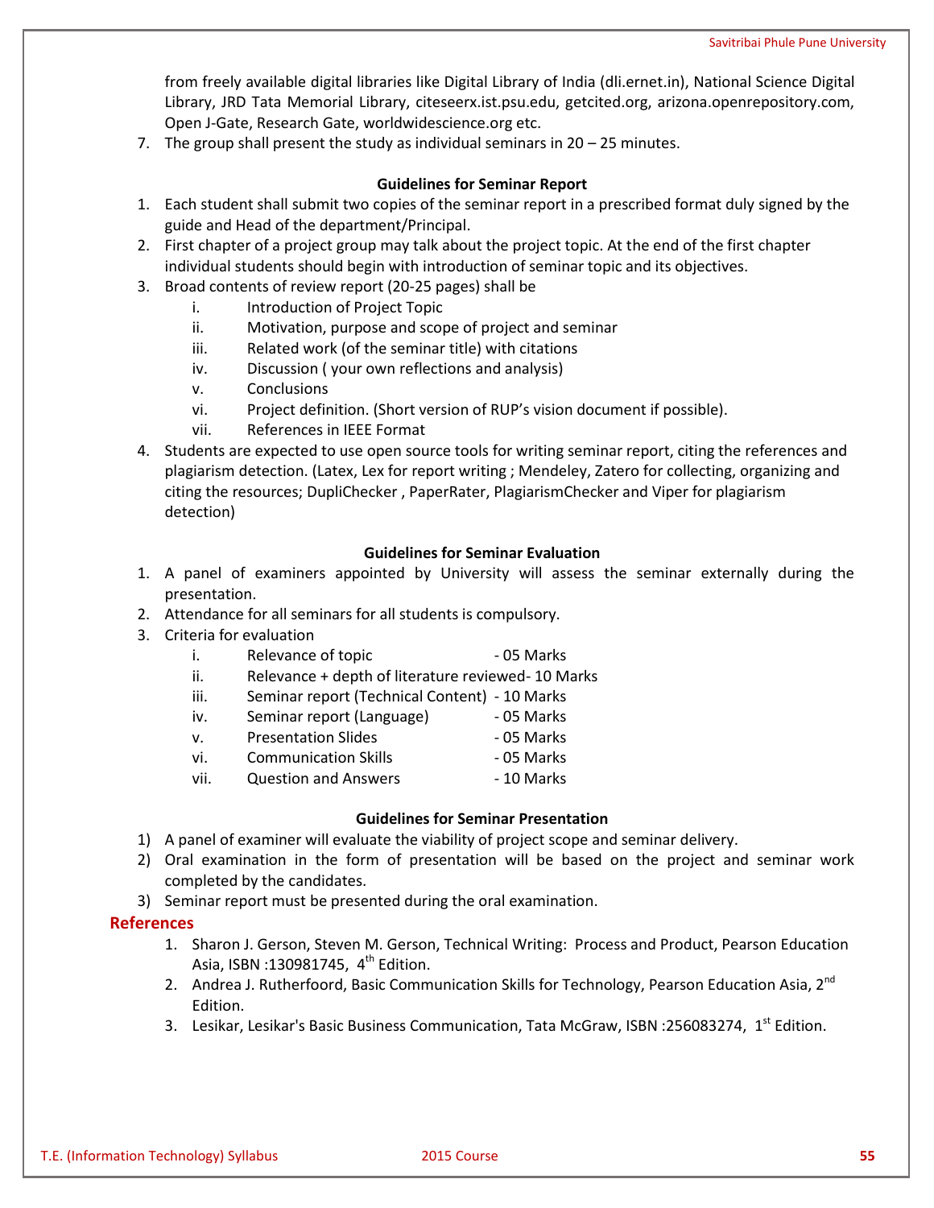from freely available digital libraries like Digital Library of India (dli.ernet.in), National Science Digital Library, JRD Tata Memorial Library, citeseerx.ist.psu.edu, getcited.org, arizona.openrepository.com, Open J-Gate, Research Gate, worldwidescience.org etc.

7. The group shall present the study as individual seminars in 20 – 25 minutes.

**Guidelines for Seminar Report**

1. Each student shall submit two copies of the seminar report in a prescribed format duly signed by the guide and Head of the department/Principal.
2. First chapter of a project group may talk about the project topic. At the end of the first chapter individual students should begin with introduction of seminar topic and its objectives.
3. Broad contents of review report (20-25 pages) shall be
   - i. Introduction of Project Topic
   - ii. Motivation, purpose and scope of project and seminar
   - iii. Related work (of the seminar title) with citations
   - iv. Discussion ( your own reflections and analysis)
   - v. Conclusions
   - vi. Project definition. (Short version of RUP's vision document if possible).
   - vii. References in IEEE Format
4. Students are expected to use open source tools for writing seminar report, citing the references and plagiarism detection. (Latex, Lex for report writing ; Mendeley, Zatero for collecting, organizing and citing the resources; DupliChecker , PaperRater, PlagiarismChecker and Viper for plagiarism detection)

**Guidelines for Seminar Evaluation**

1. A panel of examiners appointed by University will assess the seminar externally during the presentation.
2. Attendance for all seminars for all students is compulsory.
3. Criteria for evaluation
   - i. Relevance of topic - 05 Marks
   - ii. Relevance + depth of literature reviewed- 10 Marks
   - iii. Seminar report (Technical Content) - 10 Marks
   - iv. Seminar report (Language) - 05 Marks
   - v. Presentation Slides - 05 Marks
   - vi. Communication Skills - 05 Marks
   - vii. Question and Answers - 10 Marks

**Guidelines for Seminar Presentation**

1) A panel of examiner will evaluate the viability of project scope and seminar delivery.
2) Oral examination in the form of presentation will be based on the project and seminar work completed by the candidates.
3) Seminar report must be presented during the oral examination.

## References

1. Sharon J. Gerson, Steven M. Gerson, Technical Writing: Process and Product, Pearson Education Asia, ISBN :130981745, 4th Edition.
2. Andrea J. Rutherfoord, Basic Communication Skills for Technology, Pearson Education Asia, 2nd Edition.
3. Lesikar, Lesikar's Basic Business Communication, Tata McGraw, ISBN :256083274, 1st Edition.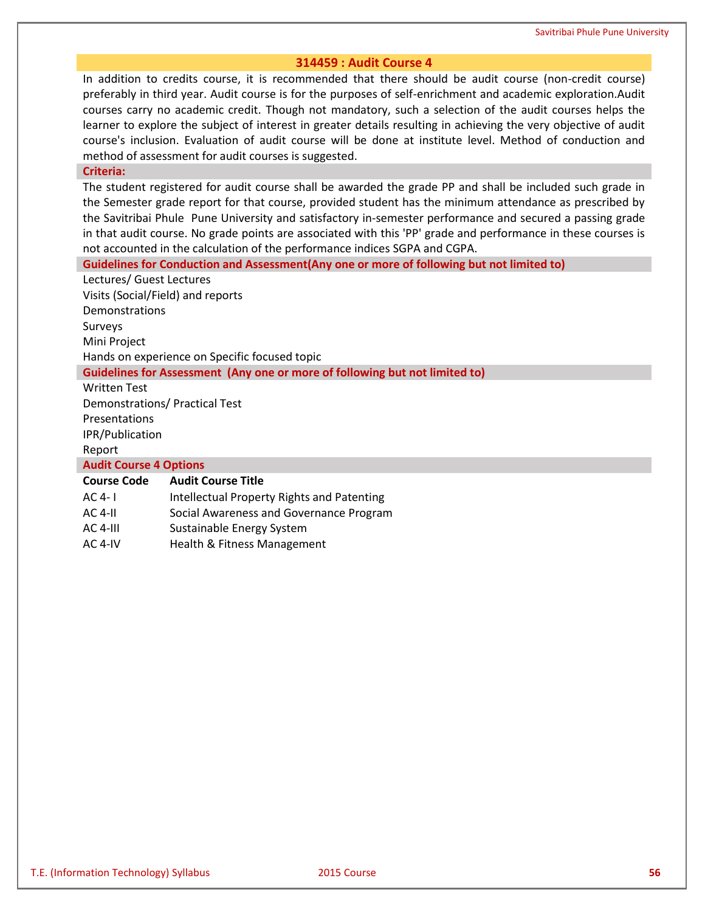## 314459 : Audit Course 4

In addition to credits course, it is recommended that there should be audit course (non-credit course) preferably in third year. Audit course is for the purposes of self-enrichment and academic exploration.Audit courses carry no academic credit. Though not mandatory, such a selection of the audit courses helps the learner to explore the subject of interest in greater details resulting in achieving the very objective of audit course's inclusion. Evaluation of audit course will be done at institute level. Method of conduction and method of assessment for audit courses is suggested.

### Criteria:

The student registered for audit course shall be awarded the grade PP and shall be included such grade in the Semester grade report for that course, provided student has the minimum attendance as prescribed by the Savitribai Phule Pune University and satisfactory in-semester performance and secured a passing grade in that audit course. No grade points are associated with this 'PP' grade and performance in these courses is not accounted in the calculation of the performance indices SGPA and CGPA.

### Guidelines for Conduction and Assessment(Any one or more of following but not limited to)

Lectures/ Guest Lectures
Visits (Social/Field) and reports
Demonstrations
Surveys
Mini Project
Hands on experience on Specific focused topic

### Guidelines for Assessment (Any one or more of following but not limited to)

Written Test
Demonstrations/ Practical Test
Presentations
IPR/Publication
Report

### Audit Course 4 Options

| Course Code | Audit Course Title |
|---|---|
| AC 4- I | Intellectual Property Rights and Patenting |
| AC 4-II | Social Awareness and Governance Program |
| AC 4-III | Sustainable Energy System |
| AC 4-IV | Health & Fitness Management |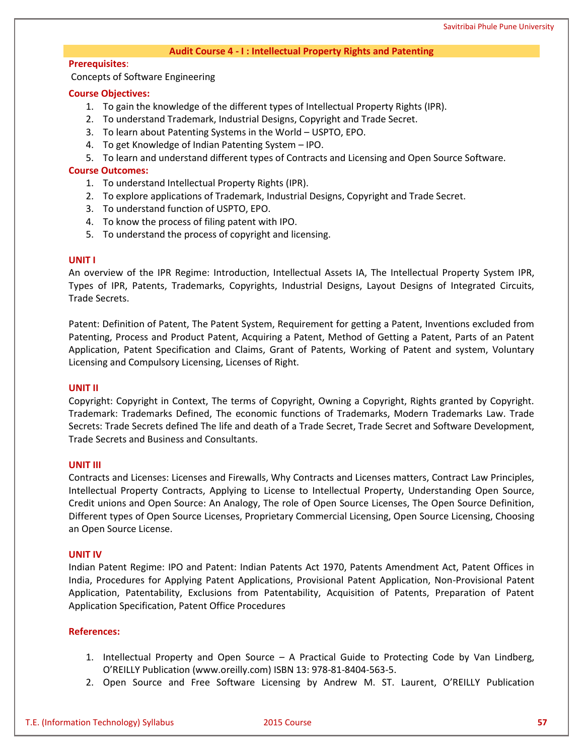## Audit Course 4 - I : Intellectual Property Rights and Patenting

**Prerequisites**:

Concepts of Software Engineering

**Course Objectives:**

1. To gain the knowledge of the different types of Intellectual Property Rights (IPR).
2. To understand Trademark, Industrial Designs, Copyright and Trade Secret.
3. To learn about Patenting Systems in the World – USPTO, EPO.
4. To get Knowledge of Indian Patenting System – IPO.
5. To learn and understand different types of Contracts and Licensing and Open Source Software.

**Course Outcomes:**

1. To understand Intellectual Property Rights (IPR).
2. To explore applications of Trademark, Industrial Designs, Copyright and Trade Secret.
3. To understand function of USPTO, EPO.
4. To know the process of filing patent with IPO.
5. To understand the process of copyright and licensing.

### UNIT I

An overview of the IPR Regime: Introduction, Intellectual Assets IA, The Intellectual Property System IPR, Types of IPR, Patents, Trademarks, Copyrights, Industrial Designs, Layout Designs of Integrated Circuits, Trade Secrets.

Patent: Definition of Patent, The Patent System, Requirement for getting a Patent, Inventions excluded from Patenting, Process and Product Patent, Acquiring a Patent, Method of Getting a Patent, Parts of an Patent Application, Patent Specification and Claims, Grant of Patents, Working of Patent and system, Voluntary Licensing and Compulsory Licensing, Licenses of Right.

### UNIT II

Copyright: Copyright in Context, The terms of Copyright, Owning a Copyright, Rights granted by Copyright. Trademark: Trademarks Defined, The economic functions of Trademarks, Modern Trademarks Law. Trade Secrets: Trade Secrets defined The life and death of a Trade Secret, Trade Secret and Software Development, Trade Secrets and Business and Consultants.

### UNIT III

Contracts and Licenses: Licenses and Firewalls, Why Contracts and Licenses matters, Contract Law Principles, Intellectual Property Contracts, Applying to License to Intellectual Property, Understanding Open Source, Credit unions and Open Source: An Analogy, The role of Open Source Licenses, The Open Source Definition, Different types of Open Source Licenses, Proprietary Commercial Licensing, Open Source Licensing, Choosing an Open Source License.

### UNIT IV

Indian Patent Regime: IPO and Patent: Indian Patents Act 1970, Patents Amendment Act, Patent Offices in India, Procedures for Applying Patent Applications, Provisional Patent Application, Non-Provisional Patent Application, Patentability, Exclusions from Patentability, Acquisition of Patents, Preparation of Patent Application Specification, Patent Office Procedures

### References:

1. Intellectual Property and Open Source – A Practical Guide to Protecting Code by Van Lindberg, O'REILLY Publication (www.oreilly.com) ISBN 13: 978-81-8404-563-5.
2. Open Source and Free Software Licensing by Andrew M. ST. Laurent, O'REILLY Publication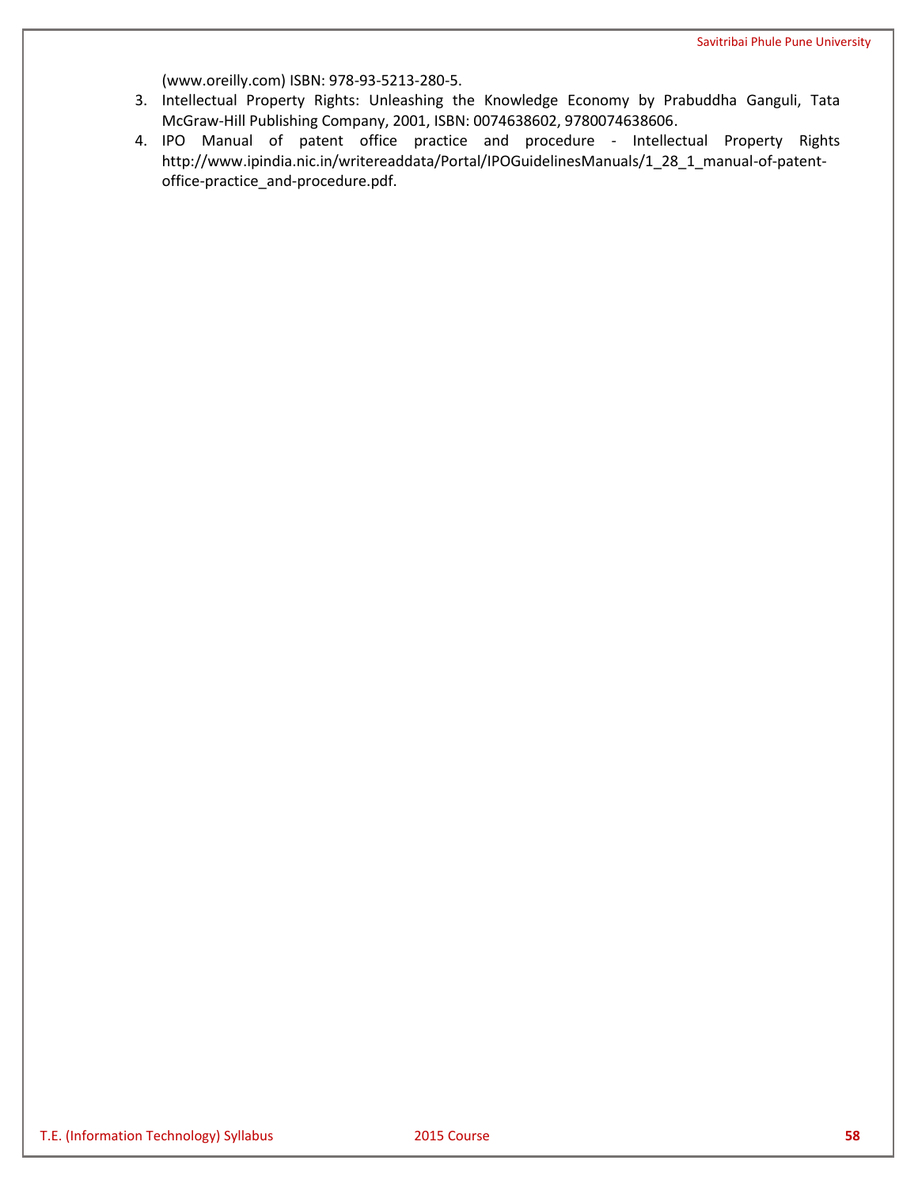(www.oreilly.com) ISBN: 978-93-5213-280-5.

3. Intellectual Property Rights: Unleashing the Knowledge Economy by Prabuddha Ganguli, Tata McGraw-Hill Publishing Company, 2001, ISBN: 0074638602, 9780074638606.
4. IPO Manual of patent office practice and procedure - Intellectual Property Rights http://www.ipindia.nic.in/writereaddata/Portal/IPOGuidelinesManuals/1_28_1_manual-of-patent-office-practice_and-procedure.pdf.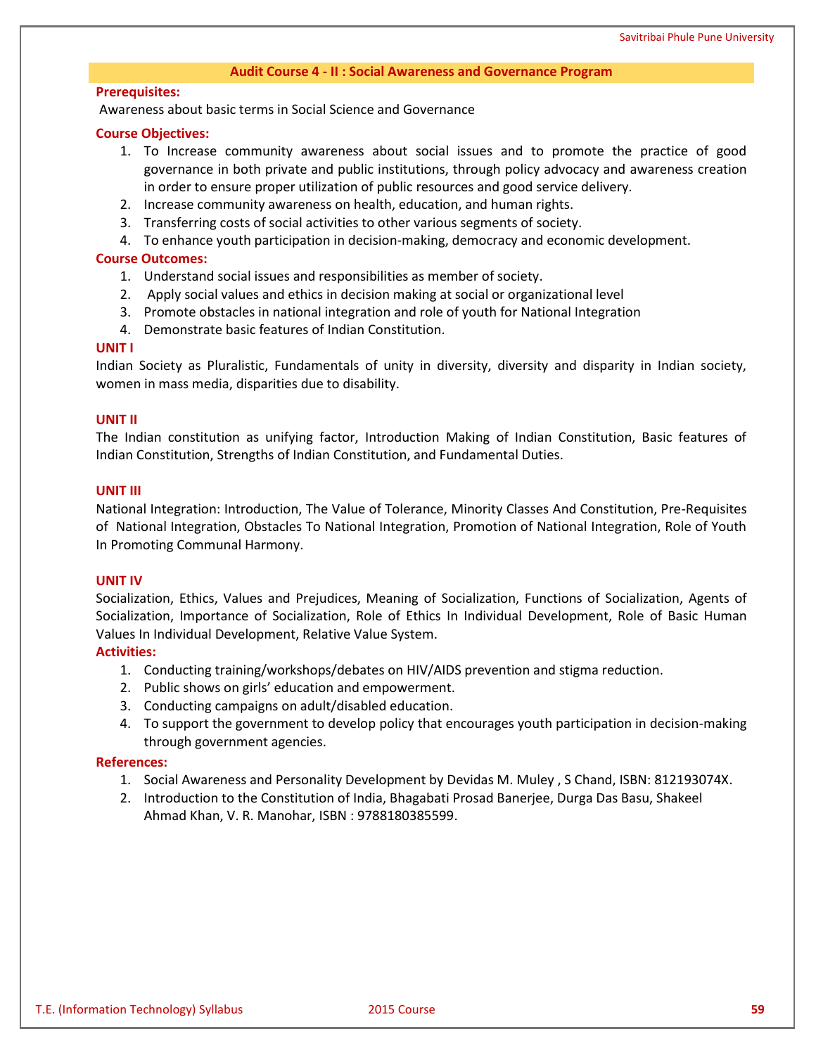## Audit Course 4 - II : Social Awareness and Governance Program

**Prerequisites:**

Awareness about basic terms in Social Science and Governance

**Course Objectives:**

1. To Increase community awareness about social issues and to promote the practice of good governance in both private and public institutions, through policy advocacy and awareness creation in order to ensure proper utilization of public resources and good service delivery.
2. Increase community awareness on health, education, and human rights.
3. Transferring costs of social activities to other various segments of society.
4. To enhance youth participation in decision-making, democracy and economic development.

**Course Outcomes:**

1. Understand social issues and responsibilities as member of society.
2. Apply social values and ethics in decision making at social or organizational level
3. Promote obstacles in national integration and role of youth for National Integration
4. Demonstrate basic features of Indian Constitution.

**UNIT I**

Indian Society as Pluralistic, Fundamentals of unity in diversity, diversity and disparity in Indian society, women in mass media, disparities due to disability.

**UNIT II**

The Indian constitution as unifying factor, Introduction Making of Indian Constitution, Basic features of Indian Constitution, Strengths of Indian Constitution, and Fundamental Duties.

**UNIT III**

National Integration: Introduction, The Value of Tolerance, Minority Classes And Constitution, Pre-Requisites of National Integration, Obstacles To National Integration, Promotion of National Integration, Role of Youth In Promoting Communal Harmony.

**UNIT IV**

Socialization, Ethics, Values and Prejudices, Meaning of Socialization, Functions of Socialization, Agents of Socialization, Importance of Socialization, Role of Ethics In Individual Development, Role of Basic Human Values In Individual Development, Relative Value System.

**Activities:**

1. Conducting training/workshops/debates on HIV/AIDS prevention and stigma reduction.
2. Public shows on girls' education and empowerment.
3. Conducting campaigns on adult/disabled education.
4. To support the government to develop policy that encourages youth participation in decision-making through government agencies.

**References:**

1. Social Awareness and Personality Development by Devidas M. Muley , S Chand, ISBN: 812193074X.
2. Introduction to the Constitution of India, Bhagabati Prosad Banerjee, Durga Das Basu, Shakeel Ahmad Khan, V. R. Manohar, ISBN : 9788180385599.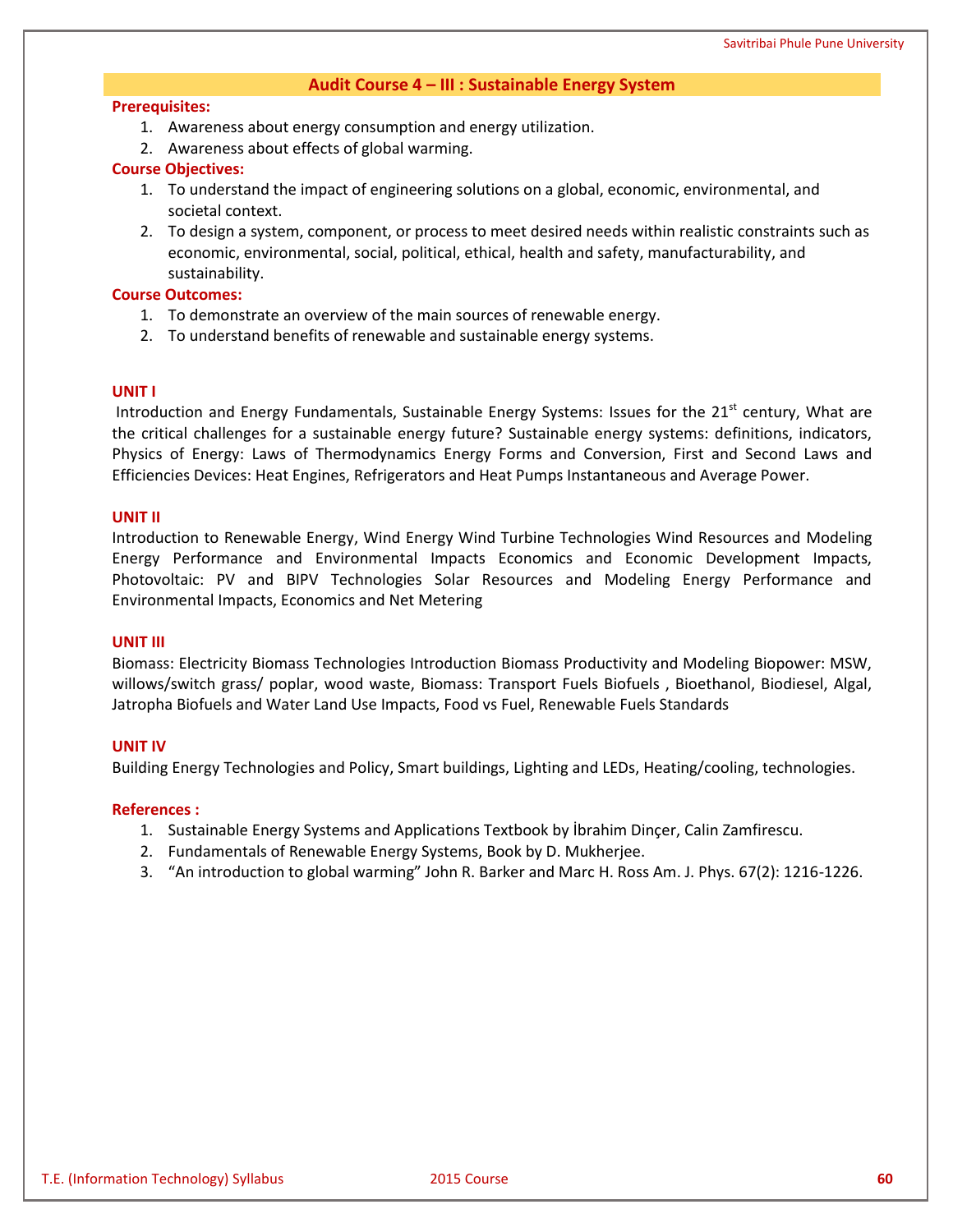## Audit Course 4 – III : Sustainable Energy System

**Prerequisites:**

1. Awareness about energy consumption and energy utilization.
2. Awareness about effects of global warming.

**Course Objectives:**

1. To understand the impact of engineering solutions on a global, economic, environmental, and societal context.
2. To design a system, component, or process to meet desired needs within realistic constraints such as economic, environmental, social, political, ethical, health and safety, manufacturability, and sustainability.

**Course Outcomes:**

1. To demonstrate an overview of the main sources of renewable energy.
2. To understand benefits of renewable and sustainable energy systems.

**UNIT I**

Introduction and Energy Fundamentals, Sustainable Energy Systems: Issues for the 21st century, What are the critical challenges for a sustainable energy future? Sustainable energy systems: definitions, indicators, Physics of Energy: Laws of Thermodynamics Energy Forms and Conversion, First and Second Laws and Efficiencies Devices: Heat Engines, Refrigerators and Heat Pumps Instantaneous and Average Power.

**UNIT II**

Introduction to Renewable Energy, Wind Energy Wind Turbine Technologies Wind Resources and Modeling Energy Performance and Environmental Impacts Economics and Economic Development Impacts, Photovoltaic: PV and BIPV Technologies Solar Resources and Modeling Energy Performance and Environmental Impacts, Economics and Net Metering

**UNIT III**

Biomass: Electricity Biomass Technologies Introduction Biomass Productivity and Modeling Biopower: MSW, willows/switch grass/ poplar, wood waste, Biomass: Transport Fuels Biofuels , Bioethanol, Biodiesel, Algal, Jatropha Biofuels and Water Land Use Impacts, Food vs Fuel, Renewable Fuels Standards

**UNIT IV**

Building Energy Technologies and Policy, Smart buildings, Lighting and LEDs, Heating/cooling, technologies.

**References :**

1. Sustainable Energy Systems and Applications Textbook by İbrahim Dinçer, Calin Zamfirescu.
2. Fundamentals of Renewable Energy Systems, Book by D. Mukherjee.
3. "An introduction to global warming" John R. Barker and Marc H. Ross Am. J. Phys. 67(2): 1216-1226.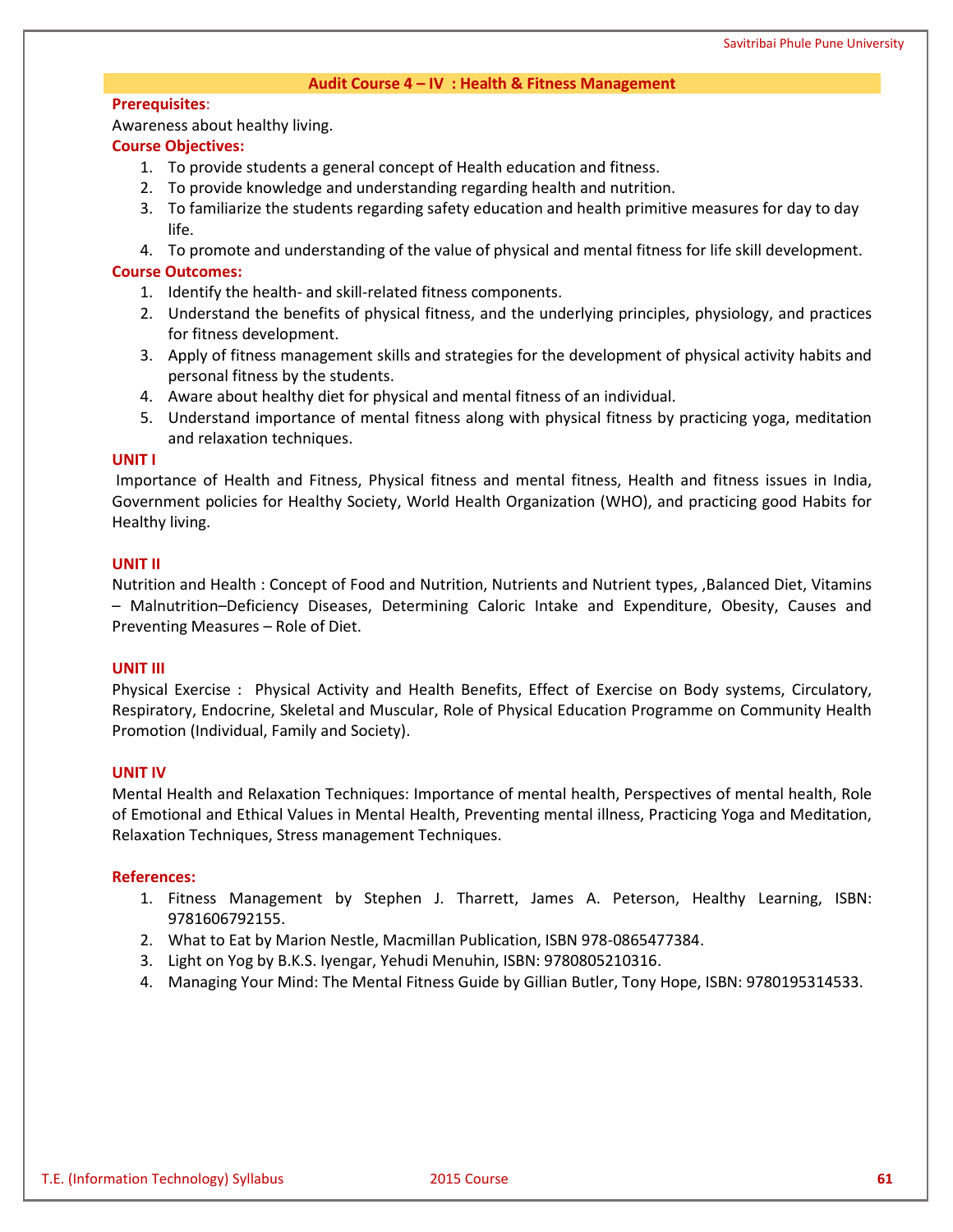## Audit Course 4 – IV : Health & Fitness Management

**Prerequisites**:

Awareness about healthy living.

**Course Objectives:**

1. To provide students a general concept of Health education and fitness.
2. To provide knowledge and understanding regarding health and nutrition.
3. To familiarize the students regarding safety education and health primitive measures for day to day life.
4. To promote and understanding of the value of physical and mental fitness for life skill development.

**Course Outcomes:**

1. Identify the health- and skill-related fitness components.
2. Understand the benefits of physical fitness, and the underlying principles, physiology, and practices for fitness development.
3. Apply of fitness management skills and strategies for the development of physical activity habits and personal fitness by the students.
4. Aware about healthy diet for physical and mental fitness of an individual.
5. Understand importance of mental fitness along with physical fitness by practicing yoga, meditation and relaxation techniques.

**UNIT I**

Importance of Health and Fitness, Physical fitness and mental fitness, Health and fitness issues in India, Government policies for Healthy Society, World Health Organization (WHO), and practicing good Habits for Healthy living.

**UNIT II**

Nutrition and Health : Concept of Food and Nutrition, Nutrients and Nutrient types, ,Balanced Diet, Vitamins – Malnutrition–Deficiency Diseases, Determining Caloric Intake and Expenditure, Obesity, Causes and Preventing Measures – Role of Diet.

**UNIT III**

Physical Exercise : Physical Activity and Health Benefits, Effect of Exercise on Body systems, Circulatory, Respiratory, Endocrine, Skeletal and Muscular, Role of Physical Education Programme on Community Health Promotion (Individual, Family and Society).

**UNIT IV**

Mental Health and Relaxation Techniques: Importance of mental health, Perspectives of mental health, Role of Emotional and Ethical Values in Mental Health, Preventing mental illness, Practicing Yoga and Meditation, Relaxation Techniques, Stress management Techniques.

**References:**

1. Fitness Management by Stephen J. Tharrett, James A. Peterson, Healthy Learning, ISBN: 9781606792155.
2. What to Eat by Marion Nestle, Macmillan Publication, ISBN 978-0865477384.
3. Light on Yog by B.K.S. Iyengar, Yehudi Menuhin, ISBN: 9780805210316.
4. Managing Your Mind: The Mental Fitness Guide by Gillian Butler, Tony Hope, ISBN: 9780195314533.